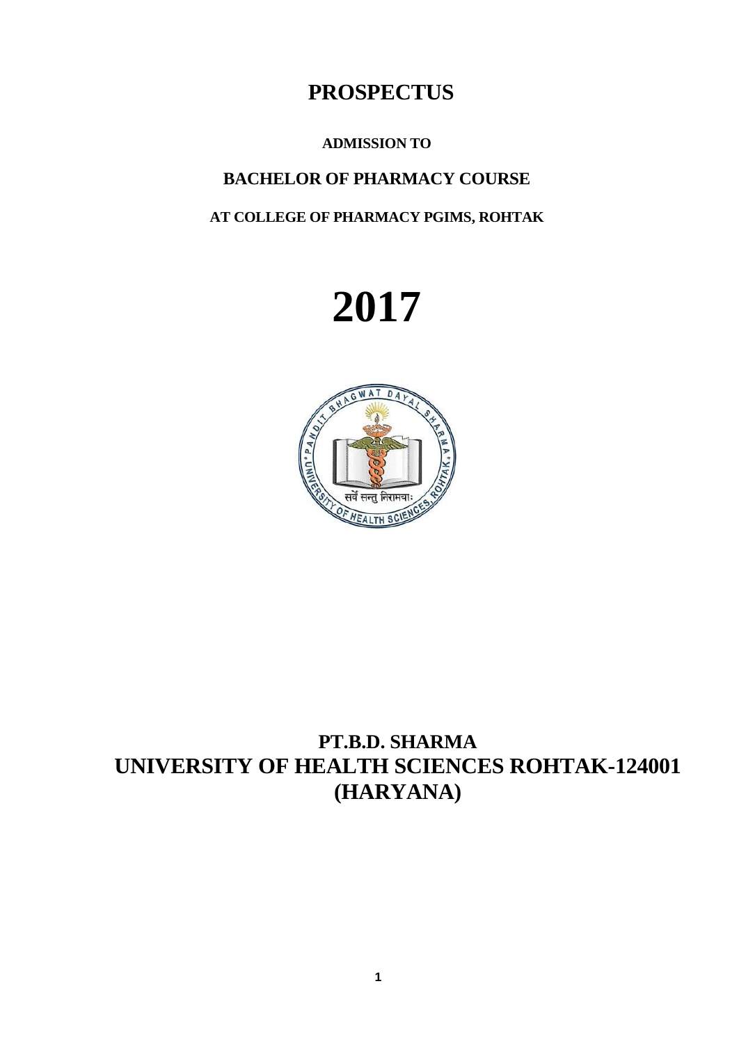# PROSPECTUS

**ADMISSION TO**

## BACHELOR OF PHARMACY COURSE

**AT COLLEGE OF PHARMACY PGIMS, ROHTAK**

# 2017

## PT.B.D. SHARMA
## UNIVERSITY OF HEALTH SCIENCES ROHTAK-124001
## (HARYANA)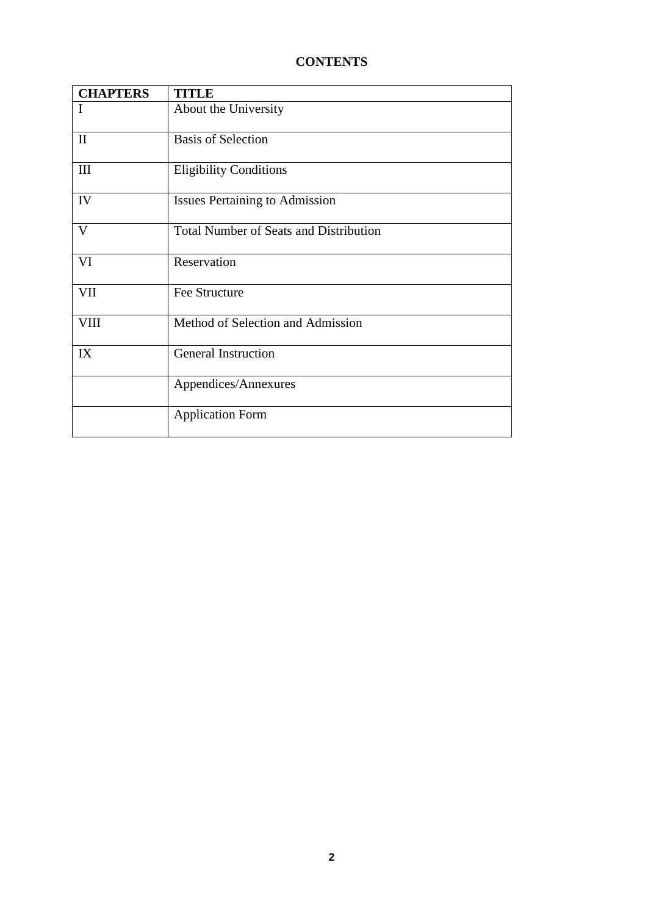# CONTENTS

| CHAPTERS | TITLE |
|---|---|
| I | About the University |
| II | Basis of Selection |
| III | Eligibility Conditions |
| IV | Issues Pertaining to Admission |
| V | Total Number of Seats and Distribution |
| VI | Reservation |
| VII | Fee Structure |
| VIII | Method of Selection and Admission |
| IX | General Instruction |
| | Appendices/Annexures |
| | Application Form |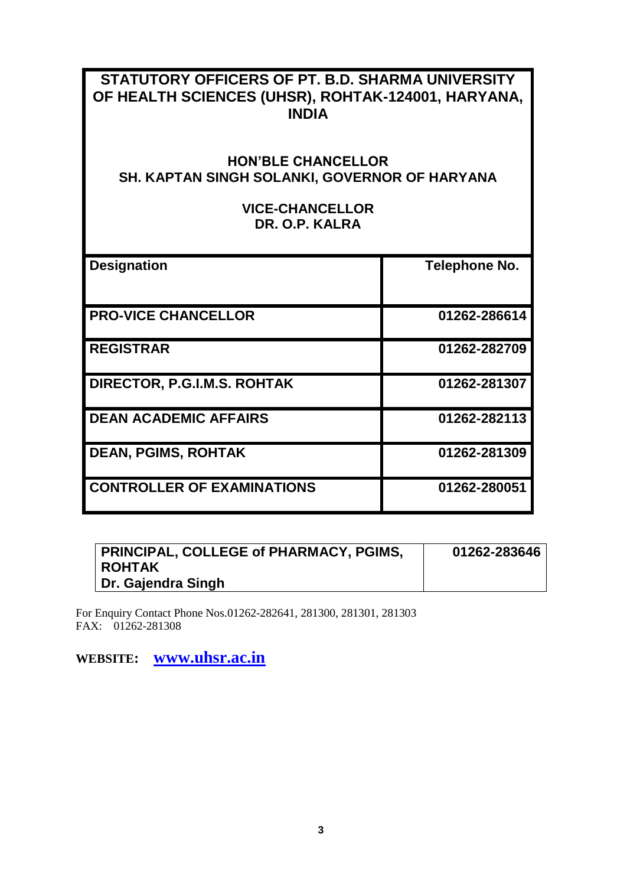# STATUTORY OFFICERS OF PT. B.D. SHARMA UNIVERSITY OF HEALTH SCIENCES (UHSR), ROHTAK-124001, HARYANA, INDIA

**HON'BLE CHANCELLOR**
**SH. KAPTAN SINGH SOLANKI, GOVERNOR OF HARYANA**

**VICE-CHANCELLOR**
**DR. O.P. KALRA**

| Designation | Telephone No. |
|---|---|
| PRO-VICE CHANCELLOR | 01262-286614 |
| REGISTRAR | 01262-282709 |
| DIRECTOR, P.G.I.M.S. ROHTAK | 01262-281307 |
| DEAN ACADEMIC AFFAIRS | 01262-282113 |
| DEAN, PGIMS, ROHTAK | 01262-281309 |
| CONTROLLER OF EXAMINATIONS | 01262-280051 |

| PRINCIPAL, COLLEGE of PHARMACY, PGIMS, ROHTAK<br>Dr. Gajendra Singh | 01262-283646 |
|---|---|

For Enquiry Contact Phone Nos.01262-282641, 281300, 281301, 281303
FAX: 01262-281308

**WEBSITE:** **www.uhsr.ac.in**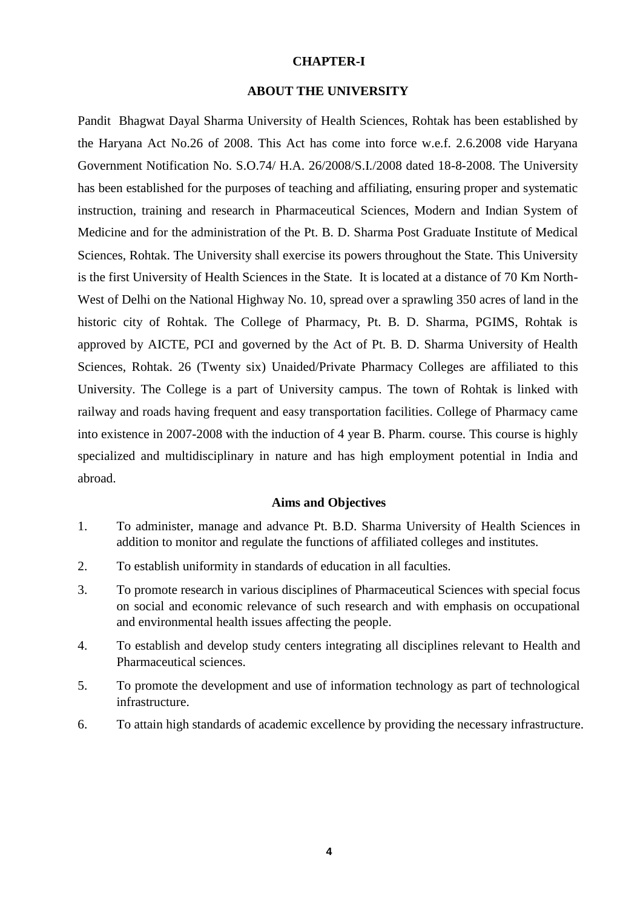# CHAPTER-I

## ABOUT THE UNIVERSITY

Pandit Bhagwat Dayal Sharma University of Health Sciences, Rohtak has been established by the Haryana Act No.26 of 2008. This Act has come into force w.e.f. 2.6.2008 vide Haryana Government Notification No. S.O.74/ H.A. 26/2008/S.I./2008 dated 18-8-2008. The University has been established for the purposes of teaching and affiliating, ensuring proper and systematic instruction, training and research in Pharmaceutical Sciences, Modern and Indian System of Medicine and for the administration of the Pt. B. D. Sharma Post Graduate Institute of Medical Sciences, Rohtak. The University shall exercise its powers throughout the State. This University is the first University of Health Sciences in the State. It is located at a distance of 70 Km North-West of Delhi on the National Highway No. 10, spread over a sprawling 350 acres of land in the historic city of Rohtak. The College of Pharmacy, Pt. B. D. Sharma, PGIMS, Rohtak is approved by AICTE, PCI and governed by the Act of Pt. B. D. Sharma University of Health Sciences, Rohtak. 26 (Twenty six) Unaided/Private Pharmacy Colleges are affiliated to this University. The College is a part of University campus. The town of Rohtak is linked with railway and roads having frequent and easy transportation facilities. College of Pharmacy came into existence in 2007-2008 with the induction of 4 year B. Pharm. course. This course is highly specialized and multidisciplinary in nature and has high employment potential in India and abroad.

### Aims and Objectives

1. To administer, manage and advance Pt. B.D. Sharma University of Health Sciences in addition to monitor and regulate the functions of affiliated colleges and institutes.
2. To establish uniformity in standards of education in all faculties.
3. To promote research in various disciplines of Pharmaceutical Sciences with special focus on social and economic relevance of such research and with emphasis on occupational and environmental health issues affecting the people.
4. To establish and develop study centers integrating all disciplines relevant to Health and Pharmaceutical sciences.
5. To promote the development and use of information technology as part of technological infrastructure.
6. To attain high standards of academic excellence by providing the necessary infrastructure.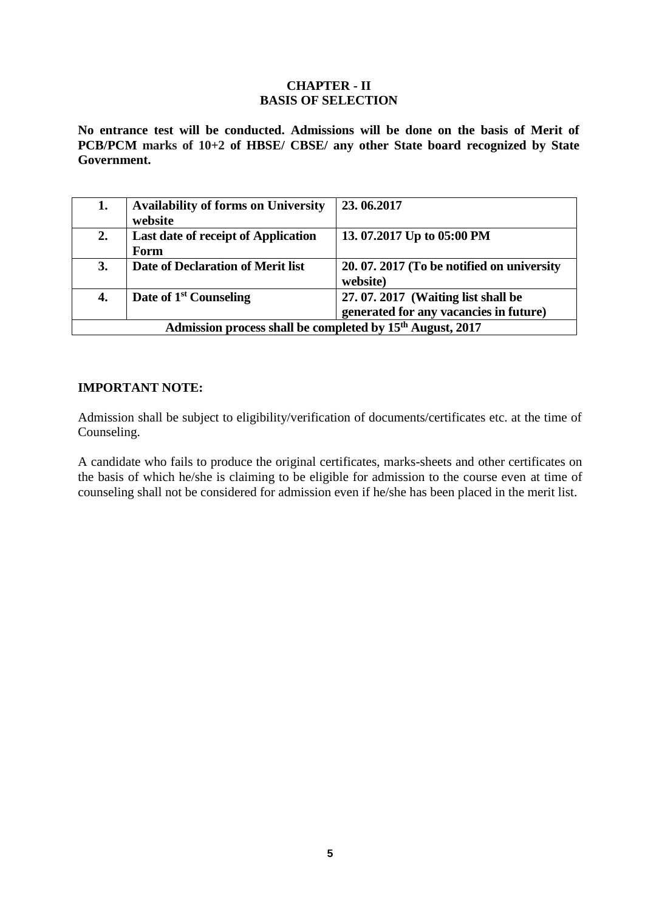## CHAPTER - II
## BASIS OF SELECTION

**No entrance test will be conducted. Admissions will be done on the basis of Merit of PCB/PCM marks of 10+2 of HBSE/ CBSE/ any other State board recognized by State Government.**

| | | |
|---|---|---|
| **1.** | **Availability of forms on University website** | **23. 06.2017** |
| **2.** | **Last date of receipt of Application Form** | **13. 07.2017 Up to 05:00 PM** |
| **3.** | **Date of Declaration of Merit list** | **20. 07. 2017 (To be notified on university website)** |
| **4.** | **Date of 1st Counseling** | **27. 07. 2017 (Waiting list shall be generated for any vacancies in future)** |
| **Admission process shall be completed by 15th August, 2017** | | |

**IMPORTANT NOTE:**

Admission shall be subject to eligibility/verification of documents/certificates etc. at the time of Counseling.

A candidate who fails to produce the original certificates, marks-sheets and other certificates on the basis of which he/she is claiming to be eligible for admission to the course even at time of counseling shall not be considered for admission even if he/she has been placed in the merit list.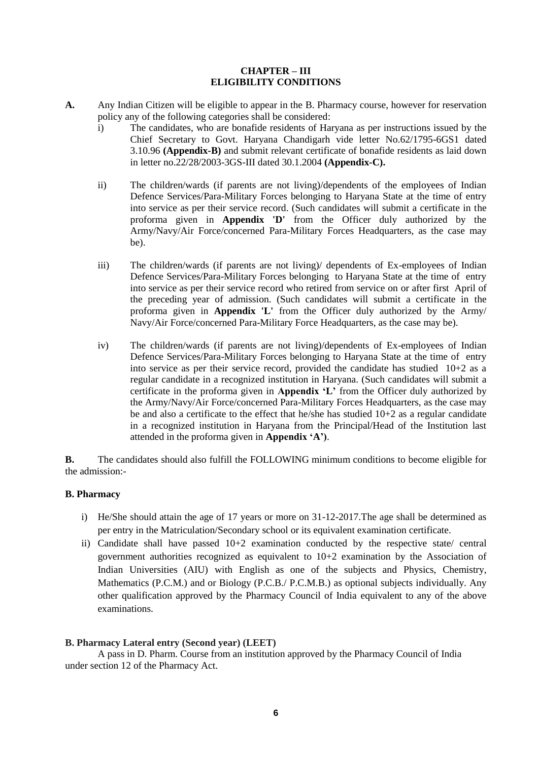## CHAPTER – III
## ELIGIBILITY CONDITIONS

**A.** Any Indian Citizen will be eligible to appear in the B. Pharmacy course, however for reservation policy any of the following categories shall be considered:

i) The candidates, who are bonafide residents of Haryana as per instructions issued by the Chief Secretary to Govt. Haryana Chandigarh vide letter No.62/1795-6GS1 dated 3.10.96 **(Appendix-B)** and submit relevant certificate of bonafide residents as laid down in letter no.22/28/2003-3GS-III dated 30.1.2004 **(Appendix-C).**

ii) The children/wards (if parents are not living)/dependents of the employees of Indian Defence Services/Para-Military Forces belonging to Haryana State at the time of entry into service as per their service record. (Such candidates will submit a certificate in the proforma given in **Appendix 'D'** from the Officer duly authorized by the Army/Navy/Air Force/concerned Para-Military Forces Headquarters, as the case may be).

iii) The children/wards (if parents are not living)/ dependents of Ex-employees of Indian Defence Services/Para-Military Forces belonging to Haryana State at the time of entry into service as per their service record who retired from service on or after first April of the preceding year of admission. (Such candidates will submit a certificate in the proforma given in **Appendix 'L'** from the Officer duly authorized by the Army/ Navy/Air Force/concerned Para-Military Force Headquarters, as the case may be).

iv) The children/wards (if parents are not living)/dependents of Ex-employees of Indian Defence Services/Para-Military Forces belonging to Haryana State at the time of entry into service as per their service record, provided the candidate has studied 10+2 as a regular candidate in a recognized institution in Haryana. (Such candidates will submit a certificate in the proforma given in **Appendix 'L'** from the Officer duly authorized by the Army/Navy/Air Force/concerned Para-Military Forces Headquarters, as the case may be and also a certificate to the effect that he/she has studied 10+2 as a regular candidate in a recognized institution in Haryana from the Principal/Head of the Institution last attended in the proforma given in **Appendix 'A')**.

**B.** The candidates should also fulfill the FOLLOWING minimum conditions to become eligible for the admission:-

**B. Pharmacy**

i) He/She should attain the age of 17 years or more on 31-12-2017.The age shall be determined as per entry in the Matriculation/Secondary school or its equivalent examination certificate.

ii) Candidate shall have passed 10+2 examination conducted by the respective state/ central government authorities recognized as equivalent to 10+2 examination by the Association of Indian Universities (AIU) with English as one of the subjects and Physics, Chemistry, Mathematics (P.C.M.) and or Biology (P.C.B./ P.C.M.B.) as optional subjects individually. Any other qualification approved by the Pharmacy Council of India equivalent to any of the above examinations.

**B. Pharmacy Lateral entry (Second year) (LEET)**

A pass in D. Pharm. Course from an institution approved by the Pharmacy Council of India under section 12 of the Pharmacy Act.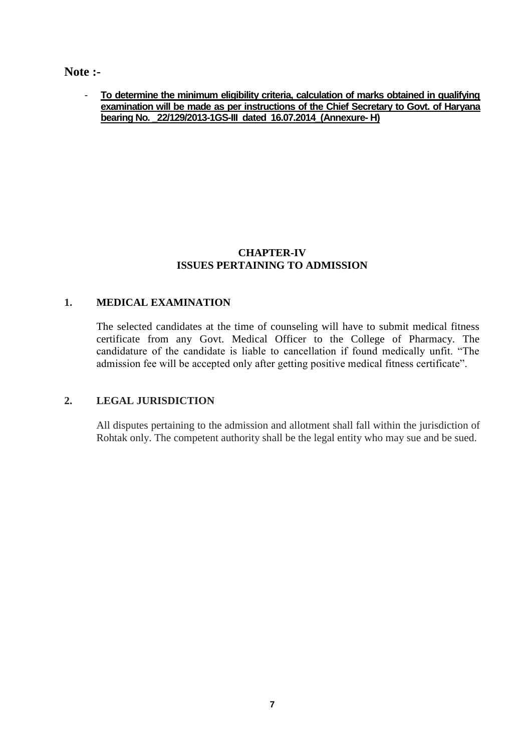**Note :-**

- **To determine the minimum eligibility criteria, calculation of marks obtained in qualifying examination will be made as per instructions of the Chief Secretary to Govt. of Haryana bearing No. _22/129/2013-1GS-III dated 16.07.2014_(Annexure- H)**

## CHAPTER-IV
## ISSUES PERTAINING TO ADMISSION

### 1. MEDICAL EXAMINATION

The selected candidates at the time of counseling will have to submit medical fitness certificate from any Govt. Medical Officer to the College of Pharmacy. The candidature of the candidate is liable to cancellation if found medically unfit. "The admission fee will be accepted only after getting positive medical fitness certificate".

### 2. LEGAL JURISDICTION

All disputes pertaining to the admission and allotment shall fall within the jurisdiction of Rohtak only. The competent authority shall be the legal entity who may sue and be sued.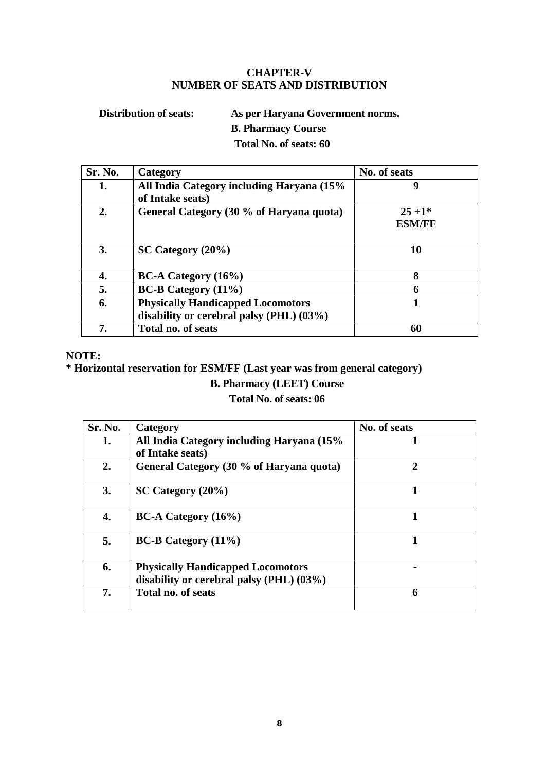## CHAPTER-V
## NUMBER OF SEATS AND DISTRIBUTION

**Distribution of seats:** **As per Haryana Government norms.**

**B. Pharmacy Course**

**Total No. of seats: 60**

| Sr. No. | Category | No. of seats |
|---|---|---|
| **1.** | **All India Category including Haryana (15% of Intake seats)** | **9** |
| **2.** | **General Category (30 % of Haryana quota)** | **25 +1* ESM/FF** |
| **3.** | **SC Category (20%)** | **10** |
| **4.** | **BC-A Category (16%)** | **8** |
| **5.** | **BC-B Category (11%)** | **6** |
| **6.** | **Physically Handicapped Locomotors disability or cerebral palsy (PHL) (03%)** | **1** |
| **7.** | **Total no. of seats** | **60** |

**NOTE:**

*** Horizontal reservation for ESM/FF (Last year was from general category)**

**B. Pharmacy (LEET) Course**

**Total No. of seats: 06**

| Sr. No. | Category | No. of seats |
|---|---|---|
| **1.** | **All India Category including Haryana (15% of Intake seats)** | **1** |
| **2.** | **General Category (30 % of Haryana quota)** | **2** |
| **3.** | **SC Category (20%)** | **1** |
| **4.** | **BC-A Category (16%)** | **1** |
| **5.** | **BC-B Category (11%)** | **1** |
| **6.** | **Physically Handicapped Locomotors disability or cerebral palsy (PHL) (03%)** | **-** |
| **7.** | **Total no. of seats** | **6** |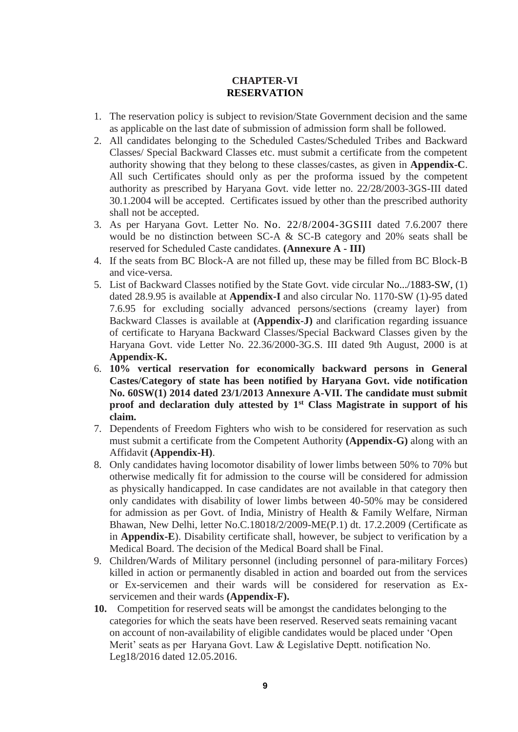# CHAPTER-VI
# RESERVATION

1. The reservation policy is subject to revision/State Government decision and the same as applicable on the last date of submission of admission form shall be followed.
2. All candidates belonging to the Scheduled Castes/Scheduled Tribes and Backward Classes/ Special Backward Classes etc. must submit a certificate from the competent authority showing that they belong to these classes/castes, as given in **Appendix-C**. All such Certificates should only as per the proforma issued by the competent authority as prescribed by Haryana Govt. vide letter no. 22/28/2003-3GS-III dated 30.1.2004 will be accepted. Certificates issued by other than the prescribed authority shall not be accepted.
3. As per Haryana Govt. Letter No. No. 22/8/2004-3GSIII dated 7.6.2007 there would be no distinction between SC-A & SC-B category and 20% seats shall be reserved for Scheduled Caste candidates. **(Annexure A - III)**
4. If the seats from BC Block-A are not filled up, these may be filled from BC Block-B and vice-versa.
5. List of Backward Classes notified by the State Govt. vide circular No.../1883-SW, (1) dated 28.9.95 is available at **Appendix-I** and also circular No. 1170-SW (1)-95 dated 7.6.95 for excluding socially advanced persons/sections (creamy layer) from Backward Classes is available at **(Appendix-J)** and clarification regarding issuance of certificate to Haryana Backward Classes/Special Backward Classes given by the Haryana Govt. vide Letter No. 22.36/2000-3G.S. III dated 9th August, 2000 is at **Appendix-K.**
6. **10% vertical reservation for economically backward persons in General Castes/Category of state has been notified by Haryana Govt. vide notification No. 60SW(1) 2014 dated 23/1/2013 Annexure A-VII. The candidate must submit proof and declaration duly attested by 1st Class Magistrate in support of his claim.**
7. Dependents of Freedom Fighters who wish to be considered for reservation as such must submit a certificate from the Competent Authority **(Appendix-G)** along with an Affidavit **(Appendix-H)**.
8. Only candidates having locomotor disability of lower limbs between 50% to 70% but otherwise medically fit for admission to the course will be considered for admission as physically handicapped. In case candidates are not available in that category then only candidates with disability of lower limbs between 40-50% may be considered for admission as per Govt. of India, Ministry of Health & Family Welfare, Nirman Bhawan, New Delhi, letter No.C.18018/2/2009-ME(P.1) dt. 17.2.2009 (Certificate as in **Appendix-E**). Disability certificate shall, however, be subject to verification by a Medical Board. The decision of the Medical Board shall be Final.
9. Children/Wards of Military personnel (including personnel of para-military Forces) killed in action or permanently disabled in action and boarded out from the services or Ex-servicemen and their wards will be considered for reservation as Ex-servicemen and their wards **(Appendix-F).**
10. Competition for reserved seats will be amongst the candidates belonging to the categories for which the seats have been reserved. Reserved seats remaining vacant on account of non-availability of eligible candidates would be placed under 'Open Merit' seats as per Haryana Govt. Law & Legislative Deptt. notification No. Leg18/2016 dated 12.05.2016.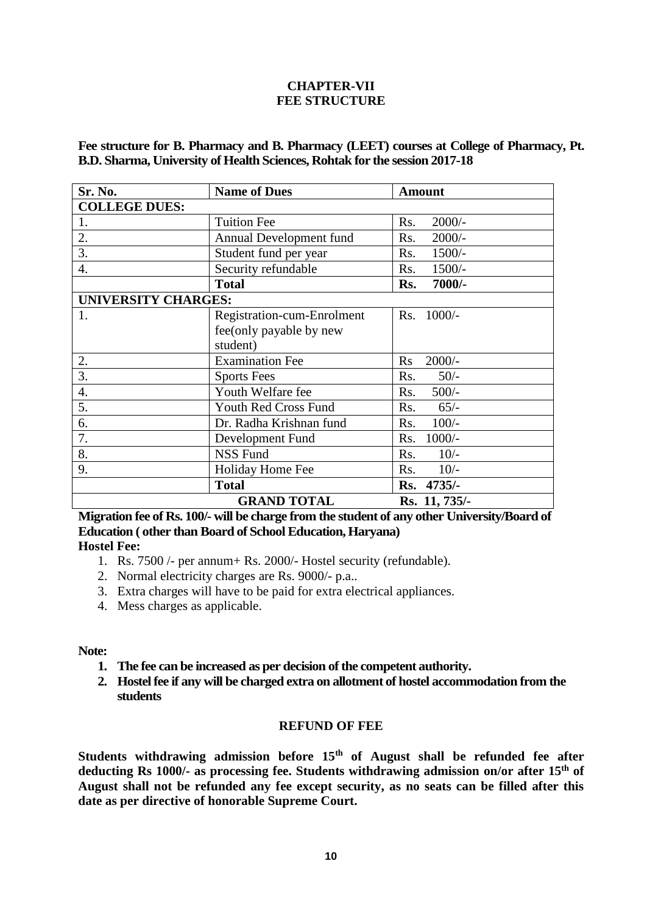# CHAPTER-VII
# FEE STRUCTURE

**Fee structure for B. Pharmacy and B. Pharmacy (LEET) courses at College of Pharmacy, Pt. B.D. Sharma, University of Health Sciences, Rohtak for the session 2017-18**

| Sr. No. | Name of Dues | Amount |
|---|---|---|
| **COLLEGE DUES:** | | |
| 1. | Tuition Fee | Rs. 2000/- |
| 2. | Annual Development fund | Rs. 2000/- |
| 3. | Student fund per year | Rs. 1500/- |
| 4. | Security refundable | Rs. 1500/- |
| | **Total** | **Rs. 7000/-** |
| **UNIVERSITY CHARGES:** | | |
| 1. | Registration-cum-Enrolment fee(only payable by new student) | Rs. 1000/- |
| 2. | Examination Fee | Rs 2000/- |
| 3. | Sports Fees | Rs. 50/- |
| 4. | Youth Welfare fee | Rs. 500/- |
| 5. | Youth Red Cross Fund | Rs. 65/- |
| 6. | Dr. Radha Krishnan fund | Rs. 100/- |
| 7. | Development Fund | Rs. 1000/- |
| 8. | NSS Fund | Rs. 10/- |
| 9. | Holiday Home Fee | Rs. 10/- |
| | **Total** | **Rs. 4735/-** |
| | **GRAND TOTAL** | **Rs. 11, 735/-** |

**Migration fee of Rs. 100/- will be charge from the student of any other University/Board of Education ( other than Board of School Education, Haryana)**

**Hostel Fee:**

1. Rs. 7500 /- per annum+ Rs. 2000/- Hostel security (refundable).
2. Normal electricity charges are Rs. 9000/- p.a..
3. Extra charges will have to be paid for extra electrical appliances.
4. Mess charges as applicable.

**Note:**

1. **The fee can be increased as per decision of the competent authority.**
2. **Hostel fee if any will be charged extra on allotment of hostel accommodation from the students**

## REFUND OF FEE

**Students withdrawing admission before 15th of August shall be refunded fee after deducting Rs 1000/- as processing fee. Students withdrawing admission on/or after 15th of August shall not be refunded any fee except security, as no seats can be filled after this date as per directive of honorable Supreme Court.**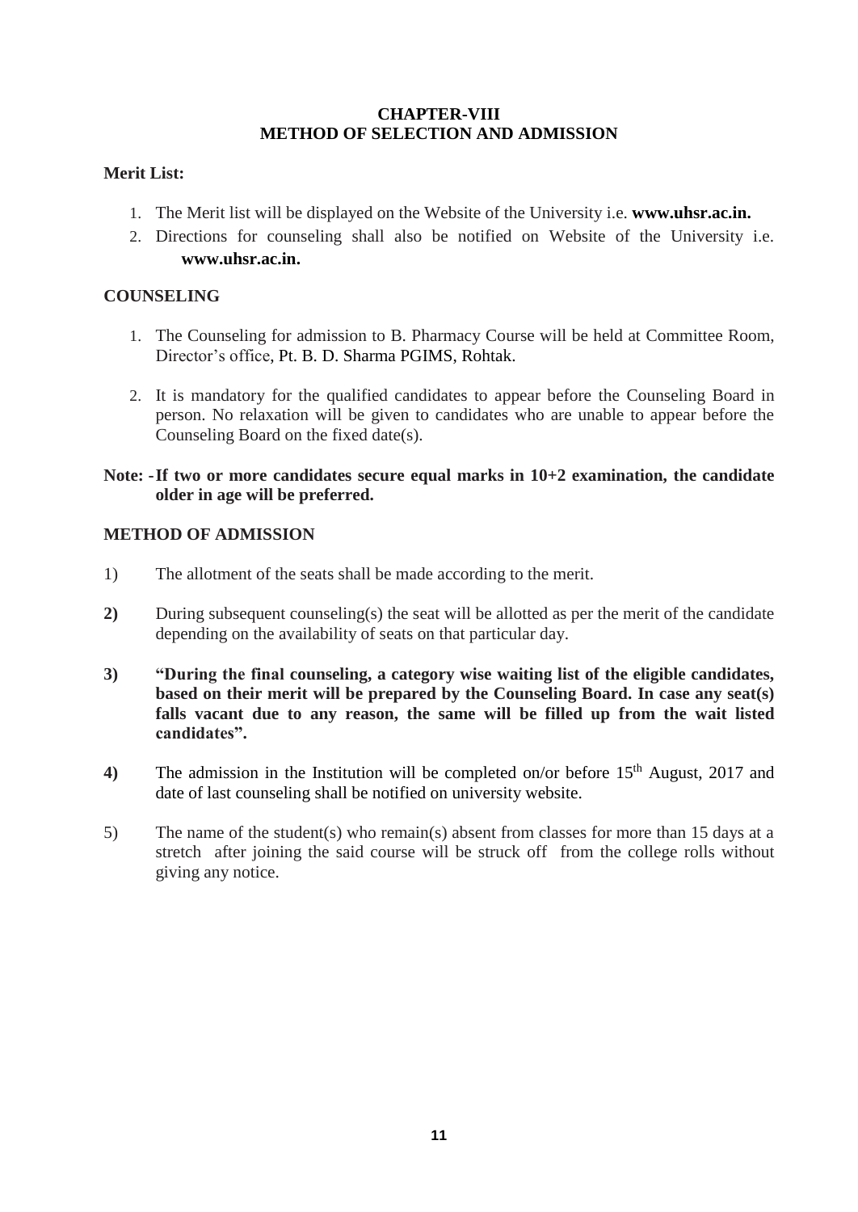# CHAPTER-VIII
# METHOD OF SELECTION AND ADMISSION

**Merit List:**

1. The Merit list will be displayed on the Website of the University i.e. **www.uhsr.ac.in.**
2. Directions for counseling shall also be notified on Website of the University i.e. **www.uhsr.ac.in.**

**COUNSELING**

1. The Counseling for admission to B. Pharmacy Course will be held at Committee Room, Director's office, Pt. B. D. Sharma PGIMS, Rohtak.
2. It is mandatory for the qualified candidates to appear before the Counseling Board in person. No relaxation will be given to candidates who are unable to appear before the Counseling Board on the fixed date(s).

**Note: - If two or more candidates secure equal marks in 10+2 examination, the candidate older in age will be preferred.**

**METHOD OF ADMISSION**

1) The allotment of the seats shall be made according to the merit.

**2)** During subsequent counseling(s) the seat will be allotted as per the merit of the candidate depending on the availability of seats on that particular day.

**3) "During the final counseling, a category wise waiting list of the eligible candidates, based on their merit will be prepared by the Counseling Board. In case any seat(s) falls vacant due to any reason, the same will be filled up from the wait listed candidates".**

**4)** The admission in the Institution will be completed on/or before 15th August, 2017 and date of last counseling shall be notified on university website.

5) The name of the student(s) who remain(s) absent from classes for more than 15 days at a stretch after joining the said course will be struck off from the college rolls without giving any notice.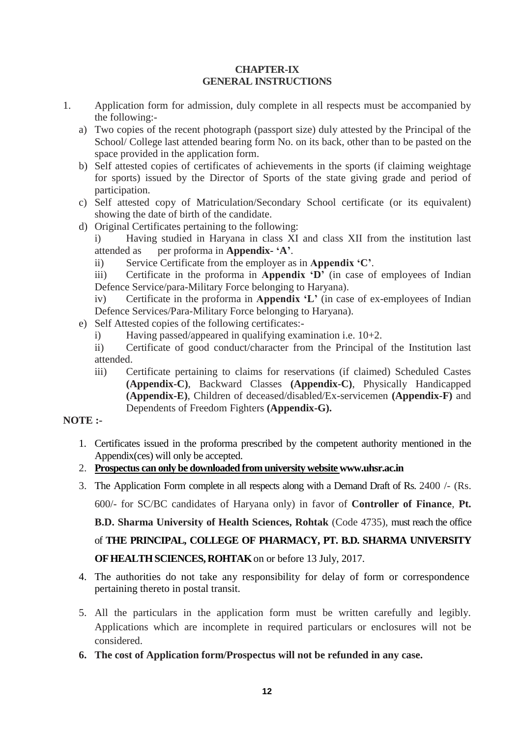**CHAPTER-IX**
**GENERAL INSTRUCTIONS**

1. Application form for admission, duly complete in all respects must be accompanied by the following:-
   a) Two copies of the recent photograph (passport size) duly attested by the Principal of the School/ College last attended bearing form No. on its back, other than to be pasted on the space provided in the application form.
   b) Self attested copies of certificates of achievements in the sports (if claiming weightage for sports) issued by the Director of Sports of the state giving grade and period of participation.
   c) Self attested copy of Matriculation/Secondary School certificate (or its equivalent) showing the date of birth of the candidate.
   d) Original Certificates pertaining to the following:
      i) Having studied in Haryana in class XI and class XII from the institution last attended as per proforma in **Appendix- 'A'**.
      ii) Service Certificate from the employer as in **Appendix 'C'**.
      iii) Certificate in the proforma in **Appendix 'D'** (in case of employees of Indian Defence Service/para-Military Force belonging to Haryana).
      iv) Certificate in the proforma in **Appendix 'L'** (in case of ex-employees of Indian Defence Services/Para-Military Force belonging to Haryana).
   e) Self Attested copies of the following certificates:-
      i) Having passed/appeared in qualifying examination i.e. 10+2.
      ii) Certificate of good conduct/character from the Principal of the Institution last attended.
      iii) Certificate pertaining to claims for reservations (if claimed) Scheduled Castes **(Appendix-C)**, Backward Classes **(Appendix-C)**, Physically Handicapped **(Appendix-E)**, Children of deceased/disabled/Ex-servicemen **(Appendix-F)** and Dependents of Freedom Fighters **(Appendix-G).**

**NOTE :-**

1. Certificates issued in the proforma prescribed by the competent authority mentioned in the Appendix(ces) will only be accepted.
2. **Prospectus can only be downloaded from university website www.uhsr.ac.in**
3. The Application Form complete in all respects along with a Demand Draft of Rs. 2400 /- (Rs. 600/- for SC/BC candidates of Haryana only) in favor of **Controller of Finance**, **Pt. B.D. Sharma University of Health Sciences, Rohtak** (Code 4735), must reach the office of **THE PRINCIPAL, COLLEGE OF PHARMACY, PT. B.D. SHARMA UNIVERSITY OF HEALTH SCIENCES, ROHTAK** on or before 13 July, 2017.
4. The authorities do not take any responsibility for delay of form or correspondence pertaining thereto in postal transit.
5. All the particulars in the application form must be written carefully and legibly. Applications which are incomplete in required particulars or enclosures will not be considered.
6. **The cost of Application form/Prospectus will not be refunded in any case.**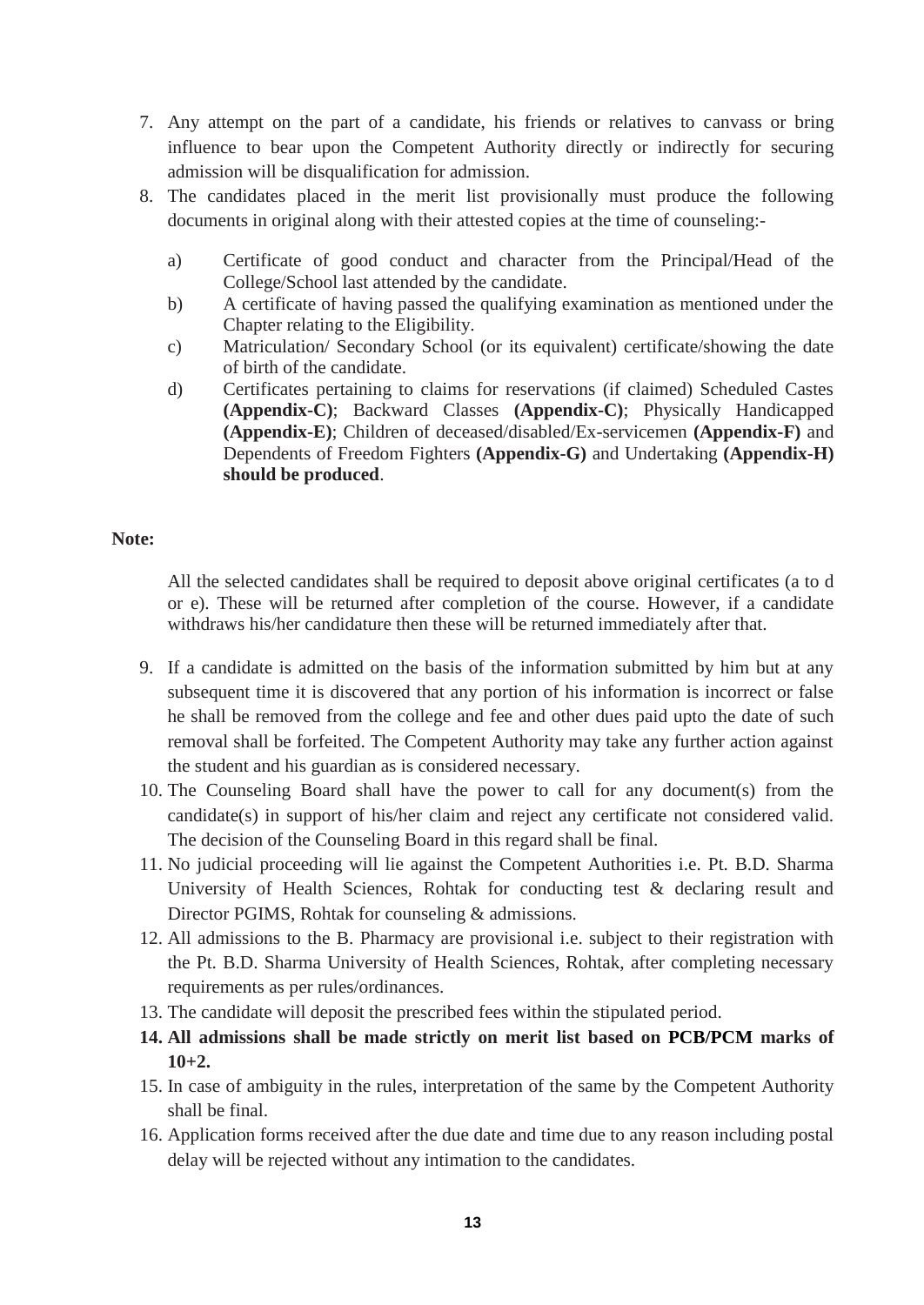7. Any attempt on the part of a candidate, his friends or relatives to canvass or bring influence to bear upon the Competent Authority directly or indirectly for securing admission will be disqualification for admission.
8. The candidates placed in the merit list provisionally must produce the following documents in original along with their attested copies at the time of counseling:-

   a) Certificate of good conduct and character from the Principal/Head of the College/School last attended by the candidate.
   b) A certificate of having passed the qualifying examination as mentioned under the Chapter relating to the Eligibility.
   c) Matriculation/ Secondary School (or its equivalent) certificate/showing the date of birth of the candidate.
   d) Certificates pertaining to claims for reservations (if claimed) Scheduled Castes **(Appendix-C)**; Backward Classes **(Appendix-C)**; Physically Handicapped **(Appendix-E)**; Children of deceased/disabled/Ex-servicemen **(Appendix-F)** and Dependents of Freedom Fighters **(Appendix-G)** and Undertaking **(Appendix-H) should be produced**.

**Note:**

All the selected candidates shall be required to deposit above original certificates (a to d or e). These will be returned after completion of the course. However, if a candidate withdraws his/her candidature then these will be returned immediately after that.

9. If a candidate is admitted on the basis of the information submitted by him but at any subsequent time it is discovered that any portion of his information is incorrect or false he shall be removed from the college and fee and other dues paid upto the date of such removal shall be forfeited. The Competent Authority may take any further action against the student and his guardian as is considered necessary.
10. The Counseling Board shall have the power to call for any document(s) from the candidate(s) in support of his/her claim and reject any certificate not considered valid. The decision of the Counseling Board in this regard shall be final.
11. No judicial proceeding will lie against the Competent Authorities i.e. Pt. B.D. Sharma University of Health Sciences, Rohtak for conducting test & declaring result and Director PGIMS, Rohtak for counseling & admissions.
12. All admissions to the B. Pharmacy are provisional i.e. subject to their registration with the Pt. B.D. Sharma University of Health Sciences, Rohtak, after completing necessary requirements as per rules/ordinances.
13. The candidate will deposit the prescribed fees within the stipulated period.
14. **All admissions shall be made strictly on merit list based on PCB/PCM marks of 10+2.**
15. In case of ambiguity in the rules, interpretation of the same by the Competent Authority shall be final.
16. Application forms received after the due date and time due to any reason including postal delay will be rejected without any intimation to the candidates.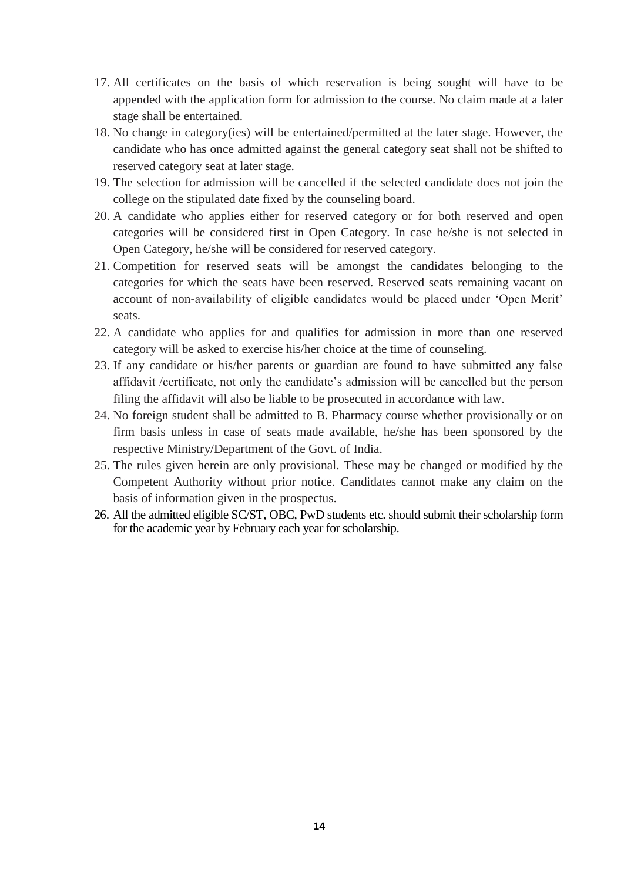17. All certificates on the basis of which reservation is being sought will have to be appended with the application form for admission to the course. No claim made at a later stage shall be entertained.
18. No change in category(ies) will be entertained/permitted at the later stage. However, the candidate who has once admitted against the general category seat shall not be shifted to reserved category seat at later stage.
19. The selection for admission will be cancelled if the selected candidate does not join the college on the stipulated date fixed by the counseling board.
20. A candidate who applies either for reserved category or for both reserved and open categories will be considered first in Open Category. In case he/she is not selected in Open Category, he/she will be considered for reserved category.
21. Competition for reserved seats will be amongst the candidates belonging to the categories for which the seats have been reserved. Reserved seats remaining vacant on account of non-availability of eligible candidates would be placed under 'Open Merit' seats.
22. A candidate who applies for and qualifies for admission in more than one reserved category will be asked to exercise his/her choice at the time of counseling.
23. If any candidate or his/her parents or guardian are found to have submitted any false affidavit /certificate, not only the candidate's admission will be cancelled but the person filing the affidavit will also be liable to be prosecuted in accordance with law.
24. No foreign student shall be admitted to B. Pharmacy course whether provisionally or on firm basis unless in case of seats made available, he/she has been sponsored by the respective Ministry/Department of the Govt. of India.
25. The rules given herein are only provisional. These may be changed or modified by the Competent Authority without prior notice. Candidates cannot make any claim on the basis of information given in the prospectus.
26. All the admitted eligible SC/ST, OBC, PwD students etc. should submit their scholarship form for the academic year by February each year for scholarship.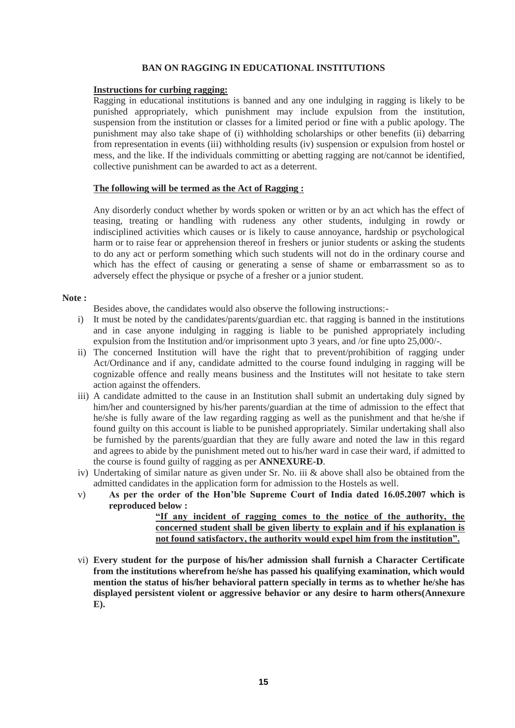## BAN ON RAGGING IN EDUCATIONAL INSTITUTIONS

**Instructions for curbing ragging:**

Ragging in educational institutions is banned and any one indulging in ragging is likely to be punished appropriately, which punishment may include expulsion from the institution, suspension from the institution or classes for a limited period or fine with a public apology. The punishment may also take shape of (i) withholding scholarships or other benefits (ii) debarring from representation in events (iii) withholding results (iv) suspension or expulsion from hostel or mess, and the like. If the individuals committing or abetting ragging are not/cannot be identified, collective punishment can be awarded to act as a deterrent.

**The following will be termed as the Act of Ragging :**

Any disorderly conduct whether by words spoken or written or by an act which has the effect of teasing, treating or handling with rudeness any other students, indulging in rowdy or indisciplined activities which causes or is likely to cause annoyance, hardship or psychological harm or to raise fear or apprehension thereof in freshers or junior students or asking the students to do any act or perform something which such students will not do in the ordinary course and which has the effect of causing or generating a sense of shame or embarrassment so as to adversely effect the physique or psyche of a fresher or a junior student.

**Note :**

Besides above, the candidates would also observe the following instructions:-

i) It must be noted by the candidates/parents/guardian etc. that ragging is banned in the institutions and in case anyone indulging in ragging is liable to be punished appropriately including expulsion from the Institution and/or imprisonment upto 3 years, and /or fine upto 25,000/-.

ii) The concerned Institution will have the right that to prevent/prohibition of ragging under Act/Ordinance and if any, candidate admitted to the course found indulging in ragging will be cognizable offence and really means business and the Institutes will not hesitate to take stern action against the offenders.

iii) A candidate admitted to the cause in an Institution shall submit an undertaking duly signed by him/her and countersigned by his/her parents/guardian at the time of admission to the effect that he/she is fully aware of the law regarding ragging as well as the punishment and that he/she if found guilty on this account is liable to be punished appropriately. Similar undertaking shall also be furnished by the parents/guardian that they are fully aware and noted the law in this regard and agrees to abide by the punishment meted out to his/her ward in case their ward, if admitted to the course is found guilty of ragging as per **ANNEXURE-D**.

iv) Undertaking of similar nature as given under Sr. No. iii & above shall also be obtained from the admitted candidates in the application form for admission to the Hostels as well.

v) **As per the order of the Hon'ble Supreme Court of India dated 16.05.2007 which is reproduced below :**

**<u>"If any incident of ragging comes to the notice of the authority, the concerned student shall be given liberty to explain and if his explanation is not found satisfactory, the authority would expel him from the institution".</u>**

vi) **Every student for the purpose of his/her admission shall furnish a Character Certificate from the institutions wherefrom he/she has passed his qualifying examination, which would mention the status of his/her behavioral pattern specially in terms as to whether he/she has displayed persistent violent or aggressive behavior or any desire to harm others(Annexure E).**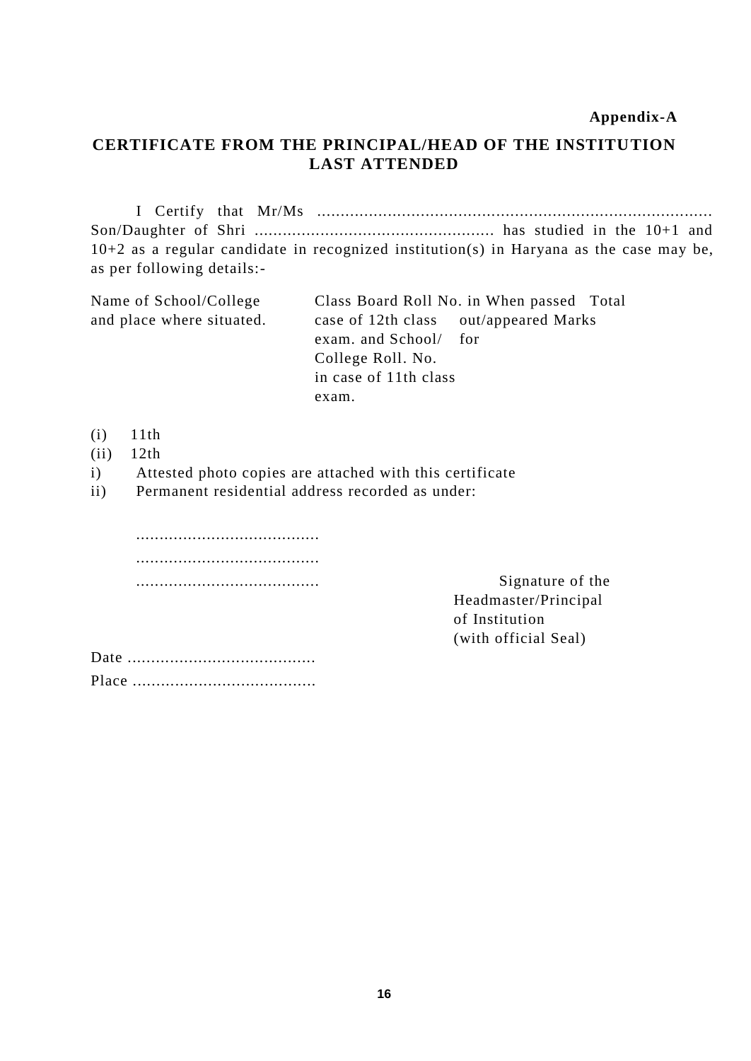**Appendix-A**

## CERTIFICATE FROM THE PRINCIPAL/HEAD OF THE INSTITUTION LAST ATTENDED

I Certify that Mr/Ms ..................................................................................... Son/Daughter of Shri ................................................... has studied in the 10+1 and 10+2 as a regular candidate in recognized institution(s) in Haryana as the case may be, as per following details:-

| | Name of School/College and place where situated. | Class | Board Roll No. in case of 12th class exam. and School/ College Roll. No. in case of 11th class exam. | When passed out/appeared for | Total Marks |
|---|---|---|---|---|---|
| (i) 11th | | | | | |
| (ii) 12th | | | | | |

i) Attested photo copies are attached with this certificate

ii) Permanent residential address recorded as under:

.......................................

.......................................

.......................................

Signature of the
Headmaster/Principal
of Institution
(with official Seal)

Date ........................................

Place .......................................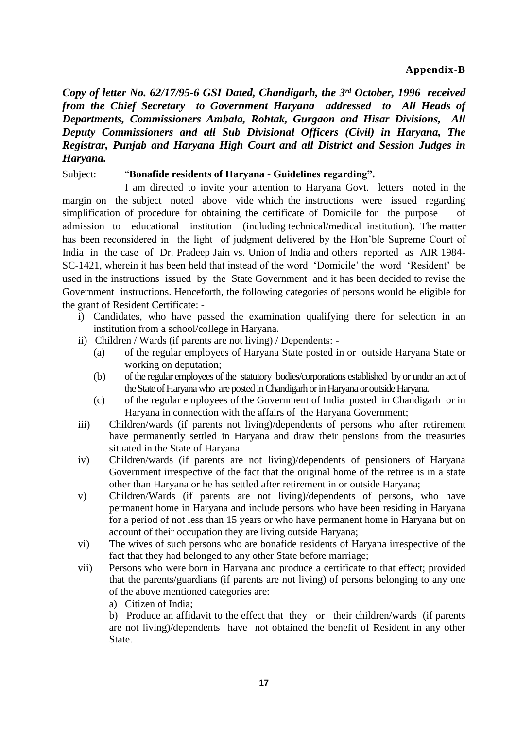**Appendix-B**

***Copy of letter No. 62/17/95-6 GSI Dated, Chandigarh, the 3rd October, 1996 received from the Chief Secretary to Government Haryana addressed to All Heads of Departments, Commissioners Ambala, Rohtak, Gurgaon and Hisar Divisions, All Deputy Commissioners and all Sub Divisional Officers (Civil) in Haryana, The Registrar, Punjab and Haryana High Court and all District and Session Judges in Haryana.***

Subject: "**Bonafide residents of Haryana - Guidelines regarding".**

I am directed to invite your attention to Haryana Govt. letters noted in the margin on the subject noted above vide which the instructions were issued regarding simplification of procedure for obtaining the certificate of Domicile for the purpose of admission to educational institution (including technical/medical institution). The matter has been reconsidered in the light of judgment delivered by the Hon'ble Supreme Court of India in the case of Dr. Pradeep Jain vs. Union of India and others reported as AIR 1984-SC-1421, wherein it has been held that instead of the word 'Domicile' the word 'Resident' be used in the instructions issued by the State Government and it has been decided to revise the Government instructions. Henceforth, the following categories of persons would be eligible for the grant of Resident Certificate: -

i) Candidates, who have passed the examination qualifying there for selection in an institution from a school/college in Haryana.
ii) Children / Wards (if parents are not living) / Dependents: -
   (a) of the regular employees of Haryana State posted in or outside Haryana State or working on deputation;
   (b) of the regular employees of the statutory bodies/corporations established by or under an act of the State of Haryana who are posted in Chandigarh or in Haryana or outside Haryana.
   (c) of the regular employees of the Government of India posted in Chandigarh or in Haryana in connection with the affairs of the Haryana Government;
iii) Children/wards (if parents not living)/dependents of persons who after retirement have permanently settled in Haryana and draw their pensions from the treasuries situated in the State of Haryana.
iv) Children/wards (if parents are not living)/dependents of pensioners of Haryana Government irrespective of the fact that the original home of the retiree is in a state other than Haryana or he has settled after retirement in or outside Haryana;
v) Children/Wards (if parents are not living)/dependents of persons, who have permanent home in Haryana and include persons who have been residing in Haryana for a period of not less than 15 years or who have permanent home in Haryana but on account of their occupation they are living outside Haryana;
vi) The wives of such persons who are bonafide residents of Haryana irrespective of the fact that they had belonged to any other State before marriage;
vii) Persons who were born in Haryana and produce a certificate to that effect; provided that the parents/guardians (if parents are not living) of persons belonging to any one of the above mentioned categories are:
   a) Citizen of India;
   b) Produce an affidavit to the effect that they or their children/wards (if parents are not living)/dependents have not obtained the benefit of Resident in any other State.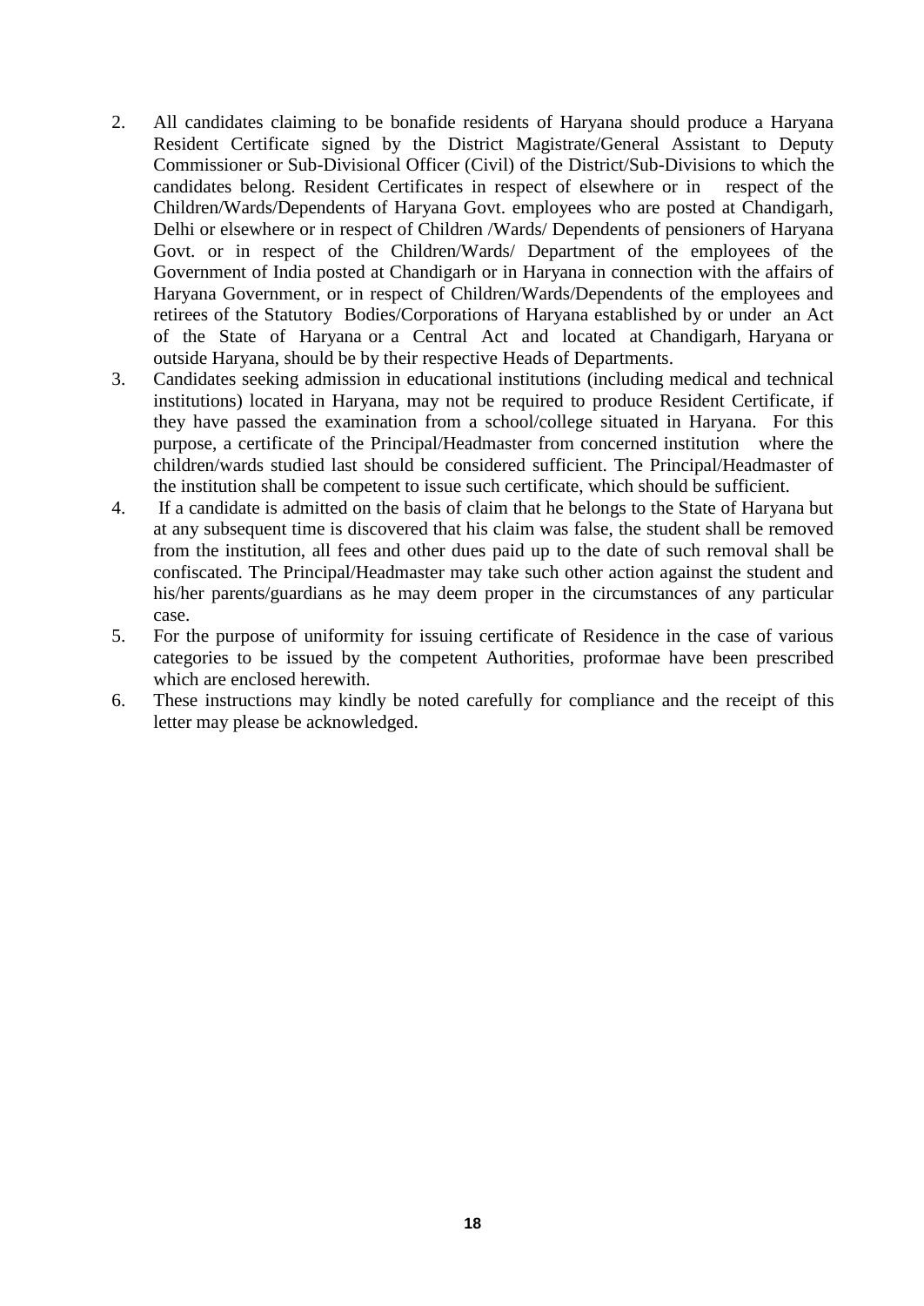2. All candidates claiming to be bonafide residents of Haryana should produce a Haryana Resident Certificate signed by the District Magistrate/General Assistant to Deputy Commissioner or Sub-Divisional Officer (Civil) of the District/Sub-Divisions to which the candidates belong. Resident Certificates in respect of elsewhere or in respect of the Children/Wards/Dependents of Haryana Govt. employees who are posted at Chandigarh, Delhi or elsewhere or in respect of Children /Wards/ Dependents of pensioners of Haryana Govt. or in respect of the Children/Wards/ Department of the employees of the Government of India posted at Chandigarh or in Haryana in connection with the affairs of Haryana Government, or in respect of Children/Wards/Dependents of the employees and retirees of the Statutory Bodies/Corporations of Haryana established by or under an Act of the State of Haryana or a Central Act and located at Chandigarh, Haryana or outside Haryana, should be by their respective Heads of Departments.
3. Candidates seeking admission in educational institutions (including medical and technical institutions) located in Haryana, may not be required to produce Resident Certificate, if they have passed the examination from a school/college situated in Haryana. For this purpose, a certificate of the Principal/Headmaster from concerned institution where the children/wards studied last should be considered sufficient. The Principal/Headmaster of the institution shall be competent to issue such certificate, which should be sufficient.
4. If a candidate is admitted on the basis of claim that he belongs to the State of Haryana but at any subsequent time is discovered that his claim was false, the student shall be removed from the institution, all fees and other dues paid up to the date of such removal shall be confiscated. The Principal/Headmaster may take such other action against the student and his/her parents/guardians as he may deem proper in the circumstances of any particular case.
5. For the purpose of uniformity for issuing certificate of Residence in the case of various categories to be issued by the competent Authorities, proformae have been prescribed which are enclosed herewith.
6. These instructions may kindly be noted carefully for compliance and the receipt of this letter may please be acknowledged.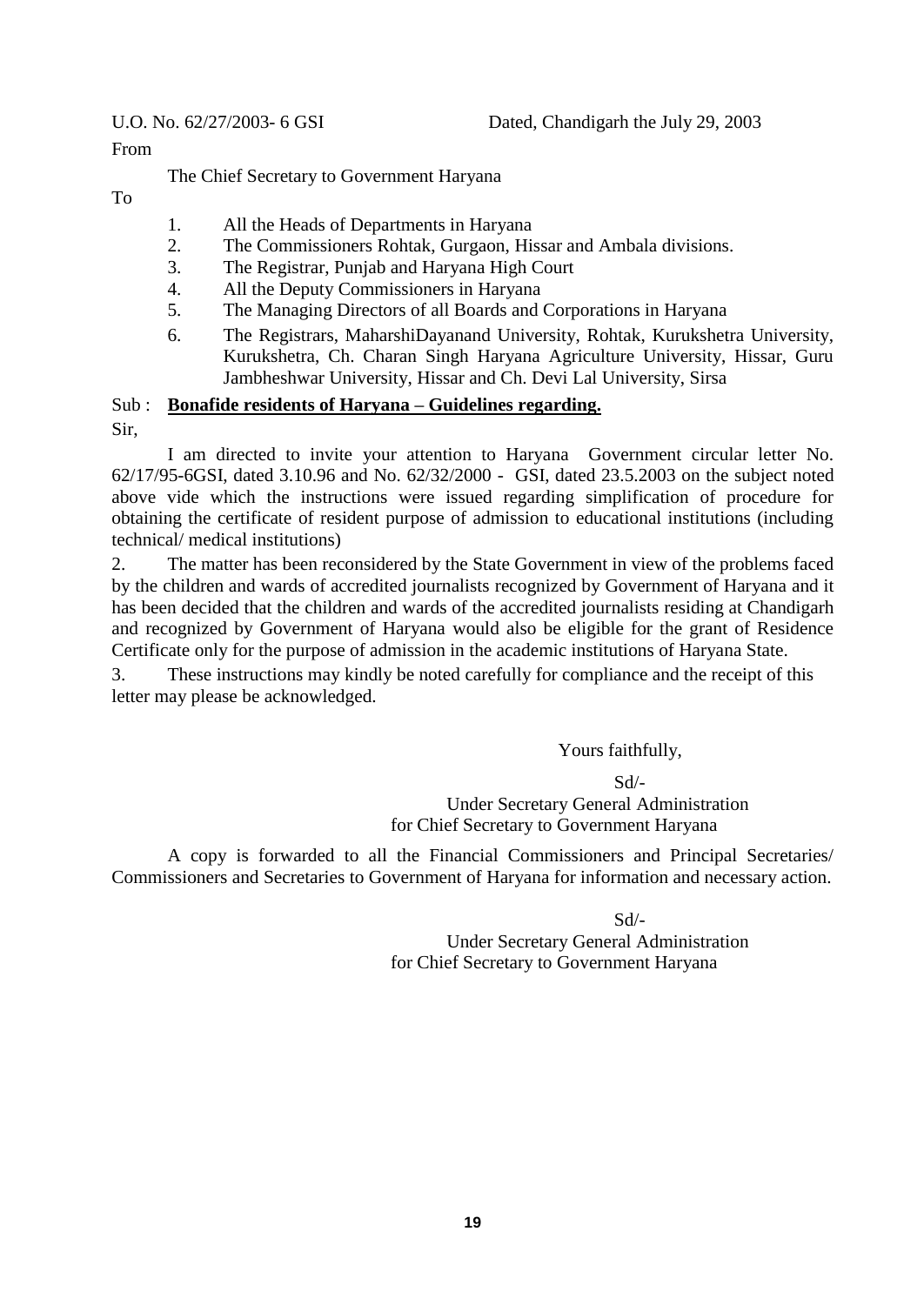U.O. No. 62/27/2003- 6 GSI Dated, Chandigarh the July 29, 2003

From

The Chief Secretary to Government Haryana

To

1. All the Heads of Departments in Haryana
2. The Commissioners Rohtak, Gurgaon, Hissar and Ambala divisions.
3. The Registrar, Punjab and Haryana High Court
4. All the Deputy Commissioners in Haryana
5. The Managing Directors of all Boards and Corporations in Haryana
6. The Registrars, MaharshiDayanand University, Rohtak, Kurukshetra University, Kurukshetra, Ch. Charan Singh Haryana Agriculture University, Hissar, Guru Jambheshwar University, Hissar and Ch. Devi Lal University, Sirsa

Sub : **Bonafide residents of Haryana – Guidelines regarding.**

Sir,

I am directed to invite your attention to Haryana Government circular letter No. 62/17/95-6GSI, dated 3.10.96 and No. 62/32/2000 - GSI, dated 23.5.2003 on the subject noted above vide which the instructions were issued regarding simplification of procedure for obtaining the certificate of resident purpose of admission to educational institutions (including technical/ medical institutions)

2. The matter has been reconsidered by the State Government in view of the problems faced by the children and wards of accredited journalists recognized by Government of Haryana and it has been decided that the children and wards of the accredited journalists residing at Chandigarh and recognized by Government of Haryana would also be eligible for the grant of Residence Certificate only for the purpose of admission in the academic institutions of Haryana State.

3. These instructions may kindly be noted carefully for compliance and the receipt of this letter may please be acknowledged.

Yours faithfully,

Sd/-
Under Secretary General Administration
for Chief Secretary to Government Haryana

A copy is forwarded to all the Financial Commissioners and Principal Secretaries/ Commissioners and Secretaries to Government of Haryana for information and necessary action.

Sd/-
Under Secretary General Administration
for Chief Secretary to Government Haryana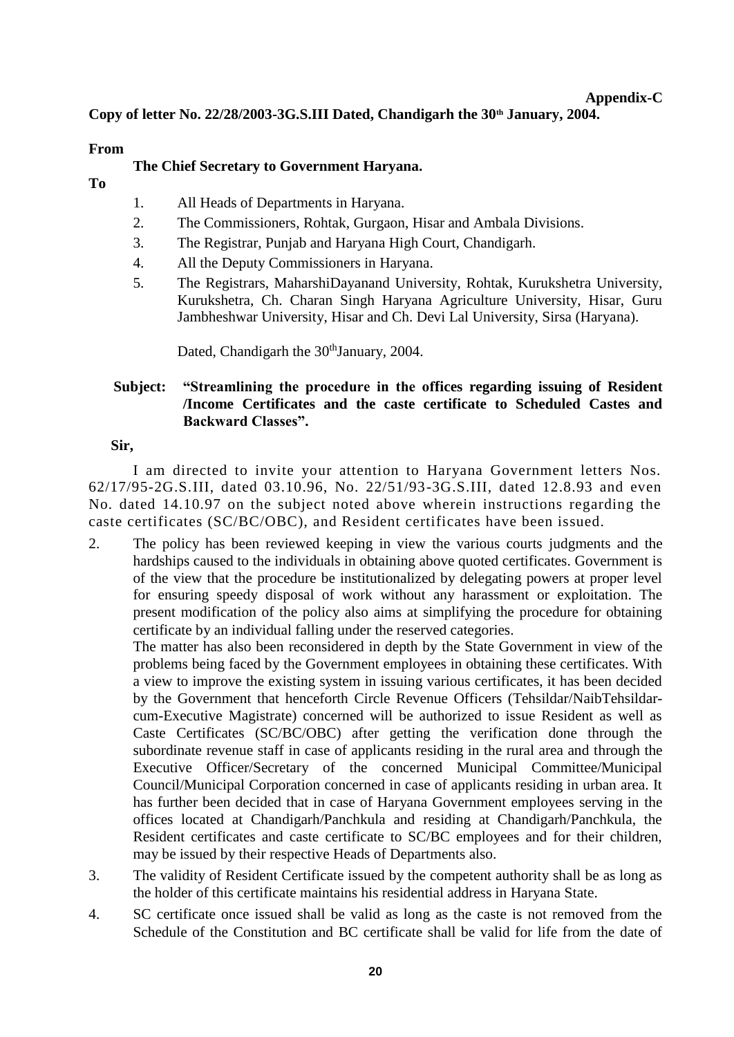**Appendix-C**

**Copy of letter No. 22/28/2003-3G.S.III Dated, Chandigarh the 30th January, 2004.**

**From**

**The Chief Secretary to Government Haryana.**

**To**

1. All Heads of Departments in Haryana.
2. The Commissioners, Rohtak, Gurgaon, Hisar and Ambala Divisions.
3. The Registrar, Punjab and Haryana High Court, Chandigarh.
4. All the Deputy Commissioners in Haryana.
5. The Registrars, MaharshiDayanand University, Rohtak, Kurukshetra University, Kurukshetra, Ch. Charan Singh Haryana Agriculture University, Hisar, Guru Jambheshwar University, Hisar and Ch. Devi Lal University, Sirsa (Haryana).

Dated, Chandigarh the 30thJanuary, 2004.

**Subject: "Streamlining the procedure in the offices regarding issuing of Resident /Income Certificates and the caste certificate to Scheduled Castes and Backward Classes".**

**Sir,**

I am directed to invite your attention to Haryana Government letters Nos. 62/17/95-2G.S.III, dated 03.10.96, No. 22/51/93-3G.S.III, dated 12.8.93 and even No. dated 14.10.97 on the subject noted above wherein instructions regarding the caste certificates (SC/BC/OBC), and Resident certificates have been issued.

2. The policy has been reviewed keeping in view the various courts judgments and the hardships caused to the individuals in obtaining above quoted certificates. Government is of the view that the procedure be institutionalized by delegating powers at proper level for ensuring speedy disposal of work without any harassment or exploitation. The present modification of the policy also aims at simplifying the procedure for obtaining certificate by an individual falling under the reserved categories.

   The matter has also been reconsidered in depth by the State Government in view of the problems being faced by the Government employees in obtaining these certificates. With a view to improve the existing system in issuing various certificates, it has been decided by the Government that henceforth Circle Revenue Officers (Tehsildar/NaibTehsildar-cum-Executive Magistrate) concerned will be authorized to issue Resident as well as Caste Certificates (SC/BC/OBC) after getting the verification done through the subordinate revenue staff in case of applicants residing in the rural area and through the Executive Officer/Secretary of the concerned Municipal Committee/Municipal Council/Municipal Corporation concerned in case of applicants residing in urban area. It has further been decided that in case of Haryana Government employees serving in the offices located at Chandigarh/Panchkula and residing at Chandigarh/Panchkula, the Resident certificates and caste certificate to SC/BC employees and for their children, may be issued by their respective Heads of Departments also.

3. The validity of Resident Certificate issued by the competent authority shall be as long as the holder of this certificate maintains his residential address in Haryana State.

4. SC certificate once issued shall be valid as long as the caste is not removed from the Schedule of the Constitution and BC certificate shall be valid for life from the date of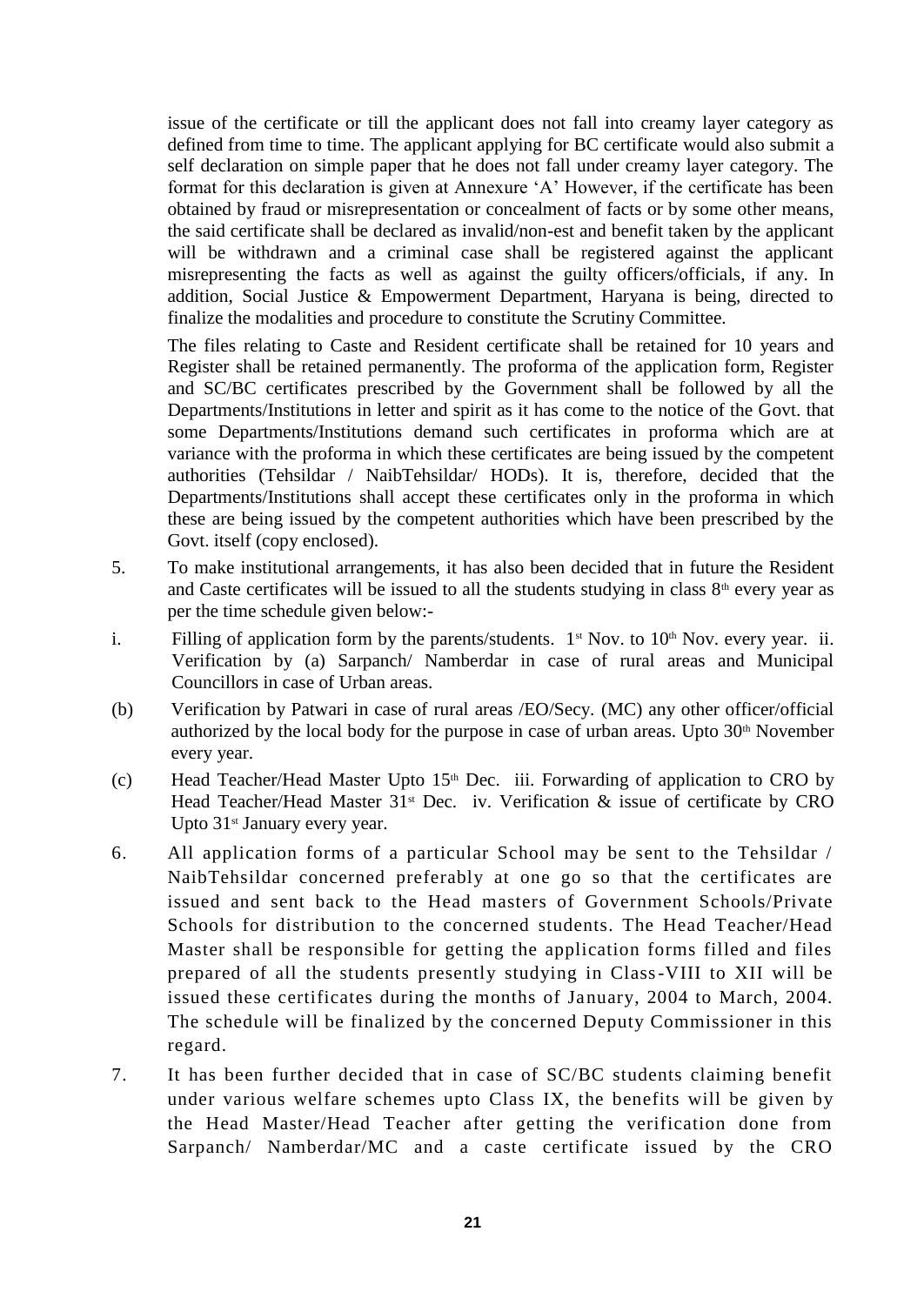issue of the certificate or till the applicant does not fall into creamy layer category as defined from time to time. The applicant applying for BC certificate would also submit a self declaration on simple paper that he does not fall under creamy layer category. The format for this declaration is given at Annexure 'A' However, if the certificate has been obtained by fraud or misrepresentation or concealment of facts or by some other means, the said certificate shall be declared as invalid/non-est and benefit taken by the applicant will be withdrawn and a criminal case shall be registered against the applicant misrepresenting the facts as well as against the guilty officers/officials, if any. In addition, Social Justice & Empowerment Department, Haryana is being, directed to finalize the modalities and procedure to constitute the Scrutiny Committee.

The files relating to Caste and Resident certificate shall be retained for 10 years and Register shall be retained permanently. The proforma of the application form, Register and SC/BC certificates prescribed by the Government shall be followed by all the Departments/Institutions in letter and spirit as it has come to the notice of the Govt. that some Departments/Institutions demand such certificates in proforma which are at variance with the proforma in which these certificates are being issued by the competent authorities (Tehsildar / NaibTehsildar/ HODs). It is, therefore, decided that the Departments/Institutions shall accept these certificates only in the proforma in which these are being issued by the competent authorities which have been prescribed by the Govt. itself (copy enclosed).

5. To make institutional arrangements, it has also been decided that in future the Resident and Caste certificates will be issued to all the students studying in class 8th every year as per the time schedule given below:-

i. Filling of application form by the parents/students. 1st Nov. to 10th Nov. every year. ii. Verification by (a) Sarpanch/ Namberdar in case of rural areas and Municipal Councillors in case of Urban areas.

(b) Verification by Patwari in case of rural areas /EO/Secy. (MC) any other officer/official authorized by the local body for the purpose in case of urban areas. Upto 30th November every year.

(c) Head Teacher/Head Master Upto 15th Dec. iii. Forwarding of application to CRO by Head Teacher/Head Master 31st Dec. iv. Verification & issue of certificate by CRO Upto 31st January every year.

6. All application forms of a particular School may be sent to the Tehsildar / NaibTehsildar concerned preferably at one go so that the certificates are issued and sent back to the Head masters of Government Schools/Private Schools for distribution to the concerned students. The Head Teacher/Head Master shall be responsible for getting the application forms filled and files prepared of all the students presently studying in Class-VIII to XII will be issued these certificates during the months of January, 2004 to March, 2004. The schedule will be finalized by the concerned Deputy Commissioner in this regard.

7. It has been further decided that in case of SC/BC students claiming benefit under various welfare schemes upto Class IX, the benefits will be given by the Head Master/Head Teacher after getting the verification done from Sarpanch/ Namberdar/MC and a caste certificate issued by the CRO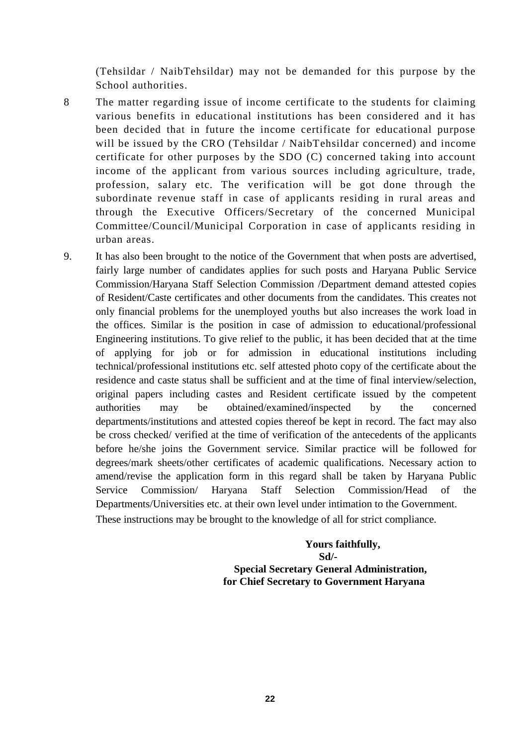(Tehsildar / NaibTehsildar) may not be demanded for this purpose by the School authorities.

8 The matter regarding issue of income certificate to the students for claiming various benefits in educational institutions has been considered and it has been decided that in future the income certificate for educational purpose will be issued by the CRO (Tehsildar / NaibTehsildar concerned) and income certificate for other purposes by the SDO (C) concerned taking into account income of the applicant from various sources including agriculture, trade, profession, salary etc. The verification will be got done through the subordinate revenue staff in case of applicants residing in rural areas and through the Executive Officers/Secretary of the concerned Municipal Committee/Council/Municipal Corporation in case of applicants residing in urban areas.

9. It has also been brought to the notice of the Government that when posts are advertised, fairly large number of candidates applies for such posts and Haryana Public Service Commission/Haryana Staff Selection Commission /Department demand attested copies of Resident/Caste certificates and other documents from the candidates. This creates not only financial problems for the unemployed youths but also increases the work load in the offices. Similar is the position in case of admission to educational/professional Engineering institutions. To give relief to the public, it has been decided that at the time of applying for job or for admission in educational institutions including technical/professional institutions etc. self attested photo copy of the certificate about the residence and caste status shall be sufficient and at the time of final interview/selection, original papers including castes and Resident certificate issued by the competent authorities may be obtained/examined/inspected by the concerned departments/institutions and attested copies thereof be kept in record. The fact may also be cross checked/ verified at the time of verification of the antecedents of the applicants before he/she joins the Government service. Similar practice will be followed for degrees/mark sheets/other certificates of academic qualifications. Necessary action to amend/revise the application form in this regard shall be taken by Haryana Public Service Commission/ Haryana Staff Selection Commission/Head of the Departments/Universities etc. at their own level under intimation to the Government.

These instructions may be brought to the knowledge of all for strict compliance.

**Yours faithfully,**
**Sd/-**
**Special Secretary General Administration,**
**for Chief Secretary to Government Haryana**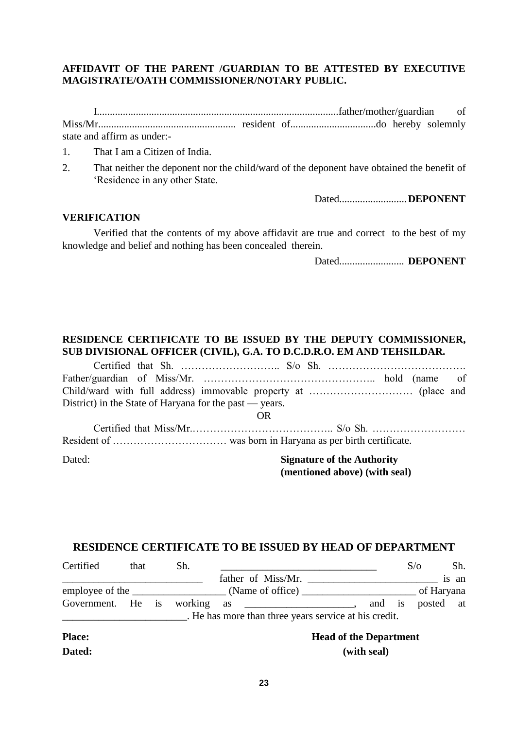**AFFIDAVIT OF THE PARENT /GUARDIAN TO BE ATTESTED BY EXECUTIVE MAGISTRATE/OATH COMMISSIONER/NOTARY PUBLIC.**

I............................................................................................father/mother/guardian of Miss/Mr..................................................... resident of.................................do hereby solemnly state and affirm as under:-

1. That I am a Citizen of India.
2. That neither the deponent nor the child/ward of the deponent have obtained the benefit of 'Residence in any other State.

Dated..........................**DEPONENT**

**VERIFICATION**

Verified that the contents of my above affidavit are true and correct to the best of my knowledge and belief and nothing has been concealed therein.

Dated......................... **DEPONENT**

**RESIDENCE CERTIFICATE TO BE ISSUED BY THE DEPUTY COMMISSIONER, SUB DIVISIONAL OFFICER (CIVIL), G.A. TO D.C.D.R.O. EM AND TEHSILDAR.**

Certified that Sh. ……………………….. S/o Sh. …………………………………. Father/guardian of Miss/Mr. ………………………………………….. hold (name of Child/ward with full address) immovable property at ………………………… (place and District) in the State of Haryana for the past — years.

OR

Certified that Miss/Mr.………………………………….. S/o Sh. ……………………… Resident of …………………………… was born in Haryana as per birth certificate.

Dated:

**Signature of the Authority (mentioned above) (with seal)**

**RESIDENCE CERTIFICATE TO BE ISSUED BY HEAD OF DEPARTMENT**

Certified that Sh. _____________________________ S/o Sh. ___________________________ father of Miss/Mr. _________________________ is an employee of the _________________ (Name of office) ______________________ of Haryana Government. He is working as _____________________, and is posted at ________________________. He has more than three years service at his credit.

**Place:**
**Dated:**

**Head of the Department (with seal)**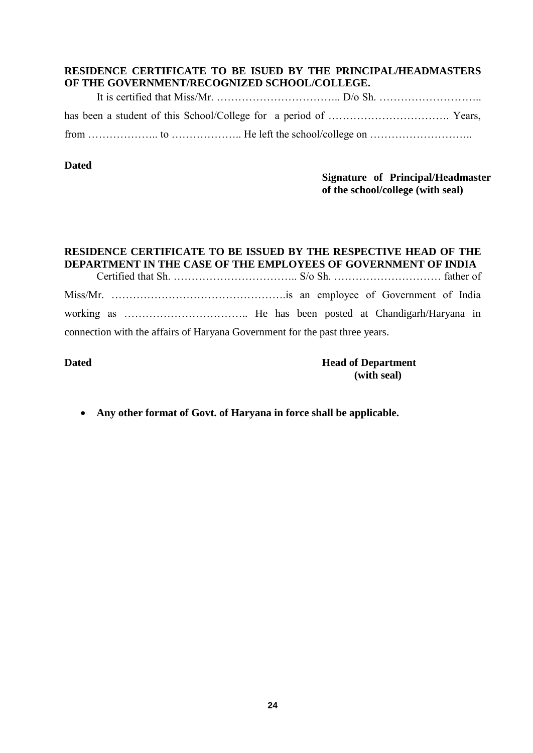**RESIDENCE CERTIFICATE TO BE ISUED BY THE PRINCIPAL/HEADMASTERS OF THE GOVERNMENT/RECOGNIZED SCHOOL/COLLEGE.**

It is certified that Miss/Mr. …………………………….. D/o Sh. ……………………….. has been a student of this School/College for a period of ……………………………. Years, from ……………….. to ……………….. He left the school/college on ………………………..

**Dated**

**Signature of Principal/Headmaster of the school/college (with seal)**

**RESIDENCE CERTIFICATE TO BE ISSUED BY THE RESPECTIVE HEAD OF THE DEPARTMENT IN THE CASE OF THE EMPLOYEES OF GOVERNMENT OF INDIA**

Certified that Sh. …………………………….. S/o Sh. ………………………… father of Miss/Mr. ………………………………………….is an employee of Government of India working as …………………………….. He has been posted at Chandigarh/Haryana in connection with the affairs of Haryana Government for the past three years.

**Dated**

**Head of Department (with seal)**

- **Any other format of Govt. of Haryana in force shall be applicable.**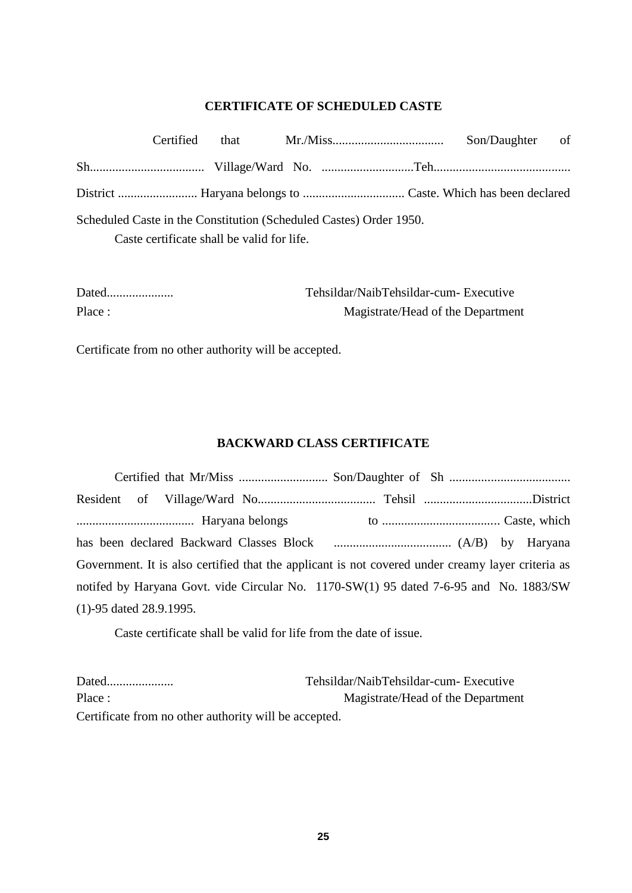## CERTIFICATE OF SCHEDULED CASTE

Certified that Mr./Miss................................... Son/Daughter of Sh.................................... Village/Ward No. .............................Teh........................................... District ......................... Haryana belongs to ................................ Caste. Which has been declared Scheduled Caste in the Constitution (Scheduled Castes) Order 1950.

Caste certificate shall be valid for life.

Dated.....................

Place :

Tehsildar/NaibTehsildar-cum- Executive Magistrate/Head of the Department

Certificate from no other authority will be accepted.

## BACKWARD CLASS CERTIFICATE

Certified that Mr/Miss ............................ Son/Daughter of Sh ...................................... Resident of Village/Ward No..................................... Tehsil ..................................District ..................................... Haryana belongs to ..................................... Caste, which has been declared Backward Classes Block ..................................... (A/B) by Haryana Government. It is also certified that the applicant is not covered under creamy layer criteria as notifed by Haryana Govt. vide Circular No. 1170-SW(1) 95 dated 7-6-95 and No. 1883/SW (1)-95 dated 28.9.1995.

Caste certificate shall be valid for life from the date of issue.

Dated.....................

Place :

Tehsildar/NaibTehsildar-cum- Executive Magistrate/Head of the Department

Certificate from no other authority will be accepted.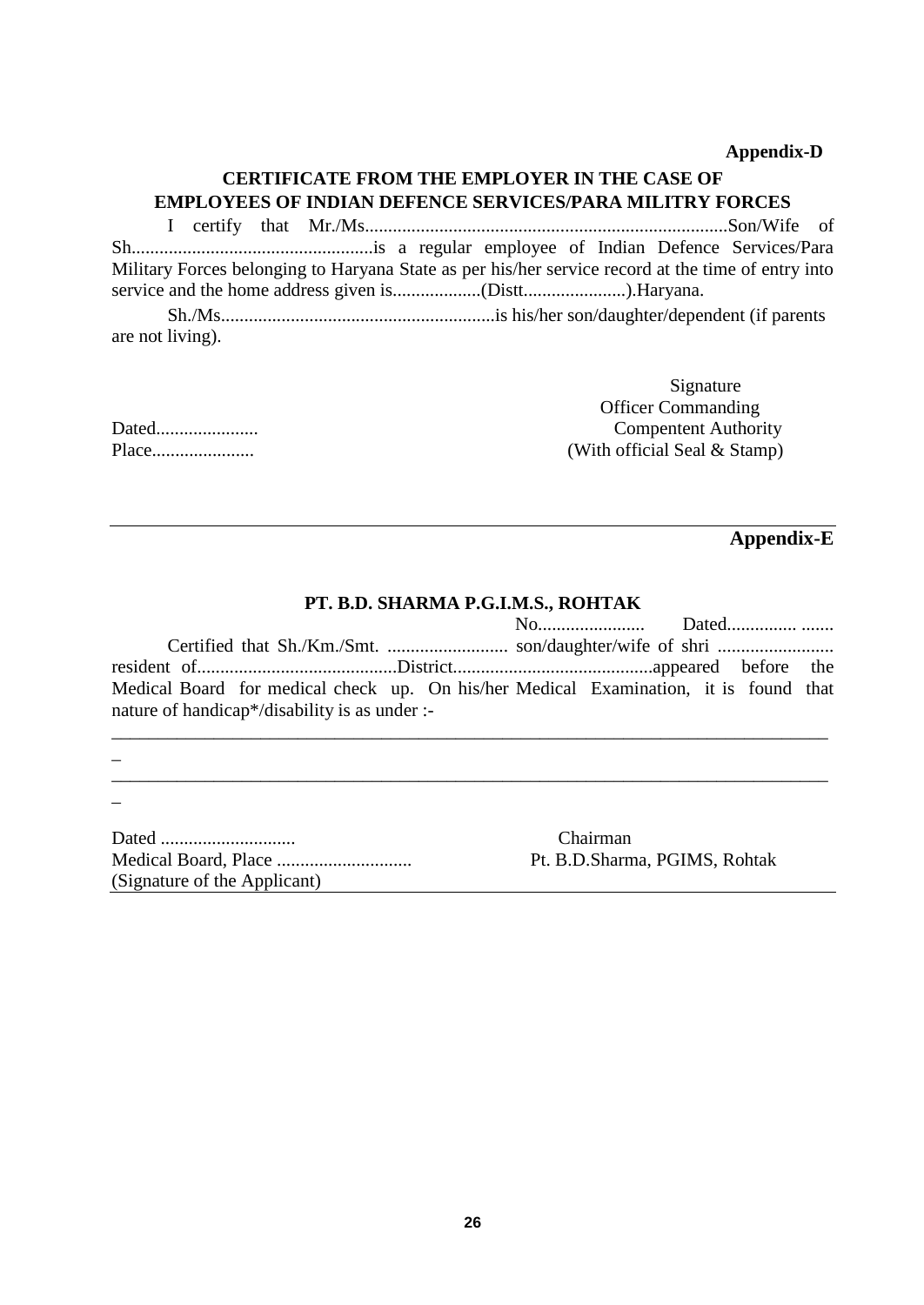**Appendix-D**

### CERTIFICATE FROM THE EMPLOYER IN THE CASE OF EMPLOYEES OF INDIAN DEFENCE SERVICES/PARA MILITRY FORCES

I certify that Mr./Ms..............................................................................Son/Wife of Sh....................................................is a regular employee of Indian Defence Services/Para Military Forces belonging to Haryana State as per his/her service record at the time of entry into service and the home address given is...................(Distt......................).Haryana.

Sh./Ms...........................................................is his/her son/daughter/dependent (if parents are not living).

Signature
Officer Commanding
Compentent Authority
(With official Seal & Stamp)

Dated......................
Place......................

---

**Appendix-E**

### PT. B.D. SHARMA P.G.I.M.S., ROHTAK

No....................... Dated............... .......

Certified that Sh./Km./Smt. .......................... son/daughter/wife of shri ......................... resident of..........................................District..........................................appeared before the Medical Board for medical check up. On his/her Medical Examination, it is found that nature of handicap*/disability is as under :-

___________________________________________________________________________
_
___________________________________________________________________________
_

Dated .............................
Medical Board, Place .............................
(Signature of the Applicant)

Chairman
Pt. B.D.Sharma, PGIMS, Rohtak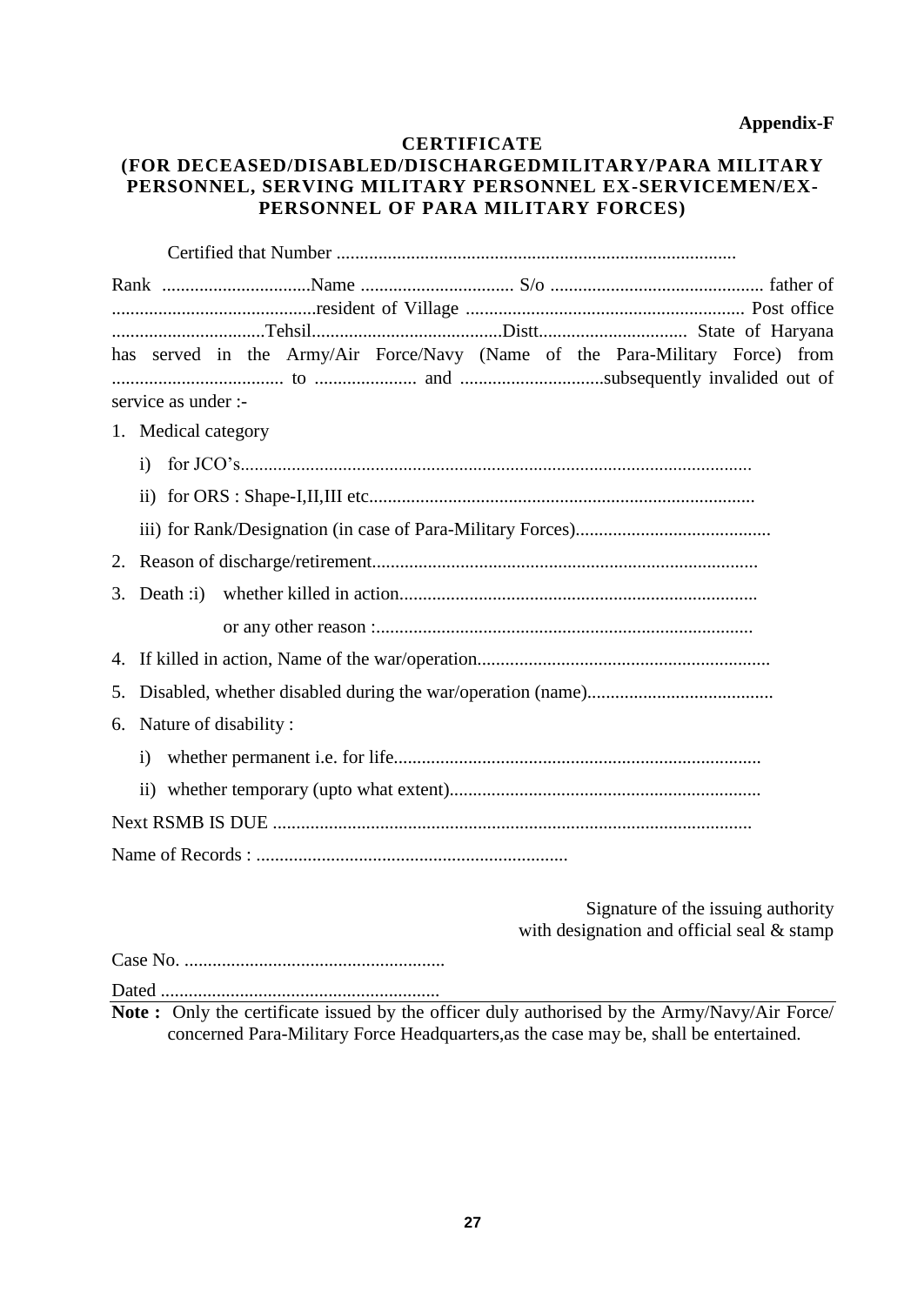**Appendix-F**

## CERTIFICATE

### (FOR DECEASED/DISABLED/DISCHARGEDMILITARY/PARA MILITARY PERSONNEL, SERVING MILITARY PERSONNEL EX-SERVICEMEN/EX-PERSONNEL OF PARA MILITARY FORCES)

Certified that Number ......................................................................................

Rank ................................Name ................................. S/o .............................................. father of ............................................resident of Village ............................................................ Post office .................................Tehsil.........................................Distt................................ State of Haryana has served in the Army/Air Force/Navy (Name of the Para-Military Force) from .................................... to ...................... and ...............................subsequently invalided out of service as under :-

1. Medical category
   - i) for JCO's............................................................................................................
   - ii) for ORS : Shape-I,II,III etc..................................................................................
   - iii) for Rank/Designation (in case of Para-Military Forces)..........................................
2. Reason of discharge/retirement..................................................................................
3. Death :i) whether killed in action............................................................................

   or any other reason :.................................................................................
4. If killed in action, Name of the war/operation..............................................................
5. Disabled, whether disabled during the war/operation (name)........................................
6. Nature of disability :
   - i) whether permanent i.e. for life..............................................................................
   - ii) whether temporary (upto what extent)..................................................................

Next RSMB IS DUE ......................................................................................................

Name of Records : ..................................................................

Signature of the issuing authority
with designation and official seal & stamp

Case No. ........................................................

Dated ............................................................

**Note :** Only the certificate issued by the officer duly authorised by the Army/Navy/Air Force/ concerned Para-Military Force Headquarters,as the case may be, shall be entertained.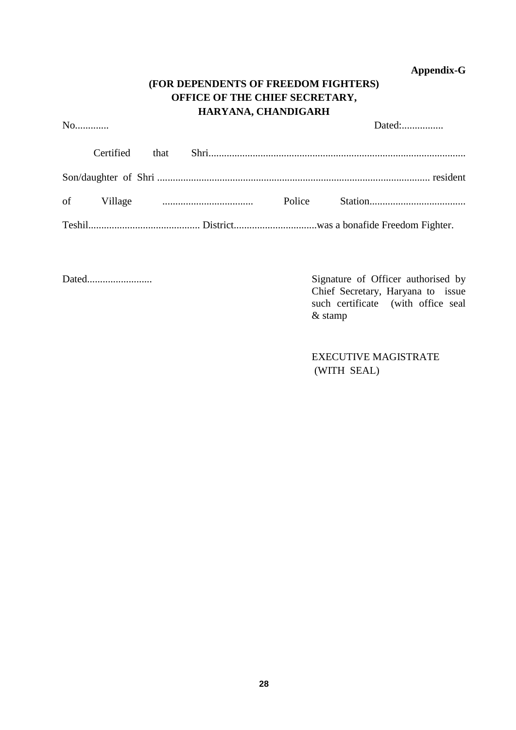**Appendix-G**

**(FOR DEPENDENTS OF FREEDOM FIGHTERS)**
**OFFICE OF THE CHIEF SECRETARY,**
**HARYANA, CHANDIGARH**

No............. Dated:................

Certified that Shri..................................................................................................

Son/daughter of Shri ....................................................................................................... resident

of Village ................................... Police Station.....................................

Teshil........................................... District................................was a bonafide Freedom Fighter.

Dated.........................

Signature of Officer authorised by Chief Secretary, Haryana to issue such certificate (with office seal & stamp

EXECUTIVE MAGISTRATE
(WITH SEAL)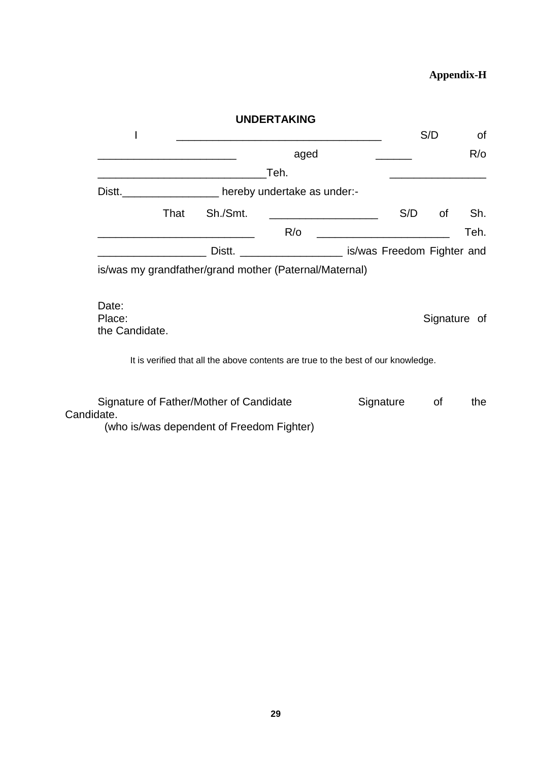**Appendix-H**

## UNDERTAKING

I ________________________________ S/D of ______________________ aged ______ R/o ___________________________Teh. ________________ Distt.________________ hereby undertake as under:-

That Sh./Smt. _________________ S/D of Sh. _________________________ R/o _____________________ Teh. _________________ Distt. ________________ is/was Freedom Fighter and is/was my grandfather/grand mother (Paternal/Maternal)

Date:
Place: Signature of the Candidate.

It is verified that all the above contents are true to the best of our knowledge.

Signature of Father/Mother of Candidate Signature of the Candidate.
(who is/was dependent of Freedom Fighter)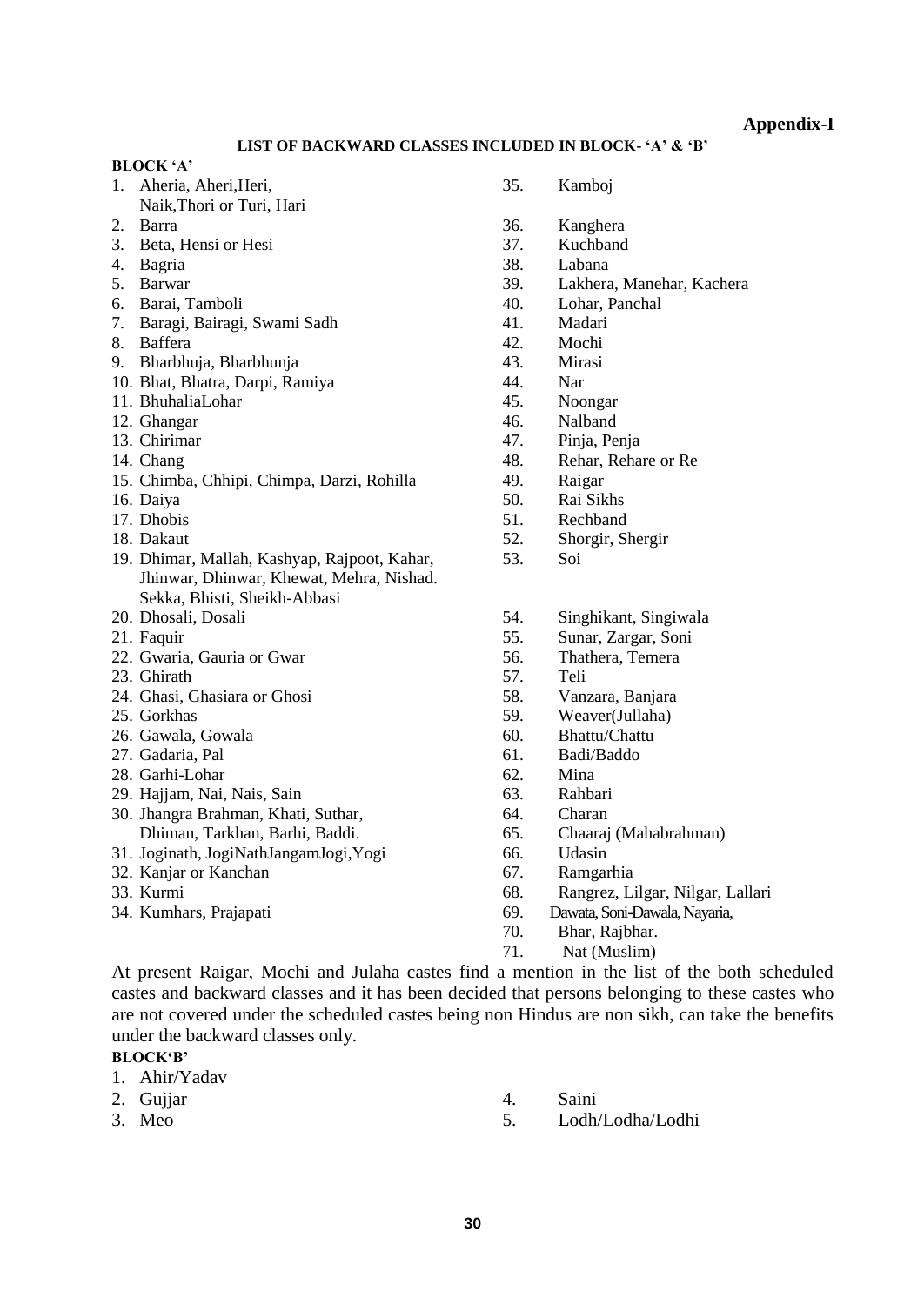**Appendix-I**

**LIST OF BACKWARD CLASSES INCLUDED IN BLOCK- 'A' & 'B'**

**BLOCK 'A'**

1. Aheria, Aheri,Heri, Naik,Thori or Turi, Hari
2. Barra
3. Beta, Hensi or Hesi
4. Bagria
5. Barwar
6. Barai, Tamboli
7. Baragi, Bairagi, Swami Sadh
8. Baffera
9. Bharbhuja, Bharbhunja
10. Bhat, Bhatra, Darpi, Ramiya
11. BhuhaliaLohar
12. Ghangar
13. Chirimar
14. Chang
15. Chimba, Chhipi, Chimpa, Darzi, Rohilla
16. Daiya
17. Dhobis
18. Dakaut
19. Dhimar, Mallah, Kashyap, Rajpoot, Kahar, Jhinwar, Dhinwar, Khewat, Mehra, Nishad. Sekka, Bhisti, Sheikh-Abbasi
20. Dhosali, Dosali
21. Faquir
22. Gwaria, Gauria or Gwar
23. Ghirath
24. Ghasi, Ghasiara or Ghosi
25. Gorkhas
26. Gawala, Gowala
27. Gadaria, Pal
28. Garhi-Lohar
29. Hajjam, Nai, Nais, Sain
30. Jhangra Brahman, Khati, Suthar, Dhiman, Tarkhan, Barhi, Baddi.
31. Joginath, JogiNathJangamJogi,Yogi
32. Kanjar or Kanchan
33. Kurmi
34. Kumhars, Prajapati
35. Kamboj
36. Kanghera
37. Kuchband
38. Labana
39. Lakhera, Manehar, Kachera
40. Lohar, Panchal
41. Madari
42. Mochi
43. Mirasi
44. Nar
45. Noongar
46. Nalband
47. Pinja, Penja
48. Rehar, Rehare or Re
49. Raigar
50. Rai Sikhs
51. Rechband
52. Shorgir, Shergir
53. Soi
54. Singhikant, Singiwala
55. Sunar, Zargar, Soni
56. Thathera, Temera
57. Teli
58. Vanzara, Banjara
59. Weaver(Jullaha)
60. Bhattu/Chattu
61. Badi/Baddo
62. Mina
63. Rahbari
64. Charan
65. Chaaraj (Mahabrahman)
66. Udasin
67. Ramgarhia
68. Rangrez, Lilgar, Nilgar, Lallari
69. Dawata, Soni-Dawala, Nayaria,
70. Bhar, Rajbhar.
71. Nat (Muslim)

At present Raigar, Mochi and Julaha castes find a mention in the list of the both scheduled castes and backward classes and it has been decided that persons belonging to these castes who are not covered under the scheduled castes being non Hindus are non sikh, can take the benefits under the backward classes only.

**BLOCK'B'**

1. Ahir/Yadav
2. Gujjar
3. Meo
4. Saini
5. Lodh/Lodha/Lodhi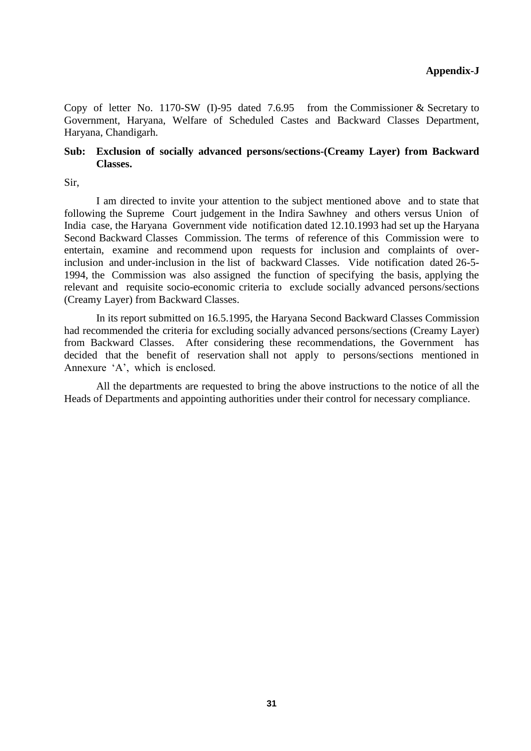**Appendix-J**

Copy of letter No. 1170-SW (I)-95 dated 7.6.95 from the Commissioner & Secretary to Government, Haryana, Welfare of Scheduled Castes and Backward Classes Department, Haryana, Chandigarh.

**Sub: Exclusion of socially advanced persons/sections-(Creamy Layer) from Backward Classes.**

Sir,

I am directed to invite your attention to the subject mentioned above and to state that following the Supreme Court judgement in the Indira Sawhney and others versus Union of India case, the Haryana Government vide notification dated 12.10.1993 had set up the Haryana Second Backward Classes Commission. The terms of reference of this Commission were to entertain, examine and recommend upon requests for inclusion and complaints of over-inclusion and under-inclusion in the list of backward Classes. Vide notification dated 26-5-1994, the Commission was also assigned the function of specifying the basis, applying the relevant and requisite socio-economic criteria to exclude socially advanced persons/sections (Creamy Layer) from Backward Classes.

In its report submitted on 16.5.1995, the Haryana Second Backward Classes Commission had recommended the criteria for excluding socially advanced persons/sections (Creamy Layer) from Backward Classes. After considering these recommendations, the Government has decided that the benefit of reservation shall not apply to persons/sections mentioned in Annexure 'A', which is enclosed.

All the departments are requested to bring the above instructions to the notice of all the Heads of Departments and appointing authorities under their control for necessary compliance.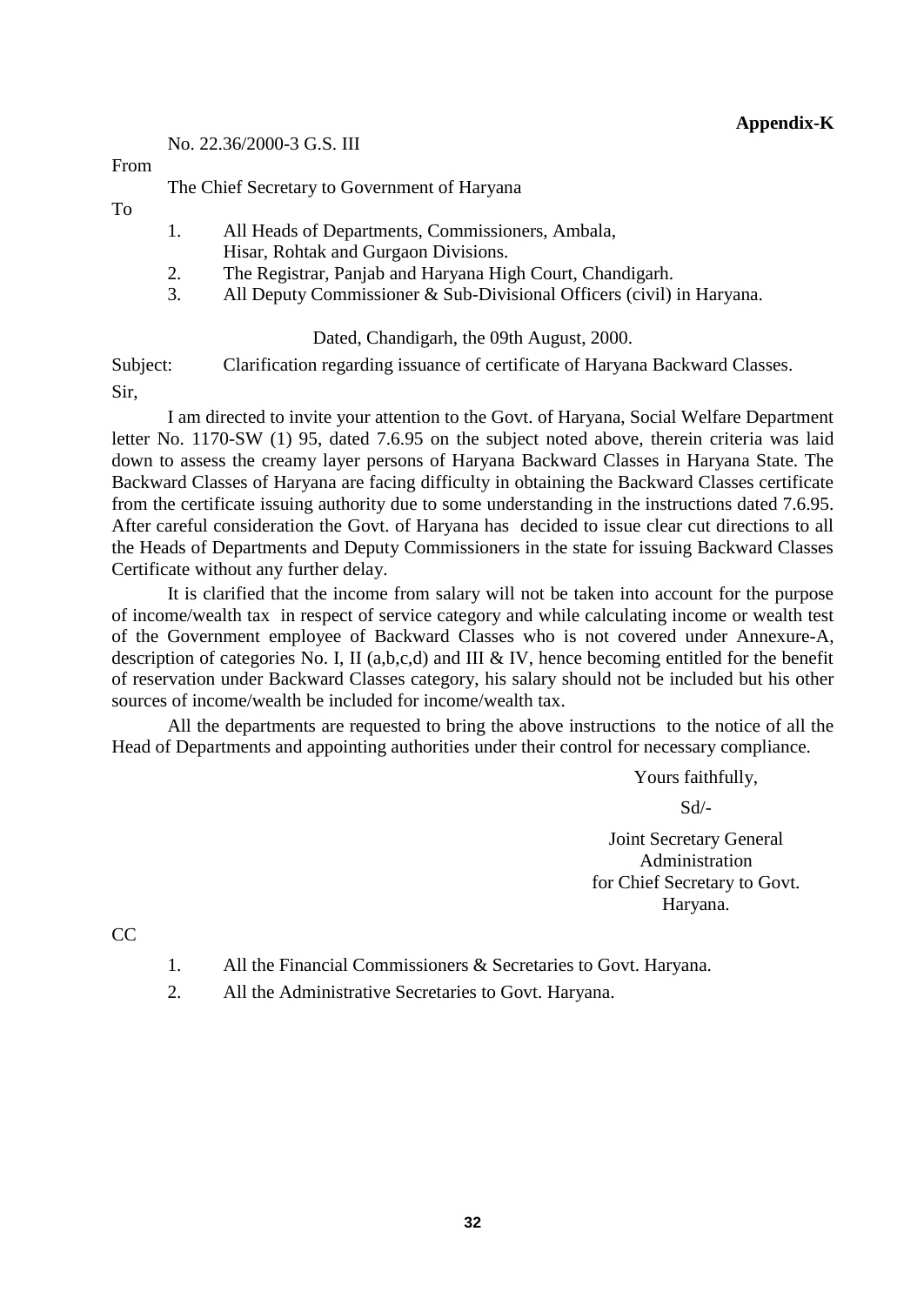**Appendix-K**

No. 22.36/2000-3 G.S. III

From

The Chief Secretary to Government of Haryana

To

1. All Heads of Departments, Commissioners, Ambala, Hisar, Rohtak and Gurgaon Divisions.
2. The Registrar, Panjab and Haryana High Court, Chandigarh.
3. All Deputy Commissioner & Sub-Divisional Officers (civil) in Haryana.

Dated, Chandigarh, the 09th August, 2000.

Subject: Clarification regarding issuance of certificate of Haryana Backward Classes.

Sir,

I am directed to invite your attention to the Govt. of Haryana, Social Welfare Department letter No. 1170-SW (1) 95, dated 7.6.95 on the subject noted above, therein criteria was laid down to assess the creamy layer persons of Haryana Backward Classes in Haryana State. The Backward Classes of Haryana are facing difficulty in obtaining the Backward Classes certificate from the certificate issuing authority due to some understanding in the instructions dated 7.6.95. After careful consideration the Govt. of Haryana has decided to issue clear cut directions to all the Heads of Departments and Deputy Commissioners in the state for issuing Backward Classes Certificate without any further delay.

It is clarified that the income from salary will not be taken into account for the purpose of income/wealth tax in respect of service category and while calculating income or wealth test of the Government employee of Backward Classes who is not covered under Annexure-A, description of categories No. I, II (a,b,c,d) and III & IV, hence becoming entitled for the benefit of reservation under Backward Classes category, his salary should not be included but his other sources of income/wealth be included for income/wealth tax.

All the departments are requested to bring the above instructions to the notice of all the Head of Departments and appointing authorities under their control for necessary compliance.

Yours faithfully,

Sd/-

Joint Secretary General Administration
for Chief Secretary to Govt. Haryana.

CC

1. All the Financial Commissioners & Secretaries to Govt. Haryana.
2. All the Administrative Secretaries to Govt. Haryana.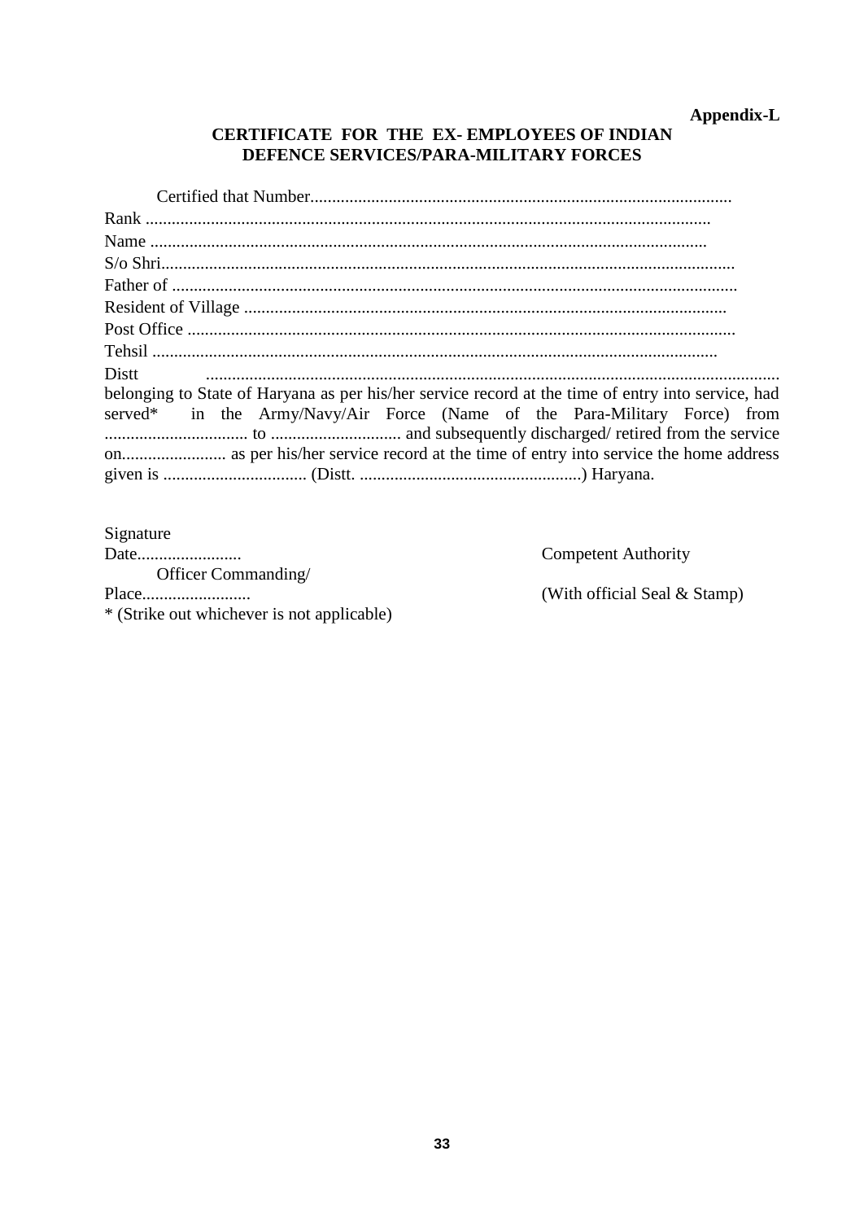**Appendix-L**

**CERTIFICATE FOR THE EX- EMPLOYEES OF INDIAN DEFENCE SERVICES/PARA-MILITARY FORCES**

Certified that Number.................................................................................................
Rank ..................................................................................................................
Name .................................................................................................................
S/o Shri...................................................................................................................
Father of .................................................................................................................
Resident of Village ..............................................................................................
Post Office .............................................................................................................
Tehsil ..................................................................................................................
Distt ....................................................................................................................
belonging to State of Haryana as per his/her service record at the time of entry into service, had served* in the Army/Navy/Air Force (Name of the Para-Military Force) from .................................. to ............................... and subsequently discharged/ retired from the service on........................ as per his/her service record at the time of entry into service the home address given is ................................. (Distt. ...................................................) Haryana.

Signature
Date........................ Competent Authority
Officer Commanding/
Place......................... (With official Seal & Stamp)
* (Strike out whichever is not applicable)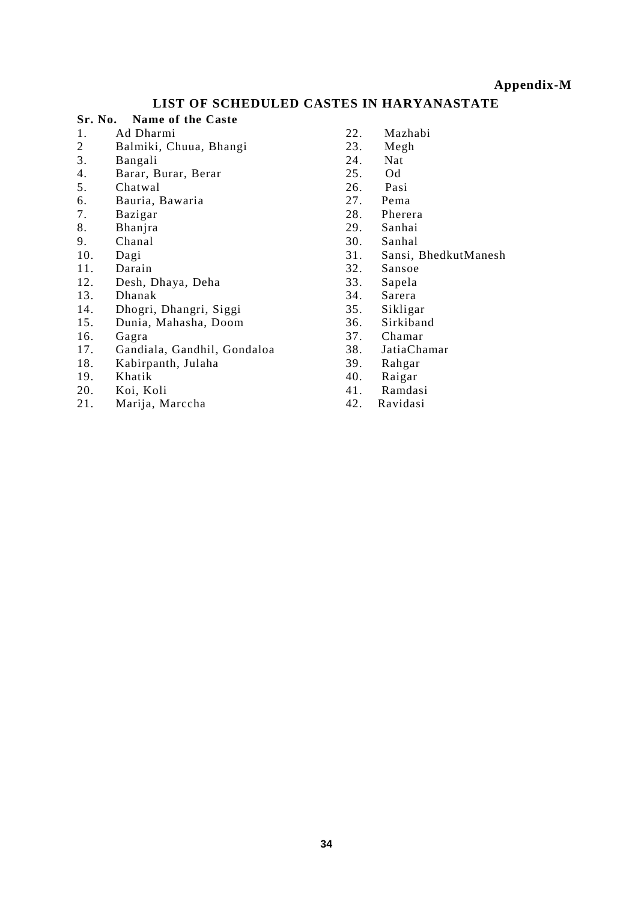**Appendix-M**

## LIST OF SCHEDULED CASTES IN HARYANASTATE

| Sr. No. | Name of the Caste | Sr. No. | Name of the Caste |
|---|---|---|---|
| 1. | Ad Dharmi | 22. | Mazhabi |
| 2 | Balmiki, Chuua, Bhangi | 23. | Megh |
| 3. | Bangali | 24. | Nat |
| 4. | Barar, Burar, Berar | 25. | Od |
| 5. | Chatwal | 26. | Pasi |
| 6. | Bauria, Bawaria | 27. | Pema |
| 7. | Bazigar | 28. | Pherera |
| 8. | Bhanjra | 29. | Sanhai |
| 9. | Chanal | 30. | Sanhal |
| 10. | Dagi | 31. | Sansi, BhedkutManesh |
| 11. | Darain | 32. | Sansoe |
| 12. | Desh, Dhaya, Deha | 33. | Sapela |
| 13. | Dhanak | 34. | Sarera |
| 14. | Dhogri, Dhangri, Siggi | 35. | Sikligar |
| 15. | Dunia, Mahasha, Doom | 36. | Sirkiband |
| 16. | Gagra | 37. | Chamar |
| 17. | Gandiala, Gandhil, Gondaloa | 38. | JatiaChamar |
| 18. | Kabirpanth, Julaha | 39. | Rahgar |
| 19. | Khatik | 40. | Raigar |
| 20. | Koi, Koli | 41. | Ramdasi |
| 21. | Marija, Marccha | 42. | Ravidasi |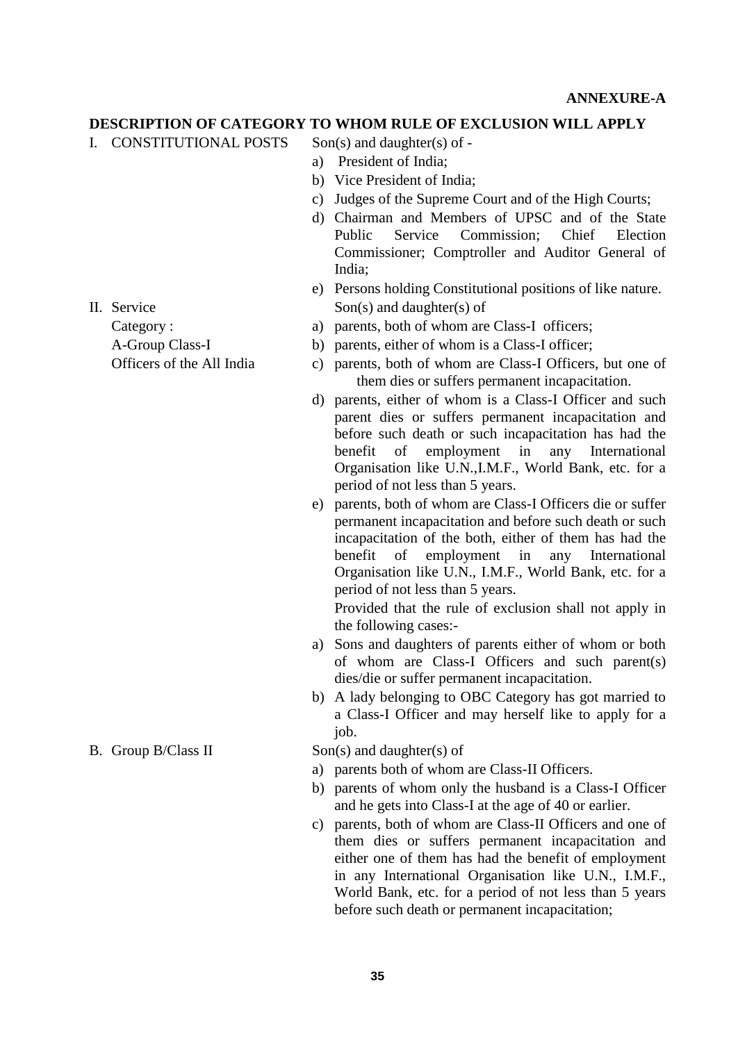**ANNEXURE-A**

**DESCRIPTION OF CATEGORY TO WHOM RULE OF EXCLUSION WILL APPLY**

I. CONSTITUTIONAL POSTS

Son(s) and daughter(s) of -

a) President of India;
b) Vice President of India;
c) Judges of the Supreme Court and of the High Courts;
d) Chairman and Members of UPSC and of the State Public Service Commission; Chief Election Commissioner; Comptroller and Auditor General of India;
e) Persons holding Constitutional positions of like nature.

II. Service Category : A-Group Class-I Officers of the All India

Son(s) and daughter(s) of

a) parents, both of whom are Class-I officers;
b) parents, either of whom is a Class-I officer;
c) parents, both of whom are Class-I Officers, but one of them dies or suffers permanent incapacitation.
d) parents, either of whom is a Class-I Officer and such parent dies or suffers permanent incapacitation and before such death or such incapacitation has had the benefit of employment in any International Organisation like U.N.,I.M.F., World Bank, etc. for a period of not less than 5 years.
e) parents, both of whom are Class-I Officers die or suffer permanent incapacitation and before such death or such incapacitation of the both, either of them has had the benefit of employment in any International Organisation like U.N., I.M.F., World Bank, etc. for a period of not less than 5 years.

Provided that the rule of exclusion shall not apply in the following cases:-

a) Sons and daughters of parents either of whom or both of whom are Class-I Officers and such parent(s) dies/die or suffer permanent incapacitation.
b) A lady belonging to OBC Category has got married to a Class-I Officer and may herself like to apply for a job.

B. Group B/Class II

Son(s) and daughter(s) of

a) parents both of whom are Class-II Officers.
b) parents of whom only the husband is a Class-I Officer and he gets into Class-I at the age of 40 or earlier.
c) parents, both of whom are Class-II Officers and one of them dies or suffers permanent incapacitation and either one of them has had the benefit of employment in any International Organisation like U.N., I.M.F., World Bank, etc. for a period of not less than 5 years before such death or permanent incapacitation;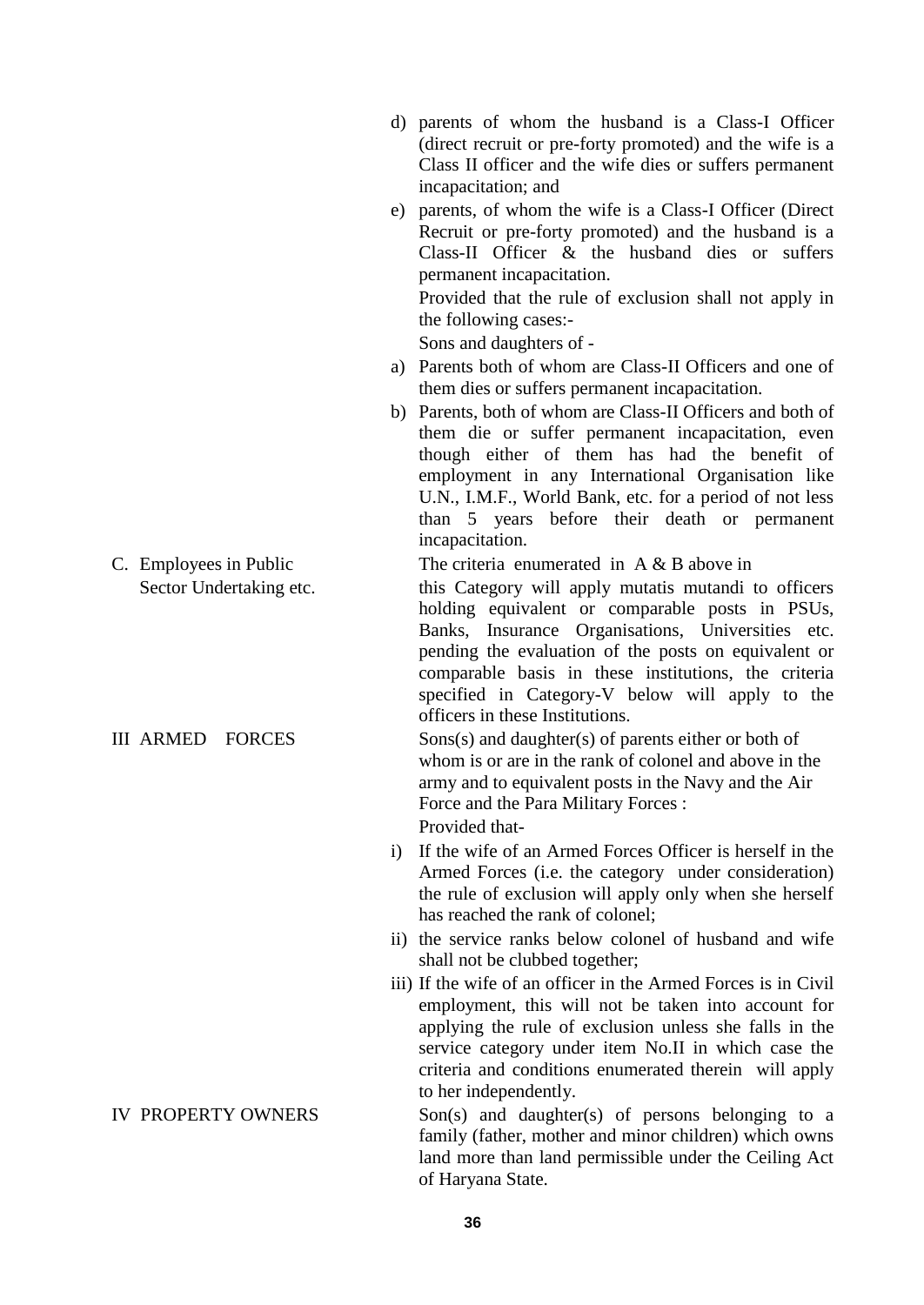d) parents of whom the husband is a Class-I Officer (direct recruit or pre-forty promoted) and the wife is a Class II officer and the wife dies or suffers permanent incapacitation; and

e) parents, of whom the wife is a Class-I Officer (Direct Recruit or pre-forty promoted) and the husband is a Class-II Officer & the husband dies or suffers permanent incapacitation.

Provided that the rule of exclusion shall not apply in the following cases:-

Sons and daughters of -

a) Parents both of whom are Class-II Officers and one of them dies or suffers permanent incapacitation.

b) Parents, both of whom are Class-II Officers and both of them die or suffer permanent incapacitation, even though either of them has had the benefit of employment in any International Organisation like U.N., I.M.F., World Bank, etc. for a period of not less than 5 years before their death or permanent incapacitation.

| | |
|---|---|
| C. Employees in Public Sector Undertaking etc. | The criteria enumerated in A & B above in this Category will apply mutatis mutandi to officers holding equivalent or comparable posts in PSUs, Banks, Insurance Organisations, Universities etc. pending the evaluation of the posts on equivalent or comparable basis in these institutions, the criteria specified in Category-V below will apply to the officers in these Institutions. |
| III ARMED FORCES | Sons(s) and daughter(s) of parents either or both of whom is or are in the rank of colonel and above in the army and to equivalent posts in the Navy and the Air Force and the Para Military Forces :<br>Provided that-<br>i) If the wife of an Armed Forces Officer is herself in the Armed Forces (i.e. the category under consideration) the rule of exclusion will apply only when she herself has reached the rank of colonel;<br>ii) the service ranks below colonel of husband and wife shall not be clubbed together;<br>iii) If the wife of an officer in the Armed Forces is in Civil employment, this will not be taken into account for applying the rule of exclusion unless she falls in the service category under item No.II in which case the criteria and conditions enumerated therein will apply to her independently. |
| IV PROPERTY OWNERS | Son(s) and daughter(s) of persons belonging to a family (father, mother and minor children) which owns land more than land permissible under the Ceiling Act of Haryana State. |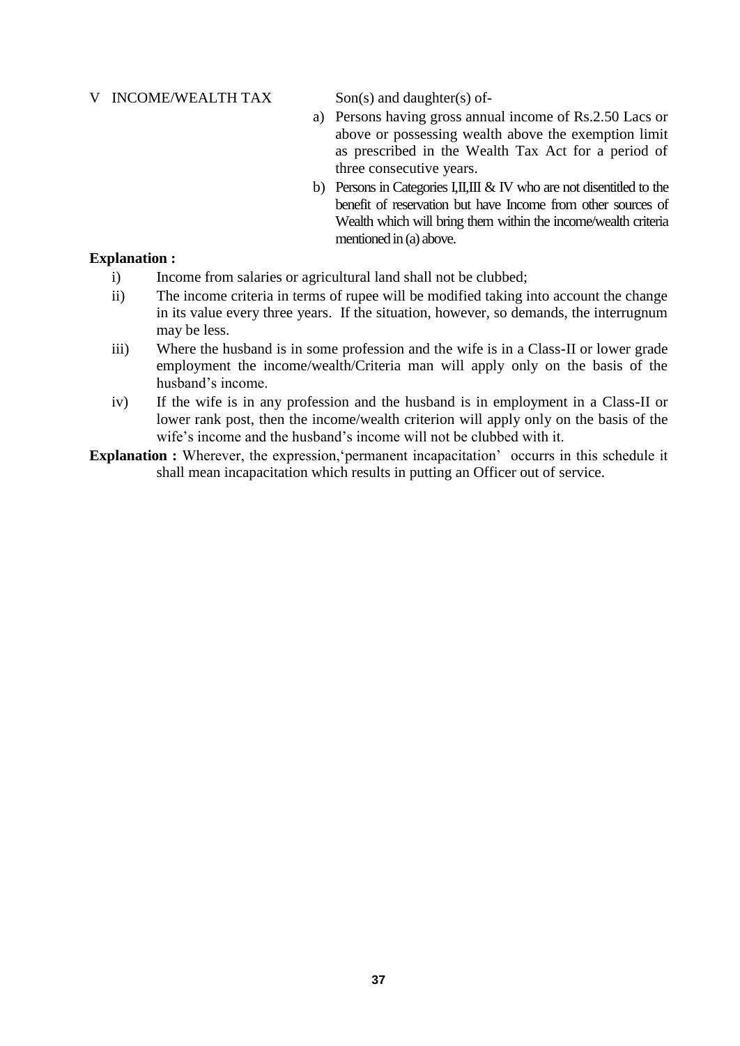V INCOME/WEALTH TAX

Son(s) and daughter(s) of-

a) Persons having gross annual income of Rs.2.50 Lacs or above or possessing wealth above the exemption limit as prescribed in the Wealth Tax Act for a period of three consecutive years.
b) Persons in Categories I,II,III & IV who are not disentitled to the benefit of reservation but have Income from other sources of Wealth which will bring them within the income/wealth criteria mentioned in (a) above.

**Explanation :**

i) Income from salaries or agricultural land shall not be clubbed;

ii) The income criteria in terms of rupee will be modified taking into account the change in its value every three years. If the situation, however, so demands, the interrugnum may be less.

iii) Where the husband is in some profession and the wife is in a Class-II or lower grade employment the income/wealth/Criteria man will apply only on the basis of the husband's income.

iv) If the wife is in any profession and the husband is in employment in a Class-II or lower rank post, then the income/wealth criterion will apply only on the basis of the wife's income and the husband's income will not be clubbed with it.

**Explanation :** Wherever, the expression,'permanent incapacitation' occurrs in this schedule it shall mean incapacitation which results in putting an Officer out of service.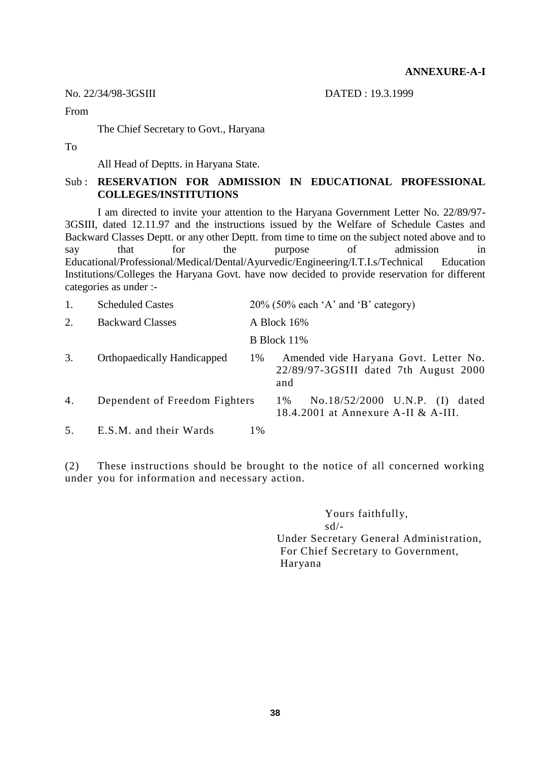**ANNEXURE-A-I**

No. 22/34/98-3GSIII DATED : 19.3.1999

From

The Chief Secretary to Govt., Haryana

To

All Head of Deptts. in Haryana State.

Sub : **RESERVATION FOR ADMISSION IN EDUCATIONAL PROFESSIONAL COLLEGES/INSTITUTIONS**

I am directed to invite your attention to the Haryana Government Letter No. 22/89/97-3GSIII, dated 12.11.97 and the instructions issued by the Welfare of Schedule Castes and Backward Classes Deptt. or any other Deptt. from time to time on the subject noted above and to say that for the purpose of admission in Educational/Professional/Medical/Dental/Ayurvedic/Engineering/I.T.I.s/Technical Education Institutions/Colleges the Haryana Govt. have now decided to provide reservation for different categories as under :-

| | | | |
|---|---|---|---|
| 1. | Scheduled Castes | 20% (50% each 'A' and 'B' category) | |
| 2. | Backward Classes | A Block 16% | |
| | | B Block 11% | |
| 3. | Orthopaedically Handicapped | 1% | Amended vide Haryana Govt. Letter No. 22/89/97-3GSIII dated 7th August 2000 and |
| 4. | Dependent of Freedom Fighters | 1% | No.18/52/2000 U.N.P. (I) dated 18.4.2001 at Annexure A-II & A-III. |
| 5. | E.S.M. and their Wards | 1% | |

(2) These instructions should be brought to the notice of all concerned working under you for information and necessary action.

Yours faithfully,
sd/-
Under Secretary General Administration,
For Chief Secretary to Government,
Haryana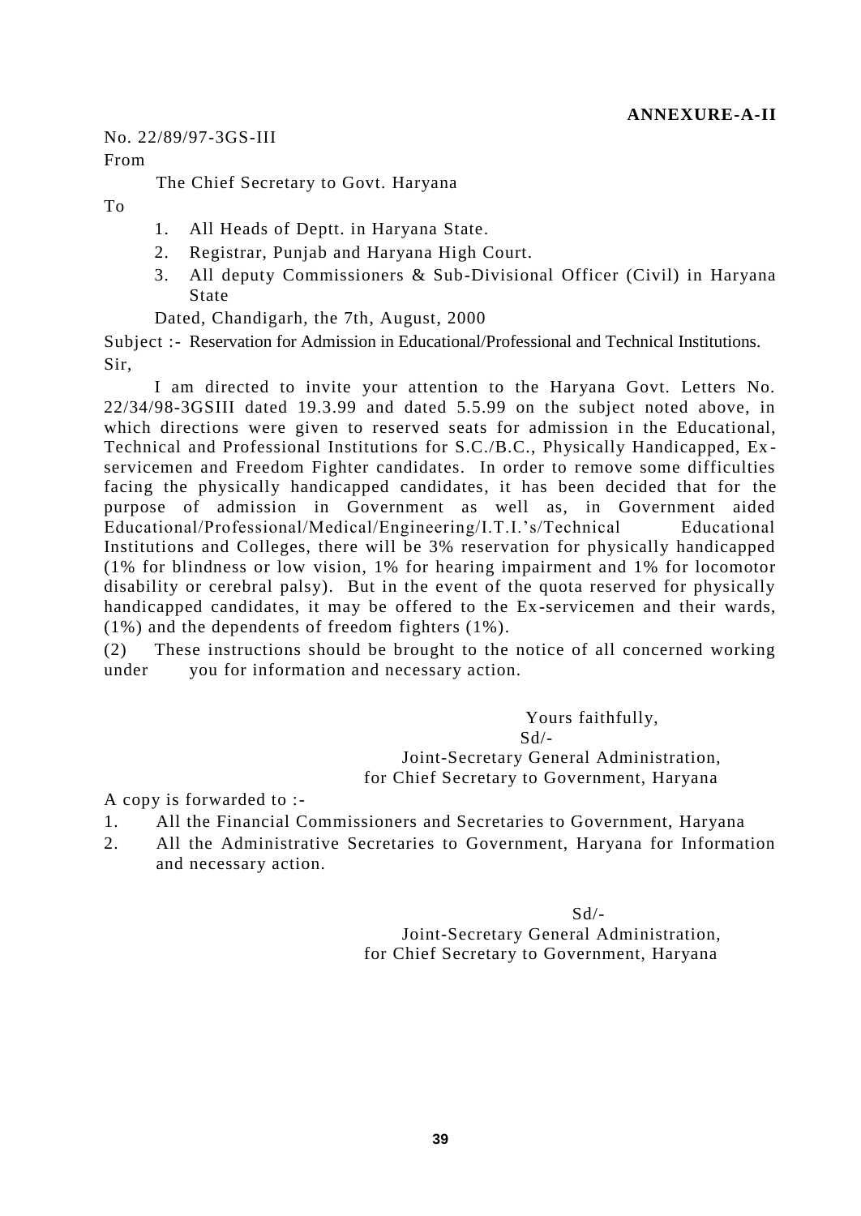**ANNEXURE-A-II**

No. 22/89/97-3GS-III

From

The Chief Secretary to Govt. Haryana

To

1. All Heads of Deptt. in Haryana State.
2. Registrar, Punjab and Haryana High Court.
3. All deputy Commissioners & Sub-Divisional Officer (Civil) in Haryana State

Dated, Chandigarh, the 7th, August, 2000

Subject :- Reservation for Admission in Educational/Professional and Technical Institutions.

Sir,

I am directed to invite your attention to the Haryana Govt. Letters No. 22/34/98-3GSIII dated 19.3.99 and dated 5.5.99 on the subject noted above, in which directions were given to reserved seats for admission in the Educational, Technical and Professional Institutions for S.C./B.C., Physically Handicapped, Ex-servicemen and Freedom Fighter candidates. In order to remove some difficulties facing the physically handicapped candidates, it has been decided that for the purpose of admission in Government as well as, in Government aided Educational/Professional/Medical/Engineering/I.T.I.'s/Technical Educational Institutions and Colleges, there will be 3% reservation for physically handicapped (1% for blindness or low vision, 1% for hearing impairment and 1% for locomotor disability or cerebral palsy). But in the event of the quota reserved for physically handicapped candidates, it may be offered to the Ex-servicemen and their wards, (1%) and the dependents of freedom fighters (1%).

(2) These instructions should be brought to the notice of all concerned working under you for information and necessary action.

Yours faithfully,

Sd/-

Joint-Secretary General Administration,
for Chief Secretary to Government, Haryana

A copy is forwarded to :-

1. All the Financial Commissioners and Secretaries to Government, Haryana
2. All the Administrative Secretaries to Government, Haryana for Information and necessary action.

Sd/-

Joint-Secretary General Administration,
for Chief Secretary to Government, Haryana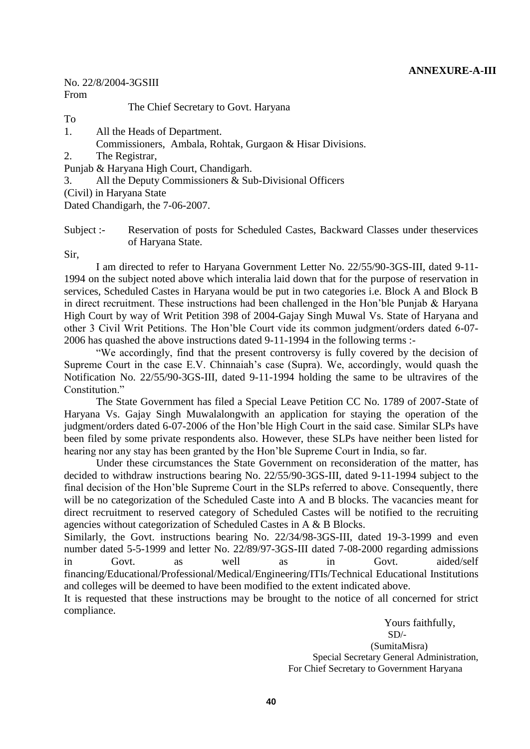**ANNEXURE-A-III**

No. 22/8/2004-3GSIII

From

The Chief Secretary to Govt. Haryana

To

1. All the Heads of Department.
   Commissioners, Ambala, Rohtak, Gurgaon & Hisar Divisions.
2. The Registrar,
   Punjab & Haryana High Court, Chandigarh.
3. All the Deputy Commissioners & Sub-Divisional Officers
   (Civil) in Haryana State

Dated Chandigarh, the 7-06-2007.

Subject :- Reservation of posts for Scheduled Castes, Backward Classes under theservices of Haryana State.

Sir,

I am directed to refer to Haryana Government Letter No. 22/55/90-3GS-III, dated 9-11-1994 on the subject noted above which interalia laid down that for the purpose of reservation in services, Scheduled Castes in Haryana would be put in two categories i.e. Block A and Block B in direct recruitment. These instructions had been challenged in the Hon'ble Punjab & Haryana High Court by way of Writ Petition 398 of 2004-Gajay Singh Muwal Vs. State of Haryana and other 3 Civil Writ Petitions. The Hon'ble Court vide its common judgment/orders dated 6-07-2006 has quashed the above instructions dated 9-11-1994 in the following terms :-

"We accordingly, find that the present controversy is fully covered by the decision of Supreme Court in the case E.V. Chinnaiah's case (Supra). We, accordingly, would quash the Notification No. 22/55/90-3GS-III, dated 9-11-1994 holding the same to be ultravires of the Constitution."

The State Government has filed a Special Leave Petition CC No. 1789 of 2007-State of Haryana Vs. Gajay Singh Muwalalongwith an application for staying the operation of the judgment/orders dated 6-07-2006 of the Hon'ble High Court in the said case. Similar SLPs have been filed by some private respondents also. However, these SLPs have neither been listed for hearing nor any stay has been granted by the Hon'ble Supreme Court in India, so far.

Under these circumstances the State Government on reconsideration of the matter, has decided to withdraw instructions bearing No. 22/55/90-3GS-III, dated 9-11-1994 subject to the final decision of the Hon'ble Supreme Court in the SLPs referred to above. Consequently, there will be no categorization of the Scheduled Caste into A and B blocks. The vacancies meant for direct recruitment to reserved category of Scheduled Castes will be notified to the recruiting agencies without categorization of Scheduled Castes in A & B Blocks.

Similarly, the Govt. instructions bearing No. 22/34/98-3GS-III, dated 19-3-1999 and even number dated 5-5-1999 and letter No. 22/89/97-3GS-III dated 7-08-2000 regarding admissions in Govt. as well as in Govt. aided/self financing/Educational/Professional/Medical/Engineering/ITIs/Technical Educational Institutions and colleges will be deemed to have been modified to the extent indicated above.

It is requested that these instructions may be brought to the notice of all concerned for strict compliance.

Yours faithfully,

SD/-

(SumitaMisra)

Special Secretary General Administration,

For Chief Secretary to Government Haryana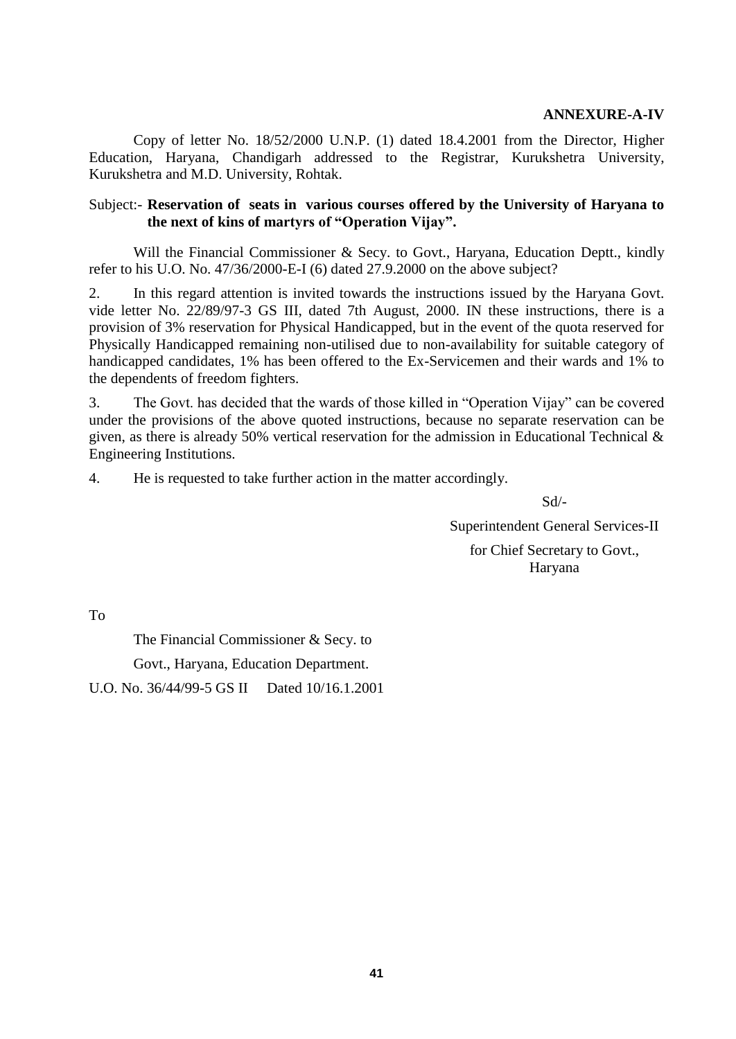**ANNEXURE-A-IV**

Copy of letter No. 18/52/2000 U.N.P. (1) dated 18.4.2001 from the Director, Higher Education, Haryana, Chandigarh addressed to the Registrar, Kurukshetra University, Kurukshetra and M.D. University, Rohtak.

Subject:- **Reservation of seats in various courses offered by the University of Haryana to the next of kins of martyrs of "Operation Vijay".**

Will the Financial Commissioner & Secy. to Govt., Haryana, Education Deptt., kindly refer to his U.O. No. 47/36/2000-E-I (6) dated 27.9.2000 on the above subject?

2. In this regard attention is invited towards the instructions issued by the Haryana Govt. vide letter No. 22/89/97-3 GS III, dated 7th August, 2000. IN these instructions, there is a provision of 3% reservation for Physical Handicapped, but in the event of the quota reserved for Physically Handicapped remaining non-utilised due to non-availability for suitable category of handicapped candidates, 1% has been offered to the Ex-Servicemen and their wards and 1% to the dependents of freedom fighters.

3. The Govt. has decided that the wards of those killed in "Operation Vijay" can be covered under the provisions of the above quoted instructions, because no separate reservation can be given, as there is already 50% vertical reservation for the admission in Educational Technical & Engineering Institutions.

4. He is requested to take further action in the matter accordingly.

Sd/-

Superintendent General Services-II

for Chief Secretary to Govt.,
Haryana

To

The Financial Commissioner & Secy. to

Govt., Haryana, Education Department.

U.O. No. 36/44/99-5 GS II Dated 10/16.1.2001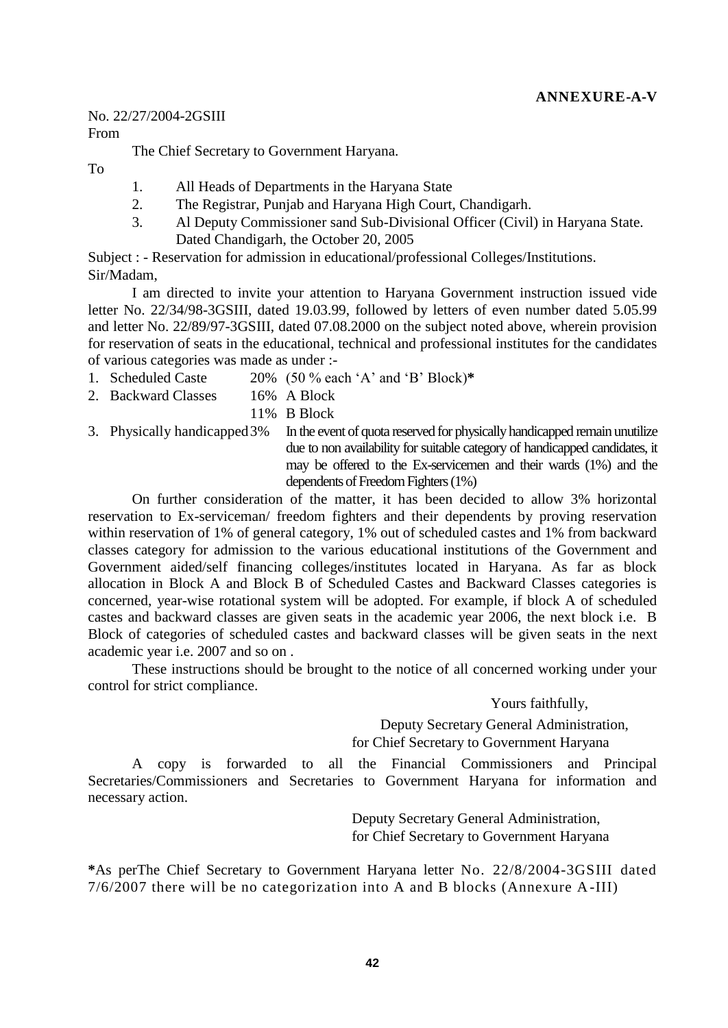**ANNEXURE-A-V**

No. 22/27/2004-2GSIII

From

The Chief Secretary to Government Haryana.

To

1. All Heads of Departments in the Haryana State
2. The Registrar, Punjab and Haryana High Court, Chandigarh.
3. Al Deputy Commissioner sand Sub-Divisional Officer (Civil) in Haryana State.

Dated Chandigarh, the October 20, 2005

Subject : - Reservation for admission in educational/professional Colleges/Institutions.

Sir/Madam,

I am directed to invite your attention to Haryana Government instruction issued vide letter No. 22/34/98-3GSIII, dated 19.03.99, followed by letters of even number dated 5.05.99 and letter No. 22/89/97-3GSIII, dated 07.08.2000 on the subject noted above, wherein provision for reservation of seats in the educational, technical and professional institutes for the candidates of various categories was made as under :-

| | | | |
|---|---|---|---|
| 1. | Scheduled Caste | 20% | (50 % each 'A' and 'B' Block)* |
| 2. | Backward Classes | 16% | A Block |
| | | 11% | B Block |
| 3. | Physically handicapped | 3% | In the event of quota reserved for physically handicapped remain unutilize due to non availability for suitable category of handicapped candidates, it may be offered to the Ex-servicemen and their wards (1%) and the dependents of Freedom Fighters (1%) |

On further consideration of the matter, it has been decided to allow 3% horizontal reservation to Ex-serviceman/ freedom fighters and their dependents by proving reservation within reservation of 1% of general category, 1% out of scheduled castes and 1% from backward classes category for admission to the various educational institutions of the Government and Government aided/self financing colleges/institutes located in Haryana. As far as block allocation in Block A and Block B of Scheduled Castes and Backward Classes categories is concerned, year-wise rotational system will be adopted. For example, if block A of scheduled castes and backward classes are given seats in the academic year 2006, the next block i.e. B Block of categories of scheduled castes and backward classes will be given seats in the next academic year i.e. 2007 and so on .

These instructions should be brought to the notice of all concerned working under your control for strict compliance.

Yours faithfully,

Deputy Secretary General Administration,
for Chief Secretary to Government Haryana

A copy is forwarded to all the Financial Commissioners and Principal Secretaries/Commissioners and Secretaries to Government Haryana for information and necessary action.

Deputy Secretary General Administration,
for Chief Secretary to Government Haryana

*As perThe Chief Secretary to Government Haryana letter No. 22/8/2004-3GSIII dated 7/6/2007 there will be no categorization into A and B blocks (Annexure A-III)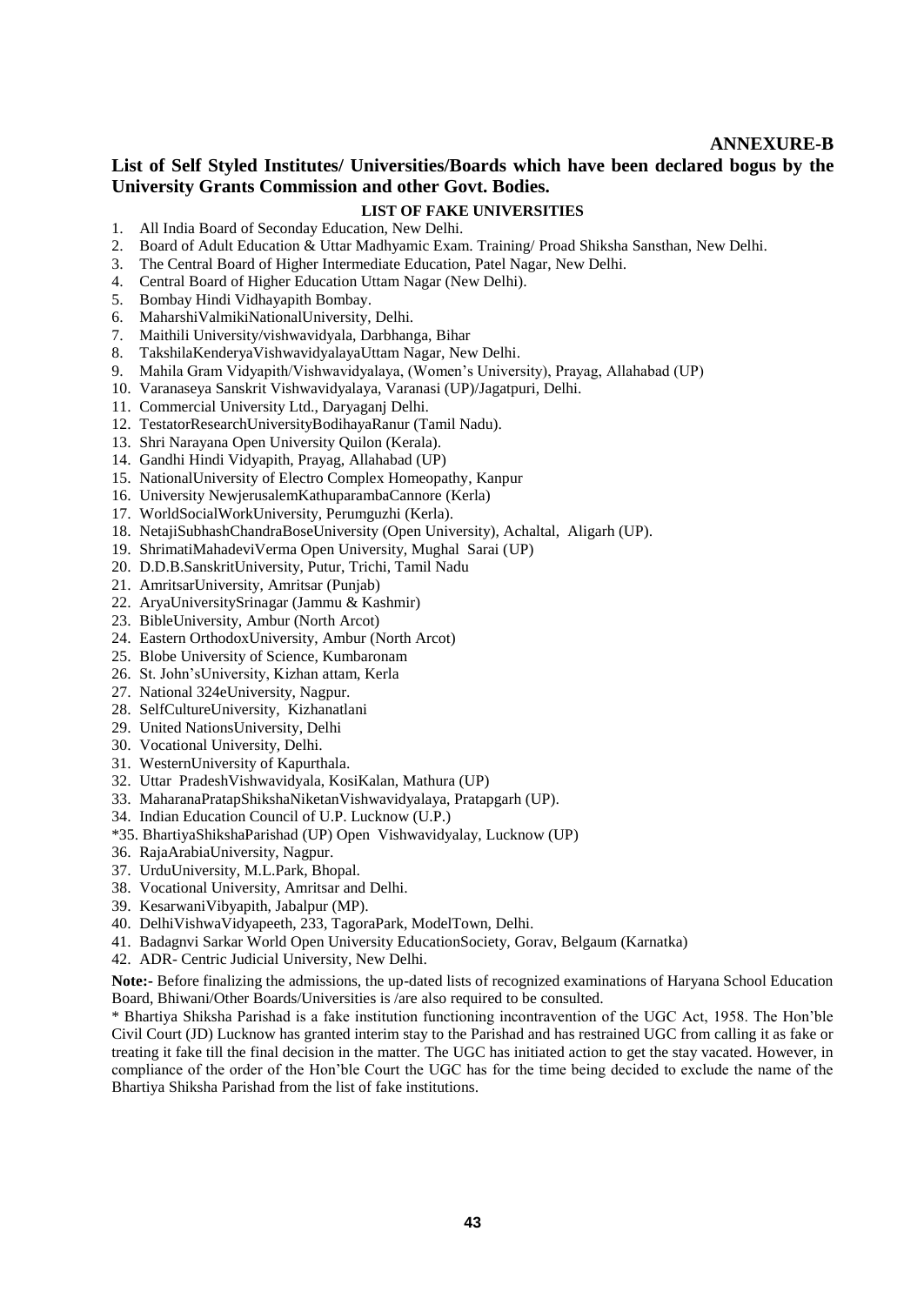**ANNEXURE-B**

## List of Self Styled Institutes/ Universities/Boards which have been declared bogus by the University Grants Commission and other Govt. Bodies.

### LIST OF FAKE UNIVERSITIES

1. All India Board of Seconday Education, New Delhi.
2. Board of Adult Education & Uttar Madhyamic Exam. Training/ Proad Shiksha Sansthan, New Delhi.
3. The Central Board of Higher Intermediate Education, Patel Nagar, New Delhi.
4. Central Board of Higher Education Uttam Nagar (New Delhi).
5. Bombay Hindi Vidhayapith Bombay.
6. MaharshiValmikiNationalUniversity, Delhi.
7. Maithili University/vishwavidyala, Darbhanga, Bihar
8. TakshilaKenderyaVishwavidyalayaUttam Nagar, New Delhi.
9. Mahila Gram Vidyapith/Vishwavidyalaya, (Women's University), Prayag, Allahabad (UP)
10. Varanaseya Sanskrit Vishwavidyalaya, Varanasi (UP)/Jagatpuri, Delhi.
11. Commercial University Ltd., Daryaganj Delhi.
12. TestatorResearchUniversityBodihayaRanur (Tamil Nadu).
13. Shri Narayana Open University Quilon (Kerala).
14. Gandhi Hindi Vidyapith, Prayag, Allahabad (UP)
15. NationalUniversity of Electro Complex Homeopathy, Kanpur
16. University NewjerusalemKathuparambaCannore (Kerla)
17. WorldSocialWorkUniversity, Perumguzhi (Kerla).
18. NetajiSubhashChandraBoseUniversity (Open University), Achaltal, Aligarh (UP).
19. ShrimatiMahadeviVerma Open University, Mughal Sarai (UP)
20. D.D.B.SanskritUniversity, Putur, Trichi, Tamil Nadu
21. AmritsarUniversity, Amritsar (Punjab)
22. AryaUniversitySrinagar (Jammu & Kashmir)
23. BibleUniversity, Ambur (North Arcot)
24. Eastern OrthodoxUniversity, Ambur (North Arcot)
25. Blobe University of Science, Kumbaronam
26. St. John'sUniversity, Kizhan attam, Kerla
27. National 324eUniversity, Nagpur.
28. SelfCultureUniversity, Kizhanatlani
29. United NationsUniversity, Delhi
30. Vocational University, Delhi.
31. WesternUniversity of Kapurthala.
32. Uttar PradeshVishwavidyala, KosiKalan, Mathura (UP)
33. MaharanaPratapShikshaNiketanVishwavidyalaya, Pratapgarh (UP).
34. Indian Education Council of U.P. Lucknow (U.P.)

*35. BhartiyaShikshaParishad (UP) Open Vishwavidyalay, Lucknow (UP)

36. RajaArabiaUniversity, Nagpur.
37. UrduUniversity, M.L.Park, Bhopal.
38. Vocational University, Amritsar and Delhi.
39. KesarwaniVibyapith, Jabalpur (MP).
40. DelhiVishwaVidyapeeth, 233, TagoraPark, ModelTown, Delhi.
41. Badagnvi Sarkar World Open University EducationSociety, Gorav, Belgaum (Karnatka)
42. ADR- Centric Judicial University, New Delhi.

**Note:-** Before finalizing the admissions, the up-dated lists of recognized examinations of Haryana School Education Board, Bhiwani/Other Boards/Universities is /are also required to be consulted.

* Bhartiya Shiksha Parishad is a fake institution functioning incontravention of the UGC Act, 1958. The Hon'ble Civil Court (JD) Lucknow has granted interim stay to the Parishad and has restrained UGC from calling it as fake or treating it fake till the final decision in the matter. The UGC has initiated action to get the stay vacated. However, in compliance of the order of the Hon'ble Court the UGC has for the time being decided to exclude the name of the Bhartiya Shiksha Parishad from the list of fake institutions.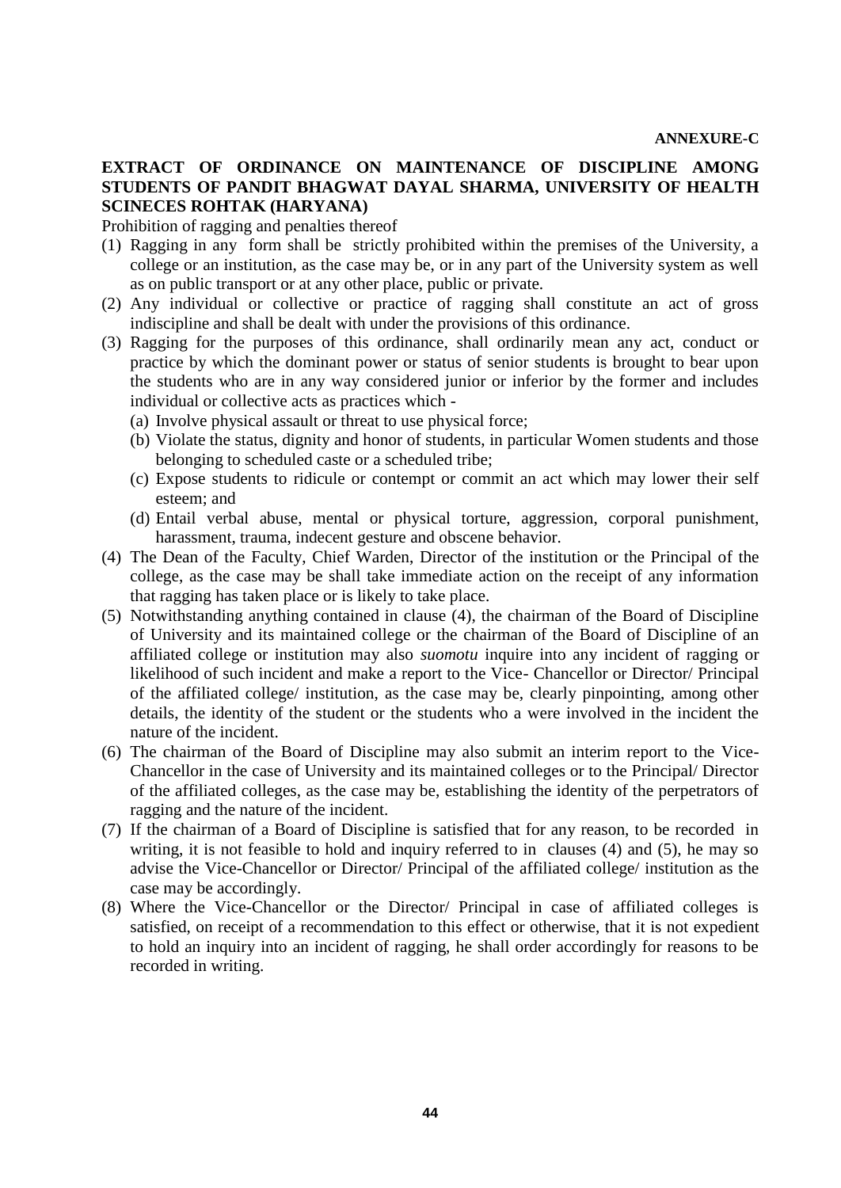**ANNEXURE-C**

## EXTRACT OF ORDINANCE ON MAINTENANCE OF DISCIPLINE AMONG STUDENTS OF PANDIT BHAGWAT DAYAL SHARMA, UNIVERSITY OF HEALTH SCINECES ROHTAK (HARYANA)

Prohibition of ragging and penalties thereof

(1) Ragging in any form shall be strictly prohibited within the premises of the University, a college or an institution, as the case may be, or in any part of the University system as well as on public transport or at any other place, public or private.

(2) Any individual or collective or practice of ragging shall constitute an act of gross indiscipline and shall be dealt with under the provisions of this ordinance.

(3) Ragging for the purposes of this ordinance, shall ordinarily mean any act, conduct or practice by which the dominant power or status of senior students is brought to bear upon the students who are in any way considered junior or inferior by the former and includes individual or collective acts as practices which -
   (a) Involve physical assault or threat to use physical force;
   (b) Violate the status, dignity and honor of students, in particular Women students and those belonging to scheduled caste or a scheduled tribe;
   (c) Expose students to ridicule or contempt or commit an act which may lower their self esteem; and
   (d) Entail verbal abuse, mental or physical torture, aggression, corporal punishment, harassment, trauma, indecent gesture and obscene behavior.

(4) The Dean of the Faculty, Chief Warden, Director of the institution or the Principal of the college, as the case may be shall take immediate action on the receipt of any information that ragging has taken place or is likely to take place.

(5) Notwithstanding anything contained in clause (4), the chairman of the Board of Discipline of University and its maintained college or the chairman of the Board of Discipline of an affiliated college or institution may also *suomotu* inquire into any incident of ragging or likelihood of such incident and make a report to the Vice- Chancellor or Director/ Principal of the affiliated college/ institution, as the case may be, clearly pinpointing, among other details, the identity of the student or the students who a were involved in the incident the nature of the incident.

(6) The chairman of the Board of Discipline may also submit an interim report to the Vice-Chancellor in the case of University and its maintained colleges or to the Principal/ Director of the affiliated colleges, as the case may be, establishing the identity of the perpetrators of ragging and the nature of the incident.

(7) If the chairman of a Board of Discipline is satisfied that for any reason, to be recorded in writing, it is not feasible to hold and inquiry referred to in clauses (4) and (5), he may so advise the Vice-Chancellor or Director/ Principal of the affiliated college/ institution as the case may be accordingly.

(8) Where the Vice-Chancellor or the Director/ Principal in case of affiliated colleges is satisfied, on receipt of a recommendation to this effect or otherwise, that it is not expedient to hold an inquiry into an incident of ragging, he shall order accordingly for reasons to be recorded in writing.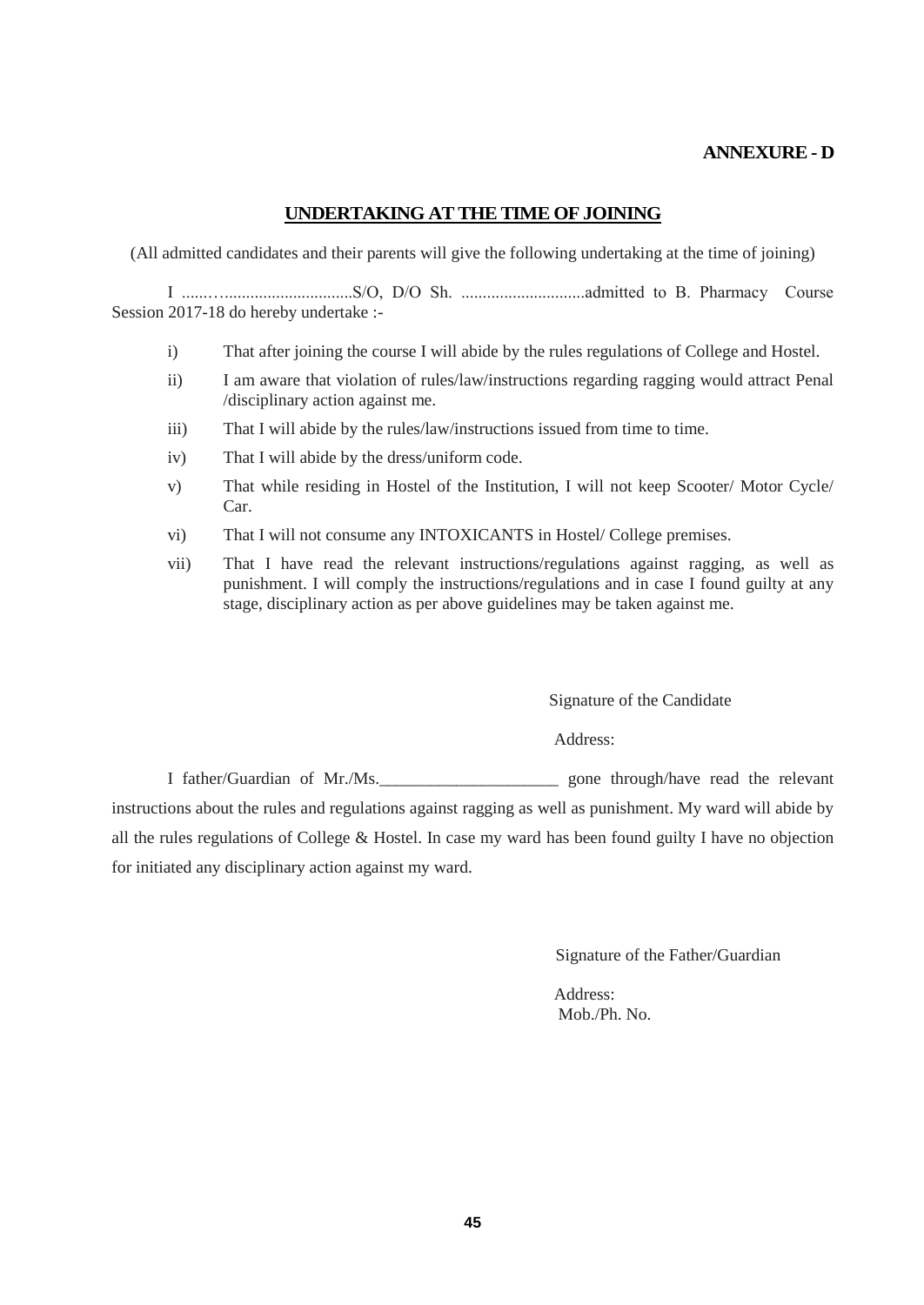**ANNEXURE - D**

## UNDERTAKING AT THE TIME OF JOINING

(All admitted candidates and their parents will give the following undertaking at the time of joining)

I ......…..............................S/O, D/O Sh. ............................admitted to B. Pharmacy Course Session 2017-18 do hereby undertake :-

i) That after joining the course I will abide by the rules regulations of College and Hostel.

ii) I am aware that violation of rules/law/instructions regarding ragging would attract Penal /disciplinary action against me.

iii) That I will abide by the rules/law/instructions issued from time to time.

iv) That I will abide by the dress/uniform code.

v) That while residing in Hostel of the Institution, I will not keep Scooter/ Motor Cycle/ Car.

vi) That I will not consume any INTOXICANTS in Hostel/ College premises.

vii) That I have read the relevant instructions/regulations against ragging, as well as punishment. I will comply the instructions/regulations and in case I found guilty at any stage, disciplinary action as per above guidelines may be taken against me.

Signature of the Candidate

Address:

I father/Guardian of Mr./Ms.____________________ gone through/have read the relevant instructions about the rules and regulations against ragging as well as punishment. My ward will abide by all the rules regulations of College & Hostel. In case my ward has been found guilty I have no objection for initiated any disciplinary action against my ward.

Signature of the Father/Guardian

Address:

Mob./Ph. No.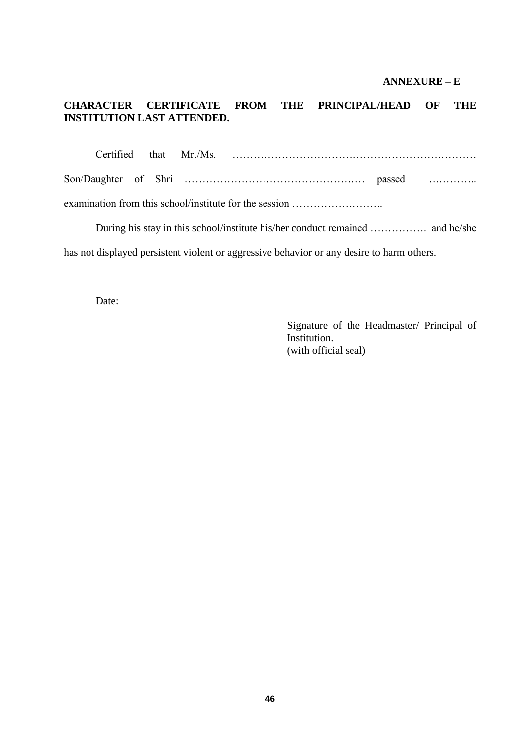**ANNEXURE – E**

**CHARACTER CERTIFICATE FROM THE PRINCIPAL/HEAD OF THE INSTITUTION LAST ATTENDED.**

Certified that Mr./Ms. …………………………………………………………… Son/Daughter of Shri …………………………………………… passed ………….. examination from this school/institute for the session ……………………..

During his stay in this school/institute his/her conduct remained ……………. and he/she has not displayed persistent violent or aggressive behavior or any desire to harm others.

Date:

Signature of the Headmaster/ Principal of Institution.
(with official seal)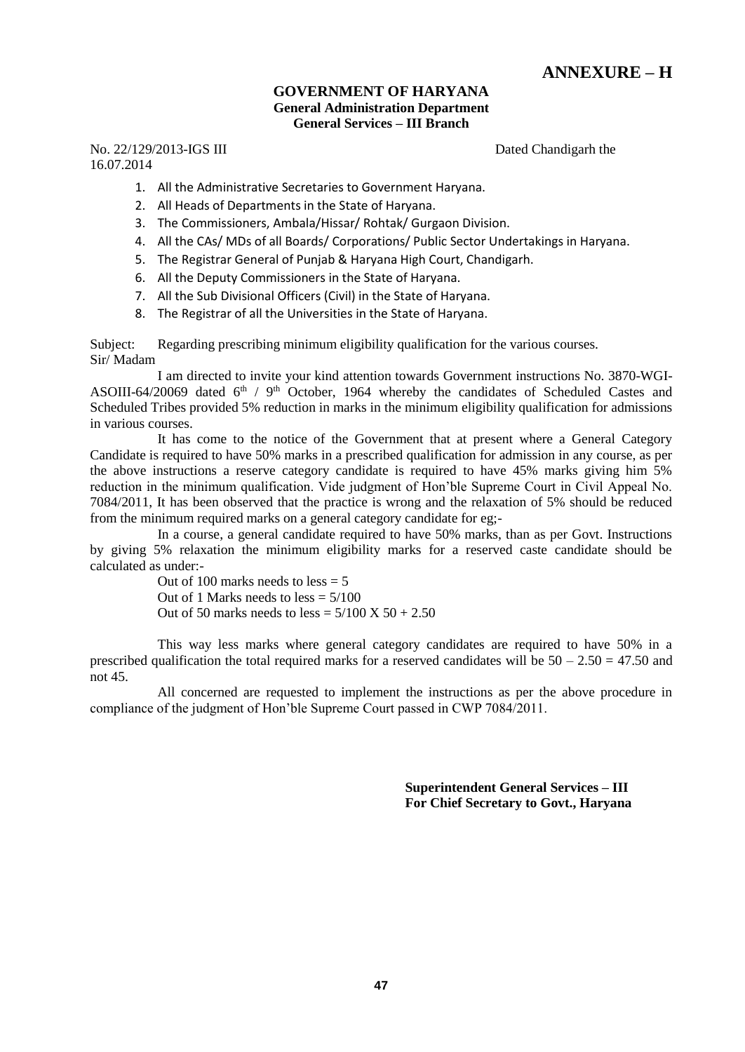# ANNEXURE – H

**GOVERNMENT OF HARYANA**
**General Administration Department**
**General Services – III Branch**

No. 22/129/2013-IGS III Dated Chandigarh the 16.07.2014

1. All the Administrative Secretaries to Government Haryana.
2. All Heads of Departments in the State of Haryana.
3. The Commissioners, Ambala/Hissar/ Rohtak/ Gurgaon Division.
4. All the CAs/ MDs of all Boards/ Corporations/ Public Sector Undertakings in Haryana.
5. The Registrar General of Punjab & Haryana High Court, Chandigarh.
6. All the Deputy Commissioners in the State of Haryana.
7. All the Sub Divisional Officers (Civil) in the State of Haryana.
8. The Registrar of all the Universities in the State of Haryana.

Subject: Regarding prescribing minimum eligibility qualification for the various courses.

Sir/ Madam

I am directed to invite your kind attention towards Government instructions No. 3870-WGI-ASOIII-64/20069 dated 6th / 9th October, 1964 whereby the candidates of Scheduled Castes and Scheduled Tribes provided 5% reduction in marks in the minimum eligibility qualification for admissions in various courses.

It has come to the notice of the Government that at present where a General Category Candidate is required to have 50% marks in a prescribed qualification for admission in any course, as per the above instructions a reserve category candidate is required to have 45% marks giving him 5% reduction in the minimum qualification. Vide judgment of Hon'ble Supreme Court in Civil Appeal No. 7084/2011, It has been observed that the practice is wrong and the relaxation of 5% should be reduced from the minimum required marks on a general category candidate for eg;-

In a course, a general candidate required to have 50% marks, than as per Govt. Instructions by giving 5% relaxation the minimum eligibility marks for a reserved caste candidate should be calculated as under:-

Out of 100 marks needs to less = 5
Out of 1 Marks needs to less = 5/100
Out of 50 marks needs to less = 5/100 X 50 + 2.50

This way less marks where general category candidates are required to have 50% in a prescribed qualification the total required marks for a reserved candidates will be 50 – 2.50 = 47.50 and not 45.

All concerned are requested to implement the instructions as per the above procedure in compliance of the judgment of Hon'ble Supreme Court passed in CWP 7084/2011.

**Superintendent General Services – III**
**For Chief Secretary to Govt., Haryana**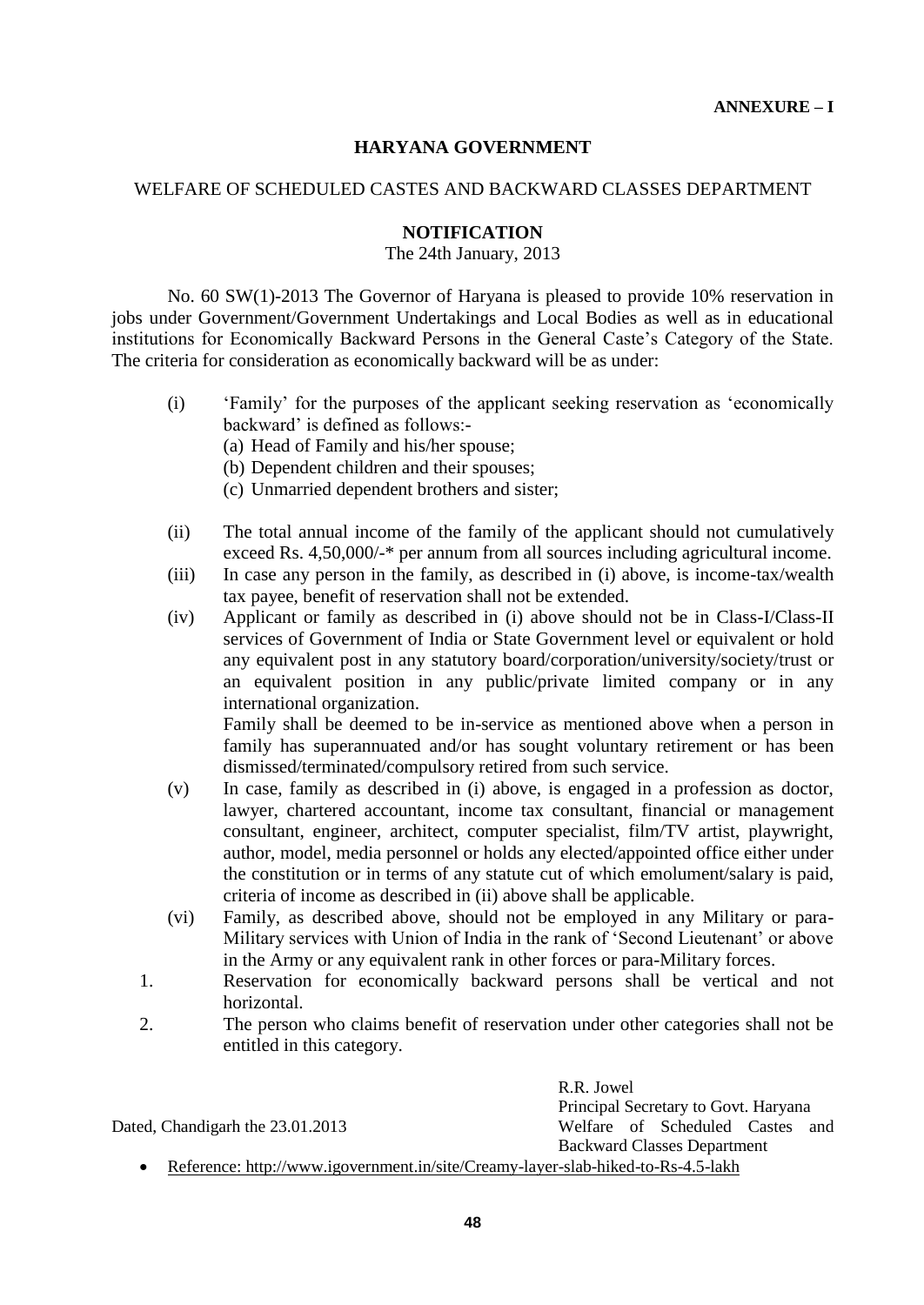**ANNEXURE – I**

## HARYANA GOVERNMENT

WELFARE OF SCHEDULED CASTES AND BACKWARD CLASSES DEPARTMENT

### NOTIFICATION

The 24th January, 2013

No. 60 SW(1)-2013 The Governor of Haryana is pleased to provide 10% reservation in jobs under Government/Government Undertakings and Local Bodies as well as in educational institutions for Economically Backward Persons in the General Caste's Category of the State. The criteria for consideration as economically backward will be as under:

(i) 'Family' for the purposes of the applicant seeking reservation as 'economically backward' is defined as follows:-
   (a) Head of Family and his/her spouse;
   (b) Dependent children and their spouses;
   (c) Unmarried dependent brothers and sister;

(ii) The total annual income of the family of the applicant should not cumulatively exceed Rs. 4,50,000/-* per annum from all sources including agricultural income.

(iii) In case any person in the family, as described in (i) above, is income-tax/wealth tax payee, benefit of reservation shall not be extended.

(iv) Applicant or family as described in (i) above should not be in Class-I/Class-II services of Government of India or State Government level or equivalent or hold any equivalent post in any statutory board/corporation/university/society/trust or an equivalent position in any public/private limited company or in any international organization.
Family shall be deemed to be in-service as mentioned above when a person in family has superannuated and/or has sought voluntary retirement or has been dismissed/terminated/compulsory retired from such service.

(v) In case, family as described in (i) above, is engaged in a profession as doctor, lawyer, chartered accountant, income tax consultant, financial or management consultant, engineer, architect, computer specialist, film/TV artist, playwright, author, model, media personnel or holds any elected/appointed office either under the constitution or in terms of any statute cut of which emolument/salary is paid, criteria of income as described in (ii) above shall be applicable.

(vi) Family, as described above, should not be employed in any Military or para-Military services with Union of India in the rank of 'Second Lieutenant' or above in the Army or any equivalent rank in other forces or para-Military forces.

1. Reservation for economically backward persons shall be vertical and not horizontal.
2. The person who claims benefit of reservation under other categories shall not be entitled in this category.

R.R. Jowel
Principal Secretary to Govt. Haryana
Welfare of Scheduled Castes and Backward Classes Department

Dated, Chandigarh the 23.01.2013

- Reference: http://www.igovernment.in/site/Creamy-layer-slab-hiked-to-Rs-4.5-lakh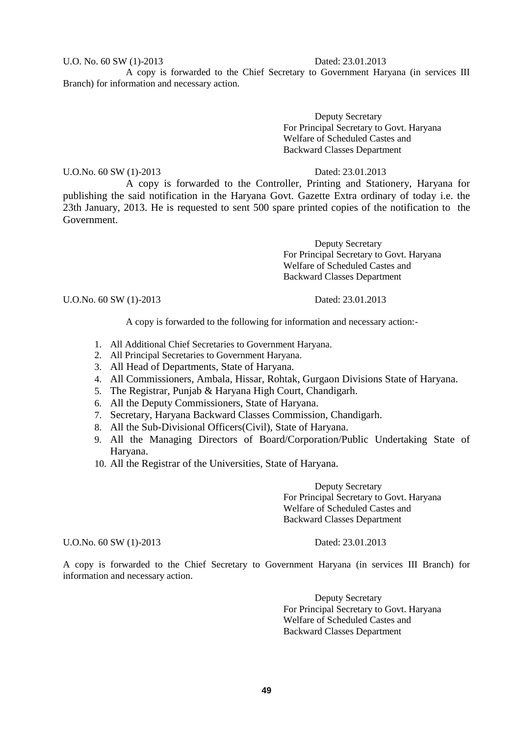U.O. No. 60 SW (1)-2013 Dated: 23.01.2013

A copy is forwarded to the Chief Secretary to Government Haryana (in services III Branch) for information and necessary action.

Deputy Secretary
For Principal Secretary to Govt. Haryana
Welfare of Scheduled Castes and
Backward Classes Department

U.O.No. 60 SW (1)-2013 Dated: 23.01.2013

A copy is forwarded to the Controller, Printing and Stationery, Haryana for publishing the said notification in the Haryana Govt. Gazette Extra ordinary of today i.e. the 23th January, 2013. He is requested to sent 500 spare printed copies of the notification to the Government.

Deputy Secretary
For Principal Secretary to Govt. Haryana
Welfare of Scheduled Castes and
Backward Classes Department

U.O.No. 60 SW (1)-2013 Dated: 23.01.2013

A copy is forwarded to the following for information and necessary action:-

1. All Additional Chief Secretaries to Government Haryana.
2. All Principal Secretaries to Government Haryana.
3. All Head of Departments, State of Haryana.
4. All Commissioners, Ambala, Hissar, Rohtak, Gurgaon Divisions State of Haryana.
5. The Registrar, Punjab & Haryana High Court, Chandigarh.
6. All the Deputy Commissioners, State of Haryana.
7. Secretary, Haryana Backward Classes Commission, Chandigarh.
8. All the Sub-Divisional Officers(Civil), State of Haryana.
9. All the Managing Directors of Board/Corporation/Public Undertaking State of Haryana.
10. All the Registrar of the Universities, State of Haryana.

Deputy Secretary
For Principal Secretary to Govt. Haryana
Welfare of Scheduled Castes and
Backward Classes Department

U.O.No. 60 SW (1)-2013 Dated: 23.01.2013

A copy is forwarded to the Chief Secretary to Government Haryana (in services III Branch) for information and necessary action.

Deputy Secretary
For Principal Secretary to Govt. Haryana
Welfare of Scheduled Castes and
Backward Classes Department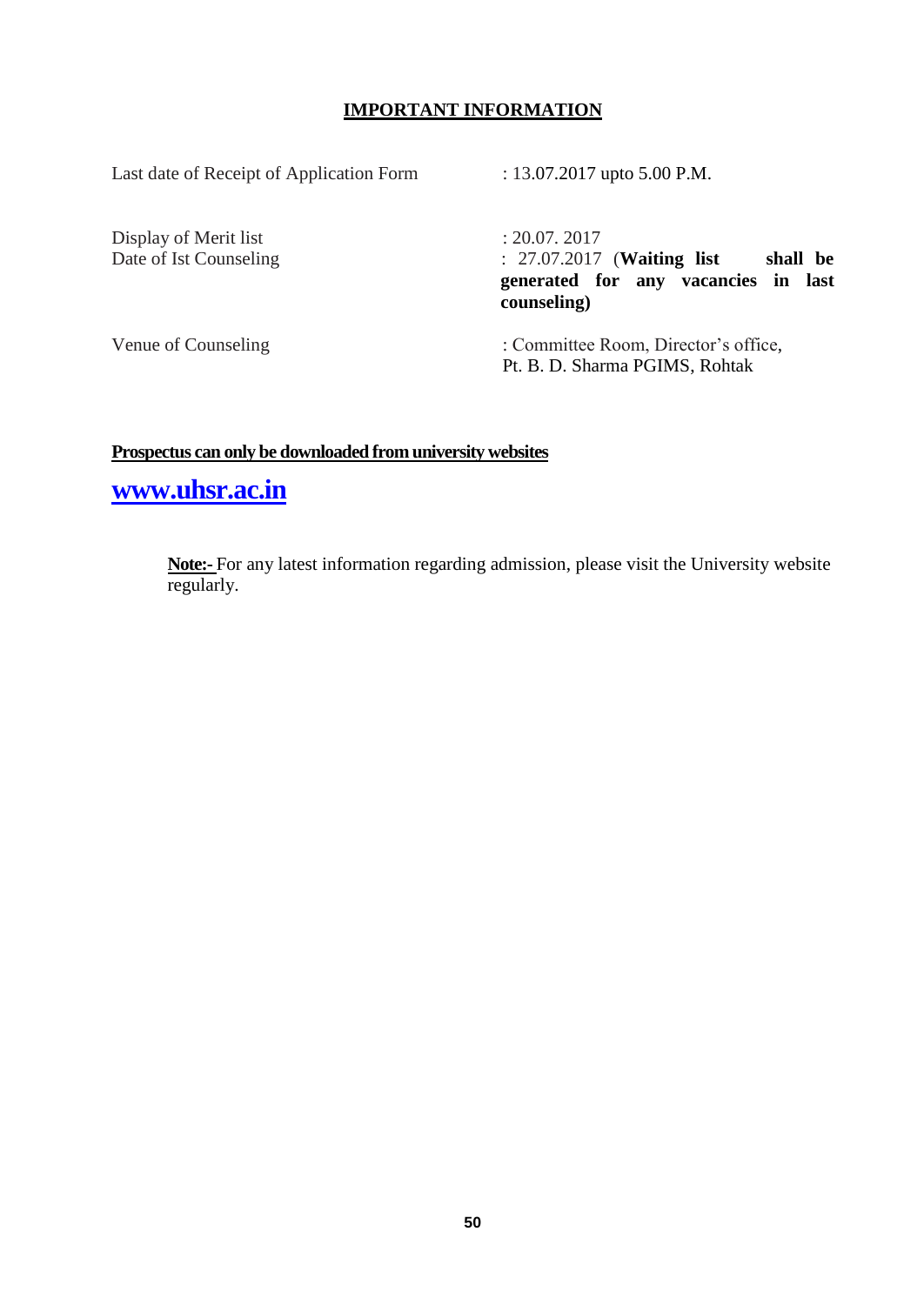## IMPORTANT INFORMATION

| | |
|---|---|
| Last date of Receipt of Application Form | : 13.07.2017 upto 5.00 P.M. |
| Display of Merit list | : 20.07. 2017 |
| Date of Ist Counseling | : 27.07.2017 (**Waiting list shall be generated for any vacancies in last counseling)** |
| Venue of Counseling | : Committee Room, Director's office, Pt. B. D. Sharma PGIMS, Rohtak |

**Prospectus can only be downloaded from university websites**

**[www.uhsr.ac.in](http://www.uhsr.ac.in)**

**Note:-** For any latest information regarding admission, please visit the University website regularly.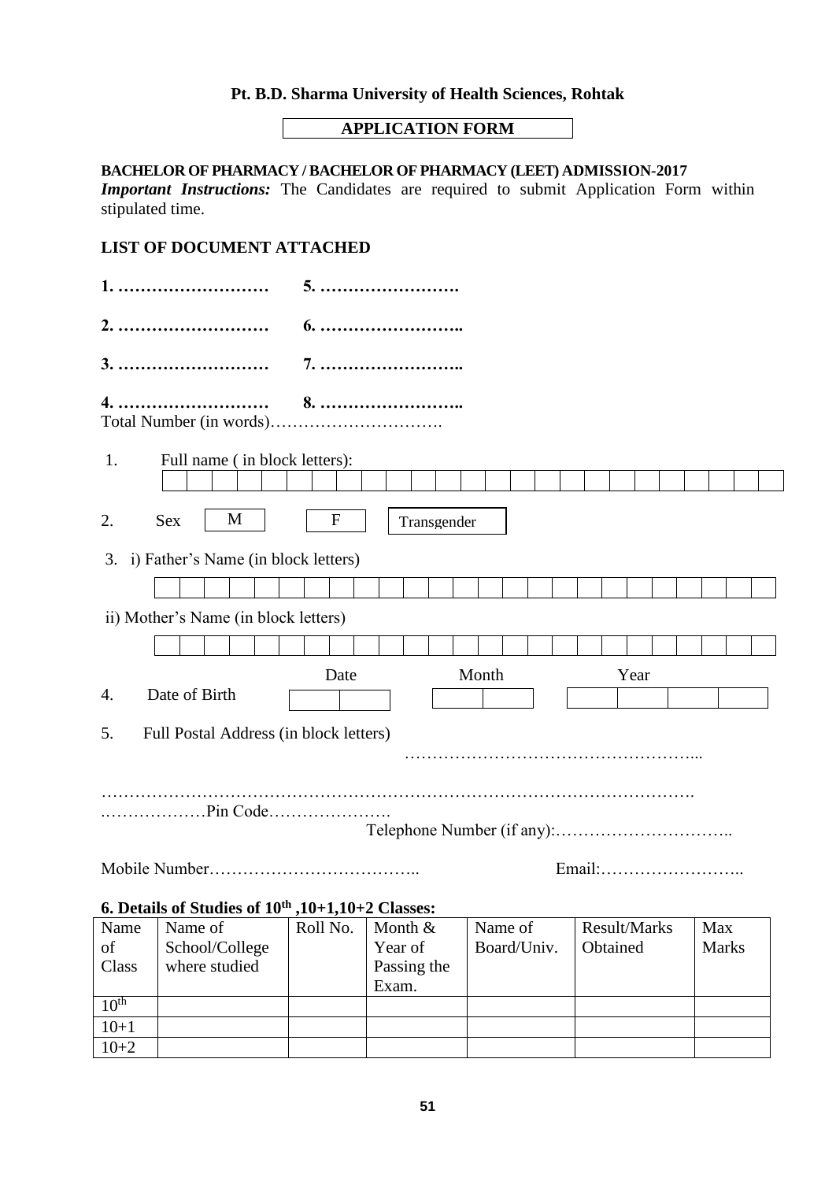**Pt. B.D. Sharma University of Health Sciences, Rohtak**

**APPLICATION FORM**

**BACHELOR OF PHARMACY / BACHELOR OF PHARMACY (LEET) ADMISSION-2017**

***Important Instructions:*** The Candidates are required to submit Application Form within stipulated time.

**LIST OF DOCUMENT ATTACHED**

**1. ………………………   5. …………………….**

**2. ………………………   6. ……………………..**

**3. ………………………   7. ……………………..**

**4. ………………………   8. ……………………..**

Total Number (in words)………………………….

1. Full name ( in block letters):

| | | | | | | | | | | | | | | | | | | | | | | | | |
|---|---|---|---|---|---|---|---|---|---|---|---|---|---|---|---|---|---|---|---|---|---|---|---|---|

2. Sex [ M ] [ F ] [ Transgender ]

3. i) Father's Name (in block letters)

| | | | | | | | | | | | | | | | | | | | | | | | | |
|---|---|---|---|---|---|---|---|---|---|---|---|---|---|---|---|---|---|---|---|---|---|---|---|---|

ii) Mother's Name (in block letters)

| | | | | | | | | | | | | | | | | | | | | | | | | |
|---|---|---|---|---|---|---|---|---|---|---|---|---|---|---|---|---|---|---|---|---|---|---|---|---|

4. Date of Birth

| Date | | Month | | Year | | | |
|---|---|---|---|---|---|---|---|
| | | | | | | | |

5. Full Postal Address (in block letters)
………………………………………………...

…………………………………………………………………………………………….
.………………Pin Code………………….
Telephone Number (if any):…………………………..

Mobile Number……………………………….. Email:……………………..

**6. Details of Studies of 10th ,10+1,10+2 Classes:**

| Name of Class | Name of School/College where studied | Roll No. | Month & Year of Passing the Exam. | Name of Board/Univ. | Result/Marks Obtained | Max Marks |
|---|---|---|---|---|---|---|
| 10th | | | | | | |
| 10+1 | | | | | | |
| 10+2 | | | | | | |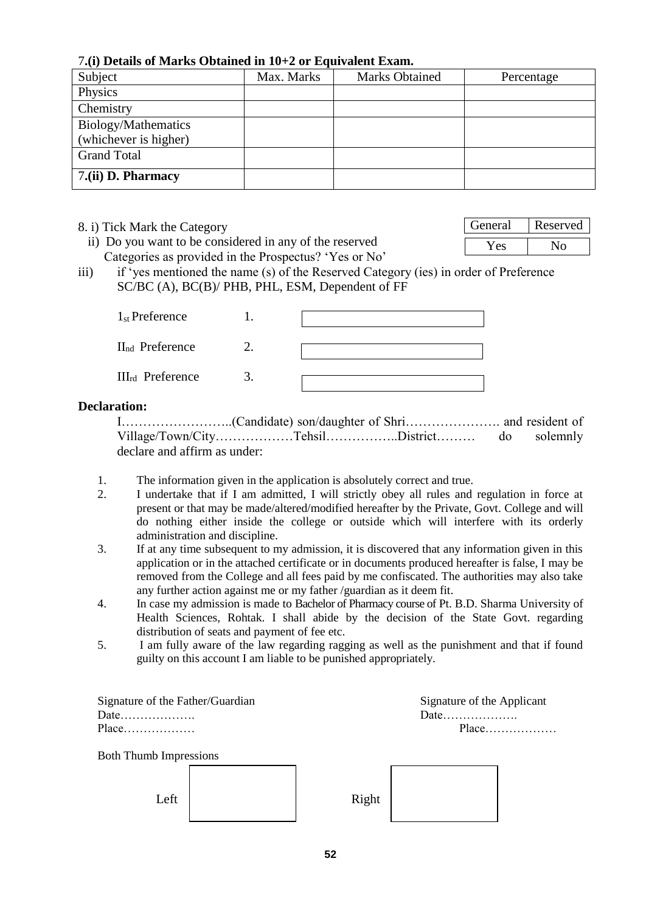**7.(i) Details of Marks Obtained in 10+2 or Equivalent Exam.**

| Subject | Max. Marks | Marks Obtained | Percentage |
|---|---|---|---|
| Physics | | | |
| Chemistry | | | |
| Biology/Mathematics (whichever is higher) | | | |
| Grand Total | | | |
| **7.(ii) D. Pharmacy** | | | |

8. i) Tick Mark the Category

| General | Reserved |
|---|---|

ii) Do you want to be considered in any of the reserved Categories as provided in the Prospectus? 'Yes or No'

| Yes | No |
|---|---|

iii) if 'yes mentioned the name (s) of the Reserved Category (ies) in order of Preference SC/BC (A), BC(B)/ PHB, PHL, ESM, Dependent of FF

1st Preference 1. ____________________

IInd Preference 2. ____________________

IIIrd Preference 3. ____________________

**Declaration:**

I……………………..(Candidate) son/daughter of Shri…………………. and resident of Village/Town/City………………Tehsil……………..District……… do solemnly declare and affirm as under:

1. The information given in the application is absolutely correct and true.
2. I undertake that if I am admitted, I will strictly obey all rules and regulation in force at present or that may be made/altered/modified hereafter by the Private, Govt. College and will do nothing either inside the college or outside which will interfere with its orderly administration and discipline.
3. If at any time subsequent to my admission, it is discovered that any information given in this application or in the attached certificate or in documents produced hereafter is false, I may be removed from the College and all fees paid by me confiscated. The authorities may also take any further action against me or my father /guardian as it deem fit.
4. In case my admission is made to Bachelor of Pharmacy course of Pt. B.D. Sharma University of Health Sciences, Rohtak. I shall abide by the decision of the State Govt. regarding distribution of seats and payment of fee etc.
5. I am fully aware of the law regarding ragging as well as the punishment and that if found guilty on this account I am liable to be punished appropriately.

Signature of the Father/Guardian
Date……………….
Place………………

Signature of the Applicant
Date……………….
Place………………

Both Thumb Impressions

Left ____________ Right ____________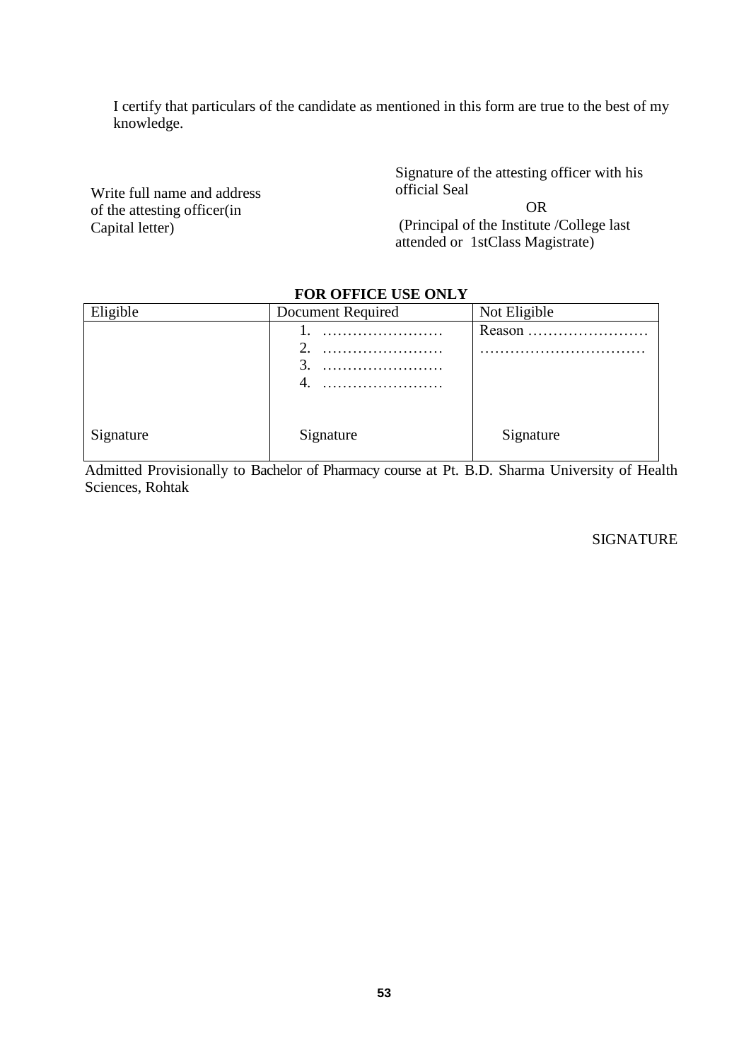I certify that particulars of the candidate as mentioned in this form are true to the best of my knowledge.

Write full name and address of the attesting officer(in Capital letter)

Signature of the attesting officer with his official Seal

OR

(Principal of the Institute /College last attended or 1stClass Magistrate)

**FOR OFFICE USE ONLY**

| Eligible | Document Required | Not Eligible |
|---|---|---|
| | 1. …………………… <br> 2. …………………… <br> 3. …………………… <br> 4. …………………… | Reason …………………… <br> …………………………… |
| Signature | Signature | Signature |

Admitted Provisionally to Bachelor of Pharmacy course at Pt. B.D. Sharma University of Health Sciences, Rohtak

SIGNATURE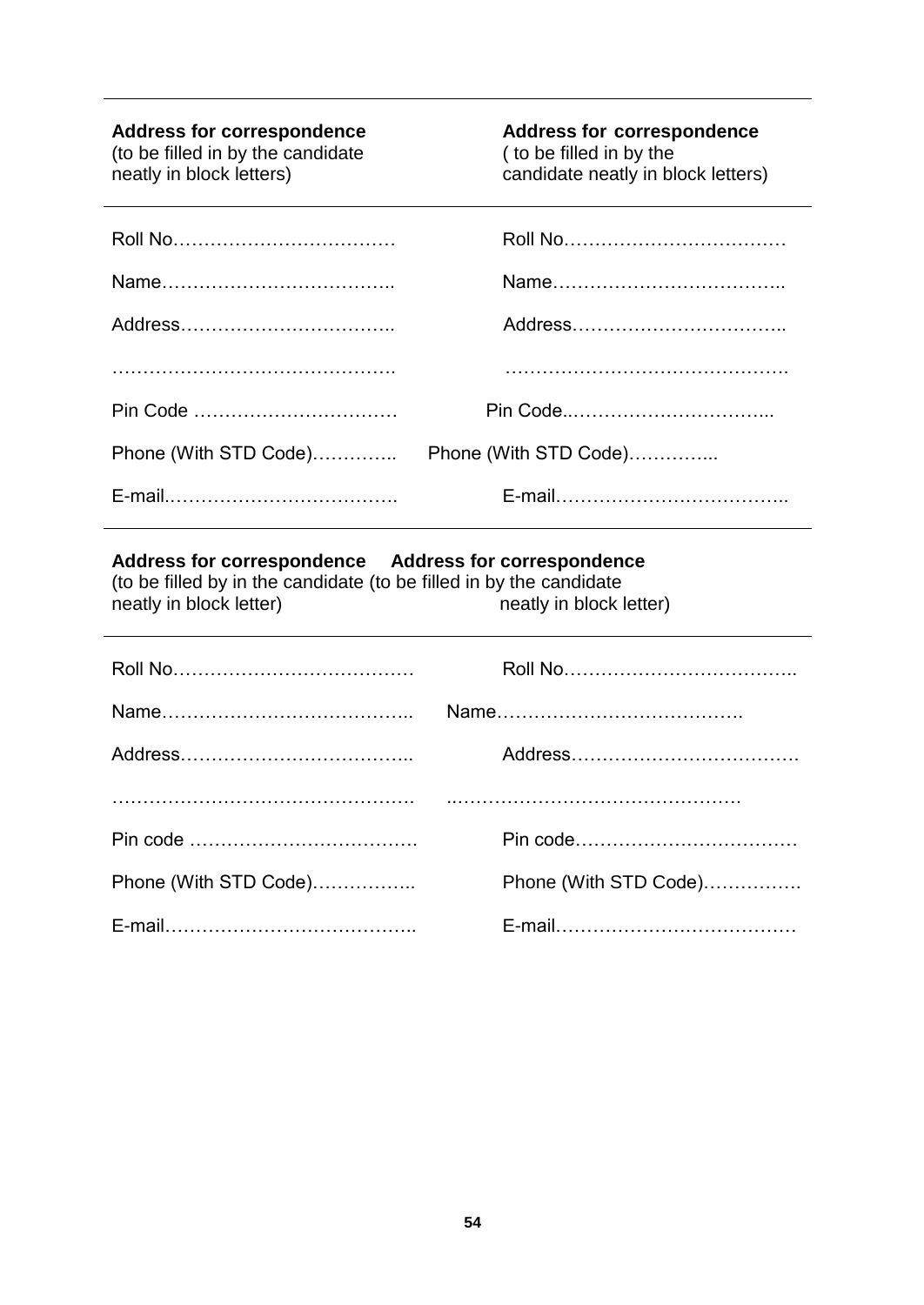| **Address for correspondence** (to be filled in by the candidate neatly in block letters) | **Address for correspondence** ( to be filled in by the candidate neatly in block letters) |
|---|---|
| Roll No……………………………… | Roll No……………………………… |
| Name……………………………….. | Name……………………………….. |
| Address…………………………….. | Address…………………………….. |
| ………………………………………. | ………………………………………. |
| Pin Code …………………………… | Pin Code..…………………………... |
| Phone (With STD Code)………….. | Phone (With STD Code)…………... |
| E-mail.………………………………. | E-mail……………………………….. |

| **Address for correspondence** (to be filled by in the candidate neatly in block letter) | **Address for correspondence** (to be filled in by the candidate neatly in block letter) |
|---|---|
| Roll No………………………………… | Roll No……………………………….. |
| Name………………………………….. | Name…………………………………. |
| Address……………………………….. | Address………………………………. |
| …………………………………………. | ..………………………………………. |
| Pin code ………………………………. | Pin code……………………………… |
| Phone (With STD Code)…………….. | Phone (With STD Code)……………. |
| E-mail………………………………….. | E-mail………………………………… |